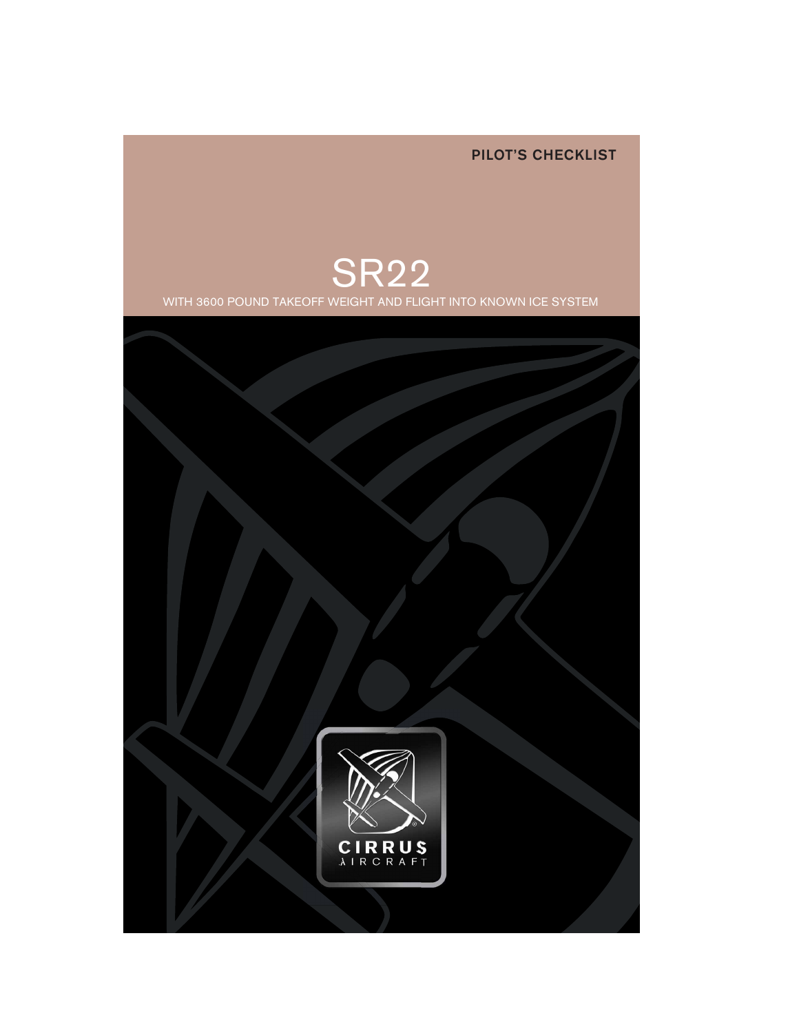PILOT'S CHECKLIST

# SR22

WITH 3600 POUND TAKEOFF WEIGHT AND FLIGHT INTO KNOWN ICE SYSTEM

CIRRUS AIRCRAFT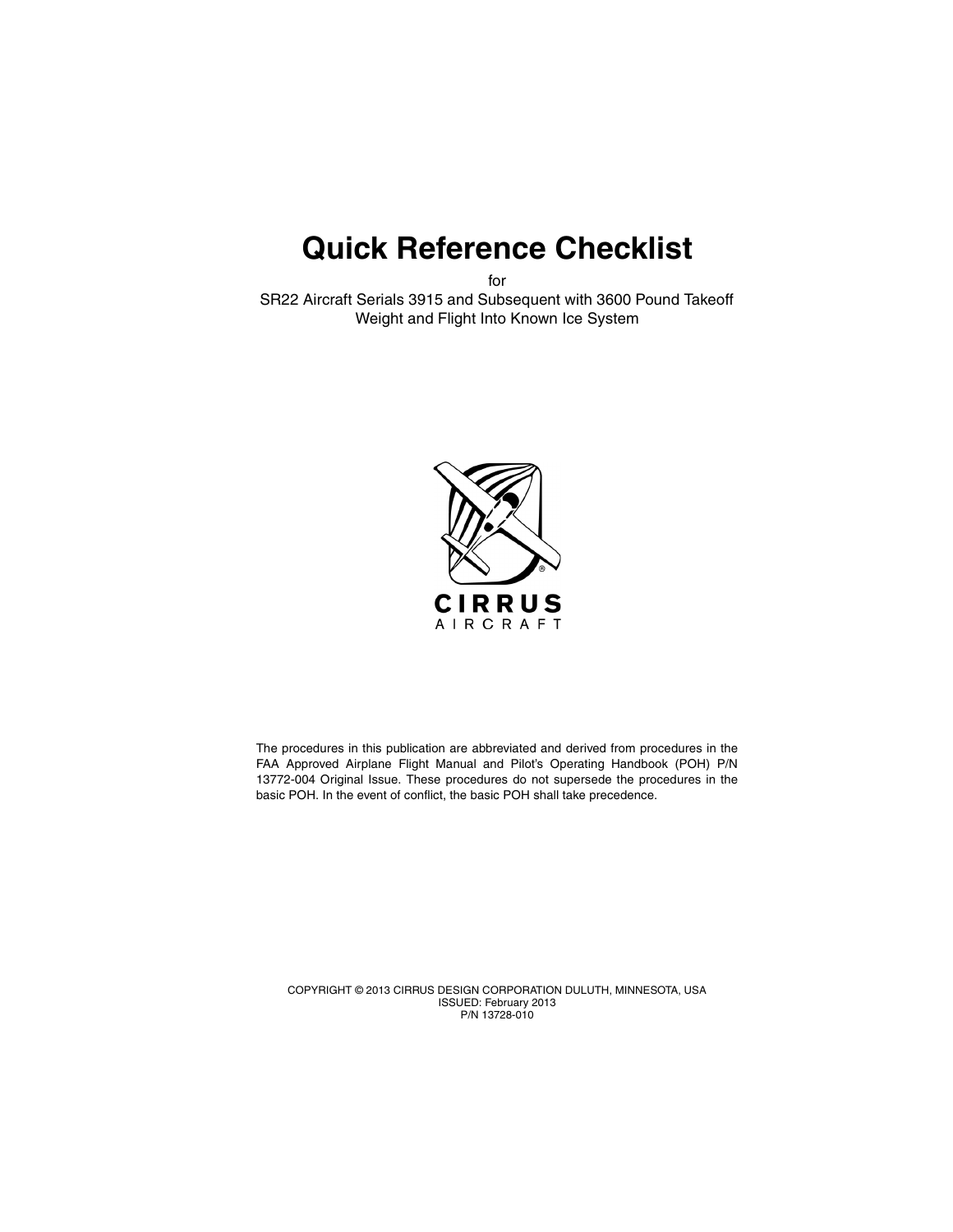# Quick Reference Checklist

for

SR22 Aircraft Serials 3915 and Subsequent with 3600 Pound Takeoff Weight and Flight Into Known Ice System

CIRRUS
AIRCRAFT

The procedures in this publication are abbreviated and derived from procedures in the FAA Approved Airplane Flight Manual and Pilot's Operating Handbook (POH) P/N 13772-004 Original Issue. These procedures do not supersede the procedures in the basic POH. In the event of conflict, the basic POH shall take precedence.

COPYRIGHT © 2013 CIRRUS DESIGN CORPORATION DULUTH, MINNESOTA, USA
ISSUED: February 2013
P/N 13728-010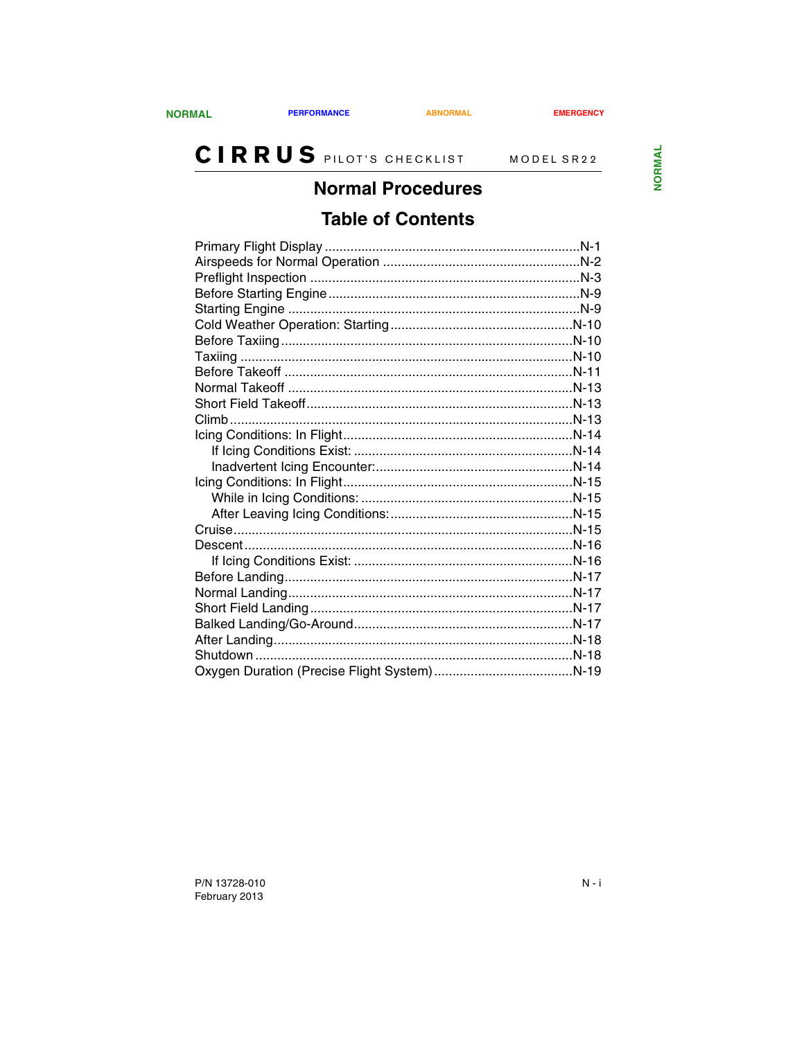# Normal Procedures

## Table of Contents

- Primary Flight Display ....................................................................N-1
- Airspeeds for Normal Operation .....................................................N-2
- Preflight Inspection .........................................................................N-3
- Before Starting Engine ....................................................................N-9
- Starting Engine ...............................................................................N-9
- Cold Weather Operation: Starting .................................................N-10
- Before Taxiing ...............................................................................N-10
- Taxiing ..........................................................................................N-10
- Before Takeoff ..............................................................................N-11
- Normal Takeoff .............................................................................N-13
- Short Field Takeoff ........................................................................N-13
- Climb .............................................................................................N-13
- Icing Conditions: In Flight ..............................................................N-14
  - If Icing Conditions Exist: ...........................................................N-14
  - Inadvertent Icing Encounter: .....................................................N-14
- Icing Conditions: In Flight ..............................................................N-15
  - While in Icing Conditions: .........................................................N-15
  - After Leaving Icing Conditions: .................................................N-15
- Cruise ............................................................................................N-15
- Descent .........................................................................................N-16
  - If Icing Conditions Exist: ...........................................................N-16
- Before Landing ..............................................................................N-17
- Normal Landing .............................................................................N-17
- Short Field Landing .......................................................................N-17
- Balked Landing/Go-Around ...........................................................N-17
- After Landing .................................................................................N-18
- Shutdown ......................................................................................N-18
- Oxygen Duration (Precise Flight System) .....................................N-19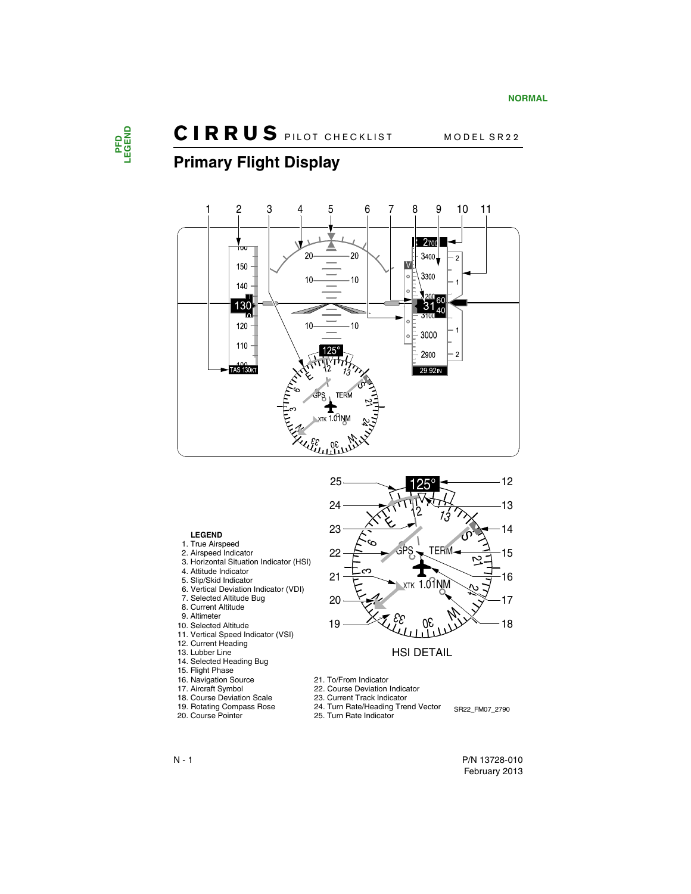## Primary Flight Display

HSI DETAIL

**LEGEND**

1. True Airspeed
2. Airspeed Indicator
3. Horizontal Situation Indicator (HSI)
4. Attitude Indicator
5. Slip/Skid Indicator
6. Vertical Deviation Indicator (VDI)
7. Selected Altitude Bug
8. Current Altitude
9. Altimeter
10. Selected Altitude
11. Vertical Speed Indicator (VSI)
12. Current Heading
13. Lubber Line
14. Selected Heading Bug
15. Flight Phase
16. Navigation Source
17. Aircraft Symbol
18. Course Deviation Scale
19. Rotating Compass Rose
20. Course Pointer
21. To/From Indicator
22. Course Deviation Indicator
23. Current Track Indicator
24. Turn Rate/Heading Trend Vector
25. Turn Rate Indicator

SR22_FM07_2790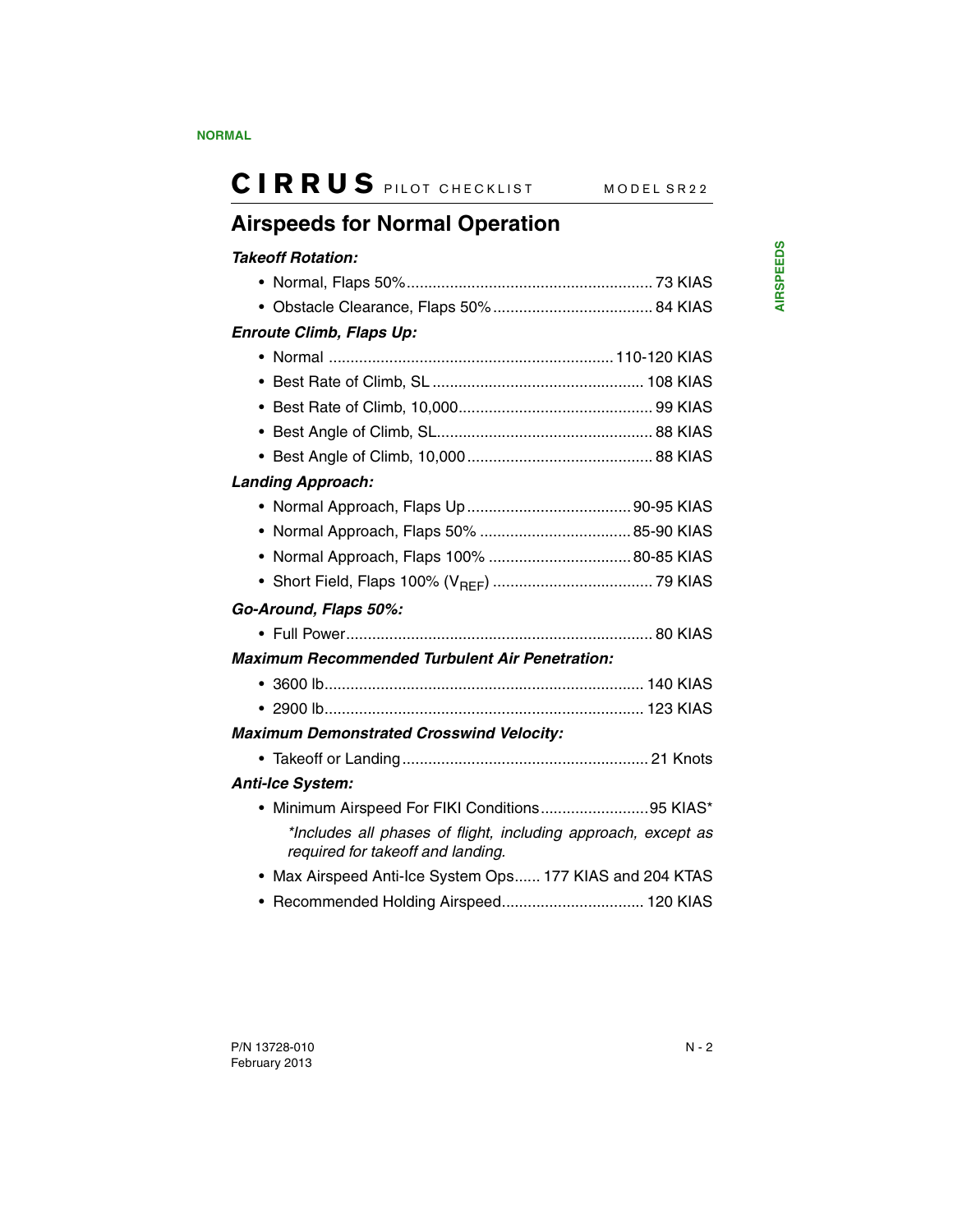## Airspeeds for Normal Operation

***Takeoff Rotation:***

- Normal, Flaps 50% ........................................................ 73 KIAS
- Obstacle Clearance, Flaps 50% ..................................... 84 KIAS

***Enroute Climb, Flaps Up:***

- Normal ................................................................. 110-120 KIAS
- Best Rate of Climb, SL ................................................ 108 KIAS
- Best Rate of Climb, 10,000 ............................................ 99 KIAS
- Best Angle of Climb, SL ................................................. 88 KIAS
- Best Angle of Climb, 10,000 ........................................... 88 KIAS

***Landing Approach:***

- Normal Approach, Flaps Up ...................................... 90-95 KIAS
- Normal Approach, Flaps 50% ................................... 85-90 KIAS
- Normal Approach, Flaps 100% ................................. 80-85 KIAS
- Short Field, Flaps 100% ($V_{REF}$) ..................................... 79 KIAS

***Go-Around, Flaps 50%:***

- Full Power ...................................................................... 80 KIAS

***Maximum Recommended Turbulent Air Penetration:***

- 3600 lb ......................................................................... 140 KIAS
- 2900 lb ......................................................................... 123 KIAS

***Maximum Demonstrated Crosswind Velocity:***

- Takeoff or Landing ........................................................ 21 Knots

***Anti-Ice System:***

- Minimum Airspeed For FIKI Conditions .........................95 KIAS*

  *\*Includes all phases of flight, including approach, except as required for takeoff and landing.*

- Max Airspeed Anti-Ice System Ops...... 177 KIAS and 204 KTAS
- Recommended Holding Airspeed................................. 120 KIAS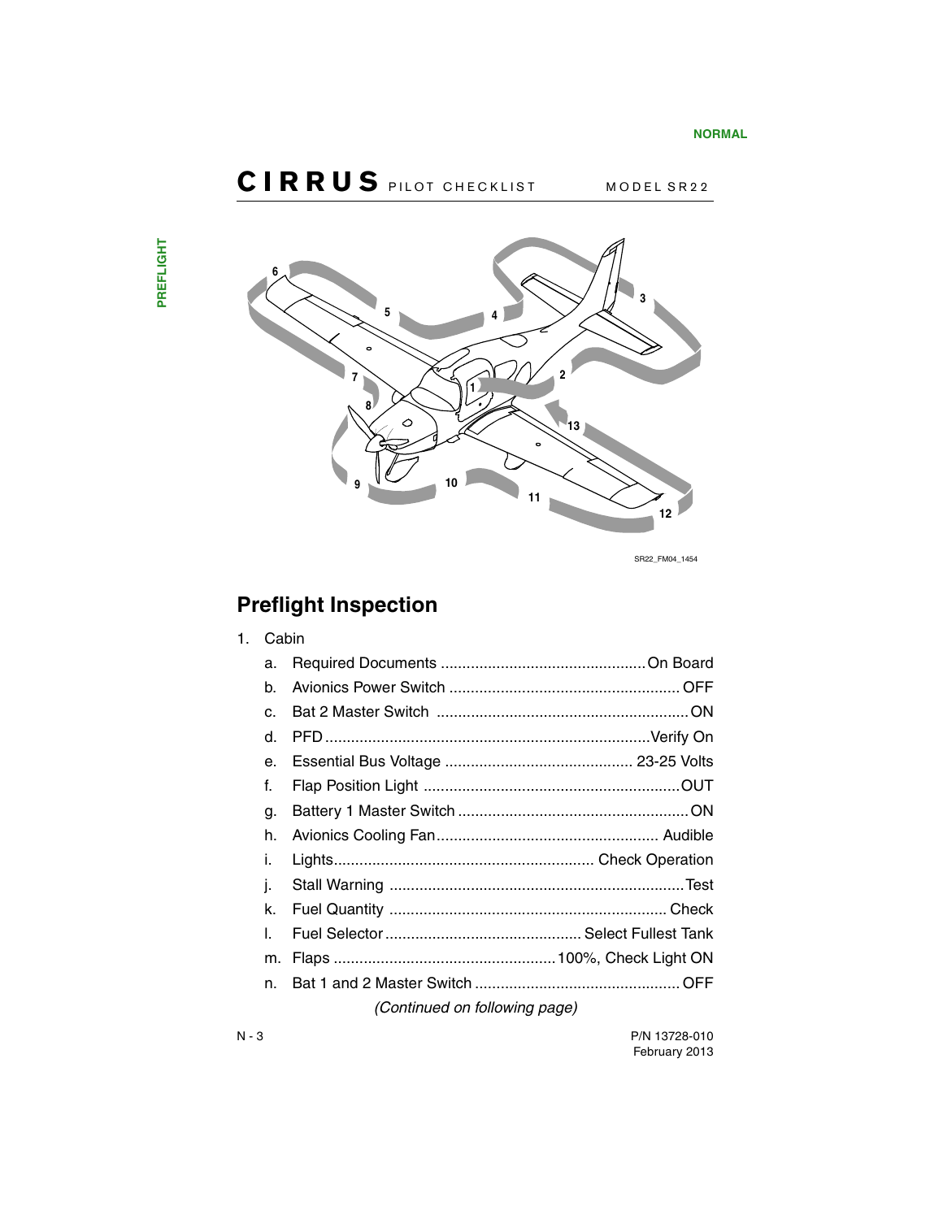## Preflight Inspection

1. Cabin
   a. Required Documents ................................................ On Board
   b. Avionics Power Switch ...................................................... OFF
   c. Bat 2 Master Switch ........................................................... ON
   d. PFD ............................................................................ Verify On
   e. Essential Bus Voltage ............................................ 23-25 Volts
   f. Flap Position Light ............................................................ OUT
   g. Battery 1 Master Switch ...................................................... ON
   h. Avionics Cooling Fan.................................................... Audible
   i. Lights............................................................. Check Operation
   j. Stall Warning ...................................................................... Test
   k. Fuel Quantity ................................................................. Check
   l. Fuel Selector .............................................. Select Fullest Tank
   m. Flaps .................................................... 100%, Check Light ON
   n. Bat 1 and 2 Master Switch ................................................ OFF

*(Continued on following page)*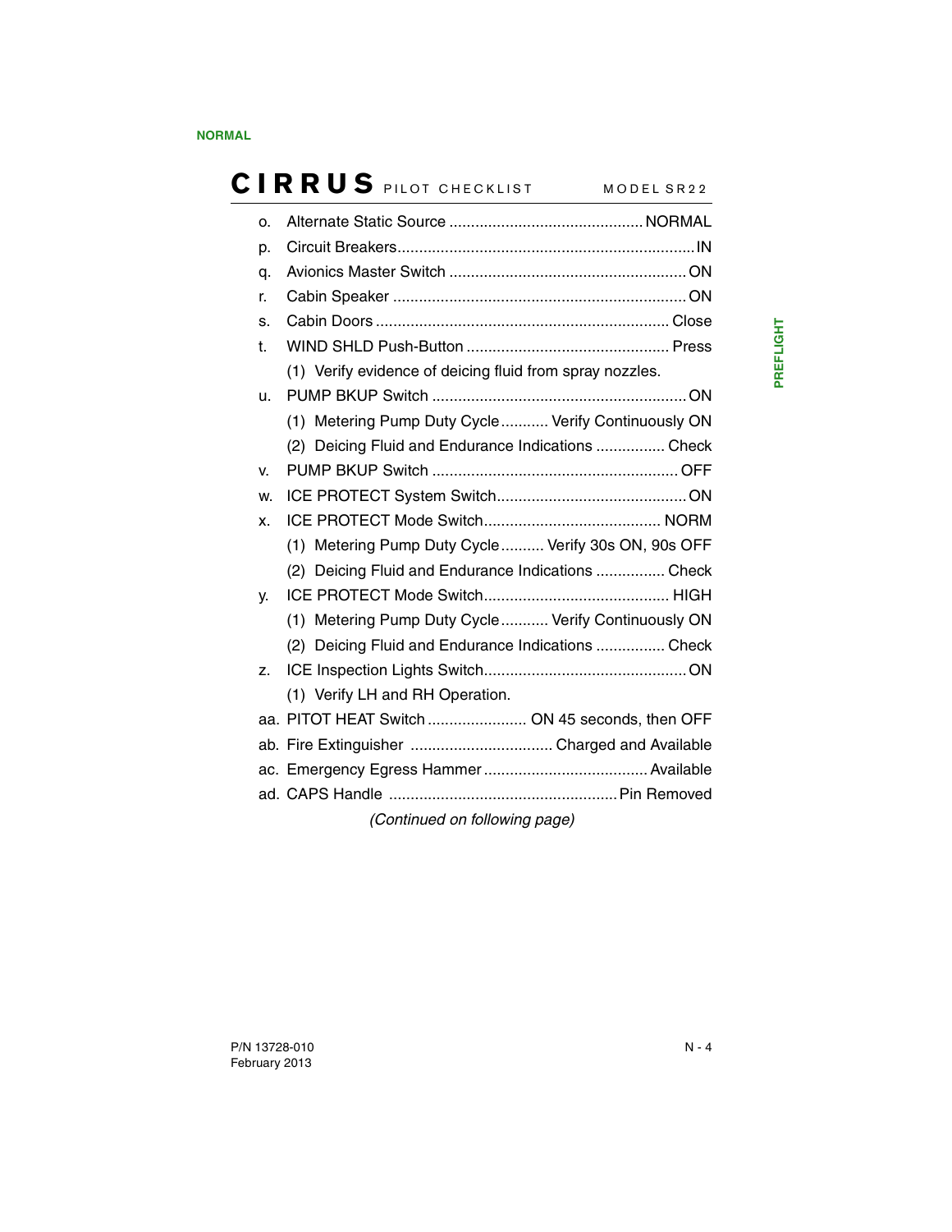o. Alternate Static Source ............................................. NORMAL

p. Circuit Breakers..................................................................... IN

q. Avionics Master Switch ........................................................ ON

r. Cabin Speaker ...................................................................... ON

s. Cabin Doors ...................................................................... Close

t. WIND SHLD Push-Button ................................................ Press

   (1) Verify evidence of deicing fluid from spray nozzles.

u. PUMP BKUP Switch ............................................................. ON

   (1) Metering Pump Duty Cycle ........... Verify Continuously ON

   (2) Deicing Fluid and Endurance Indications ................ Check

v. PUMP BKUP Switch ........................................................... OFF

w. ICE PROTECT System Switch ............................................. ON

x. ICE PROTECT Mode Switch .......................................... NORM

   (1) Metering Pump Duty Cycle .......... Verify 30s ON, 90s OFF

   (2) Deicing Fluid and Endurance Indications ................ Check

y. ICE PROTECT Mode Switch ........................................... HIGH

   (1) Metering Pump Duty Cycle ........... Verify Continuously ON

   (2) Deicing Fluid and Endurance Indications ................ Check

z. ICE Inspection Lights Switch ................................................ ON

   (1) Verify LH and RH Operation.

aa. PITOT HEAT Switch ....................... ON 45 seconds, then OFF

ab. Fire Extinguisher ................................. Charged and Available

ac. Emergency Egress Hammer ...................................... Available

ad. CAPS Handle ..................................................... Pin Removed

*(Continued on following page)*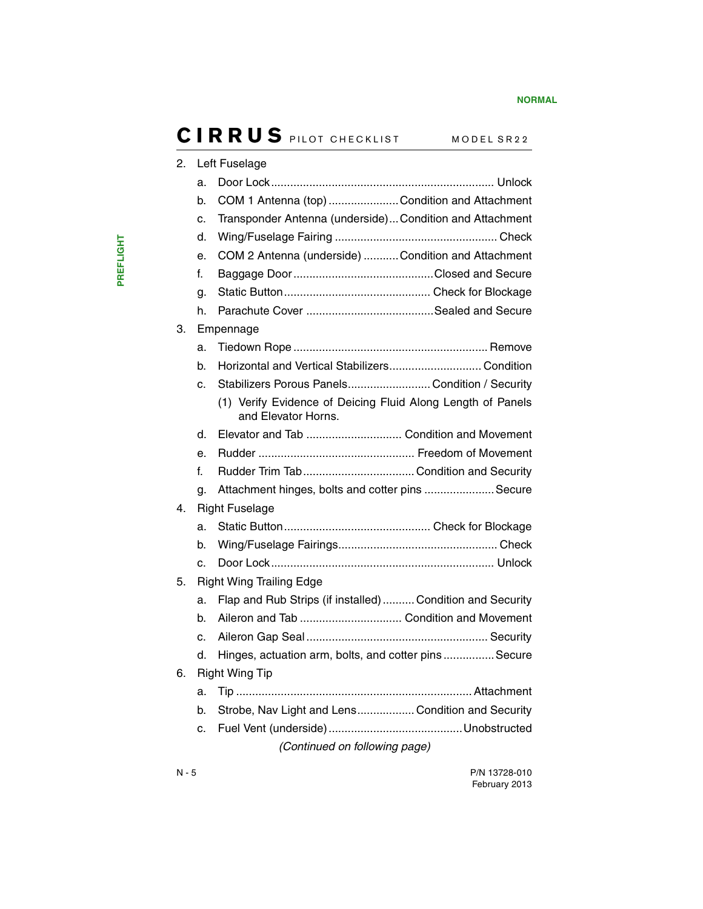2. Left Fuselage
   a. Door Lock ........................................ Unlock
   b. COM 1 Antenna (top) ........................ Condition and Attachment
   c. Transponder Antenna (underside) ... Condition and Attachment
   d. Wing/Fuselage Fairing ........................ Check
   e. COM 2 Antenna (underside) ........... Condition and Attachment
   f. Baggage Door ........................ Closed and Secure
   g. Static Button ........................ Check for Blockage
   h. Parachute Cover ........................ Sealed and Secure
3. Empennage
   a. Tiedown Rope ........................ Remove
   b. Horizontal and Vertical Stabilizers ........................ Condition
   c. Stabilizers Porous Panels ........................ Condition / Security
      (1) Verify Evidence of Deicing Fluid Along Length of Panels and Elevator Horns.
   d. Elevator and Tab ........................ Condition and Movement
   e. Rudder ........................ Freedom of Movement
   f. Rudder Trim Tab ........................ Condition and Security
   g. Attachment hinges, bolts and cotter pins ........................ Secure
4. Right Fuselage
   a. Static Button ........................ Check for Blockage
   b. Wing/Fuselage Fairings ........................ Check
   c. Door Lock ........................ Unlock
5. Right Wing Trailing Edge
   a. Flap and Rub Strips (if installed) .......... Condition and Security
   b. Aileron and Tab ........................ Condition and Movement
   c. Aileron Gap Seal ........................ Security
   d. Hinges, actuation arm, bolts, and cotter pins ................ Secure
6. Right Wing Tip
   a. Tip ........................ Attachment
   b. Strobe, Nav Light and Lens ........................ Condition and Security
   c. Fuel Vent (underside) ........................ Unobstructed

*(Continued on following page)*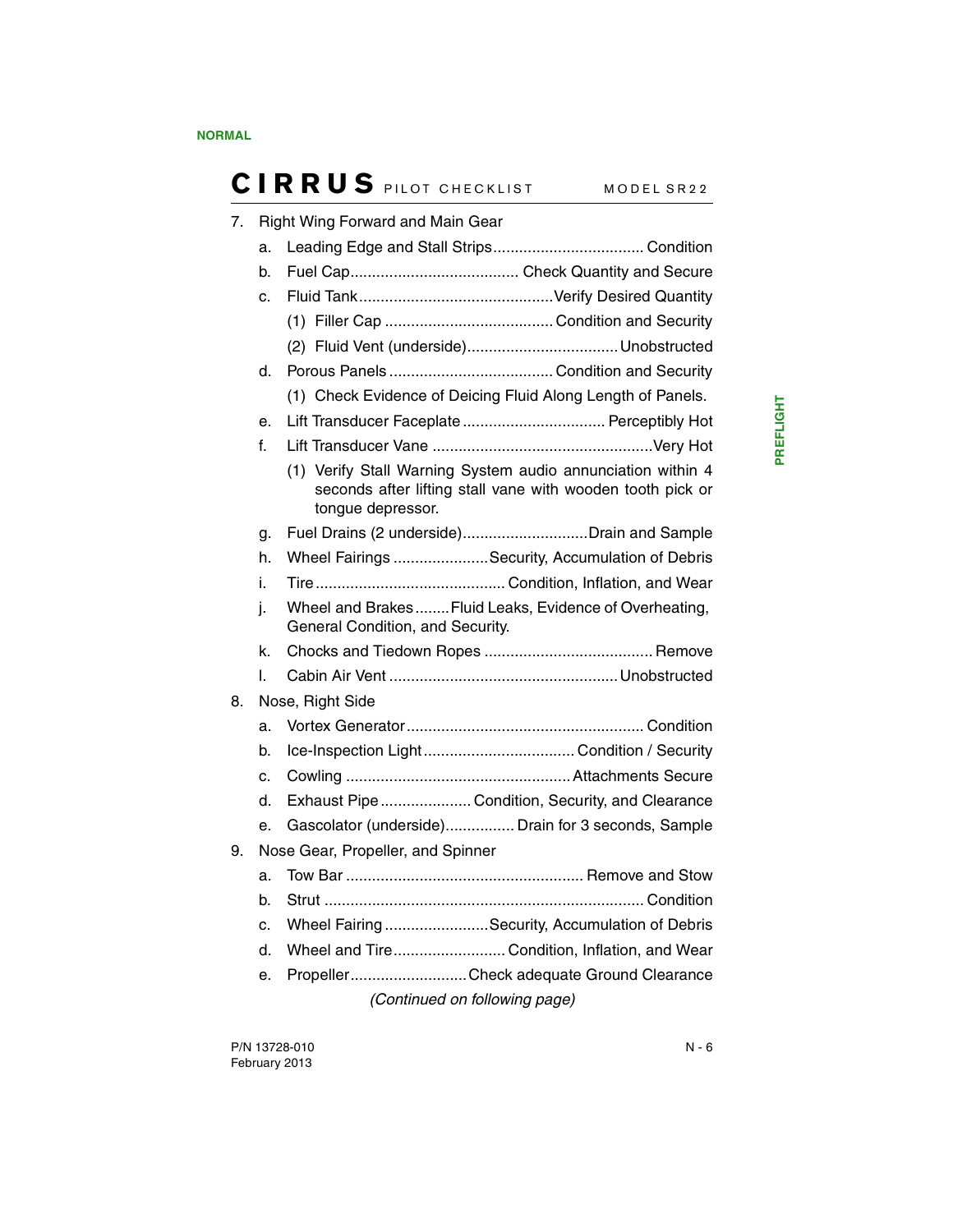7. Right Wing Forward and Main Gear
   - a. Leading Edge and Stall Strips.................................. Condition
   - b. Fuel Cap...................................... Check Quantity and Secure
   - c. Fluid Tank............................................Verify Desired Quantity
     - (1) Filler Cap ...................................... Condition and Security
     - (2) Fluid Vent (underside)..................................Unobstructed
   - d. Porous Panels ..................................... Condition and Security
     - (1) Check Evidence of Deicing Fluid Along Length of Panels.
   - e. Lift Transducer Faceplate ................................ Perceptibly Hot
   - f. Lift Transducer Vane ..................................................Very Hot
     - (1) Verify Stall Warning System audio annunciation within 4 seconds after lifting stall vane with wooden tooth pick or tongue depressor.
   - g. Fuel Drains (2 underside)............................Drain and Sample
   - h. Wheel Fairings .....................Security, Accumulation of Debris
   - i. Tire...........................................Condition, Inflation, and Wear
   - j. Wheel and Brakes........Fluid Leaks, Evidence of Overheating, General Condition, and Security.
   - k. Chocks and Tiedown Ropes ....................................... Remove
   - l. Cabin Air Vent ....................................................Unobstructed
8. Nose, Right Side
   - a. Vortex Generator...................................................... Condition
   - b. Ice-Inspection Light................................... Condition / Security
   - c. Cowling ...................................................Attachments Secure
   - d. Exhaust Pipe.....................Condition, Security, and Clearance
   - e. Gascolator (underside)................ Drain for 3 seconds, Sample
9. Nose Gear, Propeller, and Spinner
   - a. Tow Bar ...................................................... Remove and Stow
   - b. Strut ......................................................................... Condition
   - c. Wheel Fairing ........................Security, Accumulation of Debris
   - d. Wheel and Tire..........................Condition, Inflation, and Wear
   - e. Propeller...........................Check adequate Ground Clearance

*(Continued on following page)*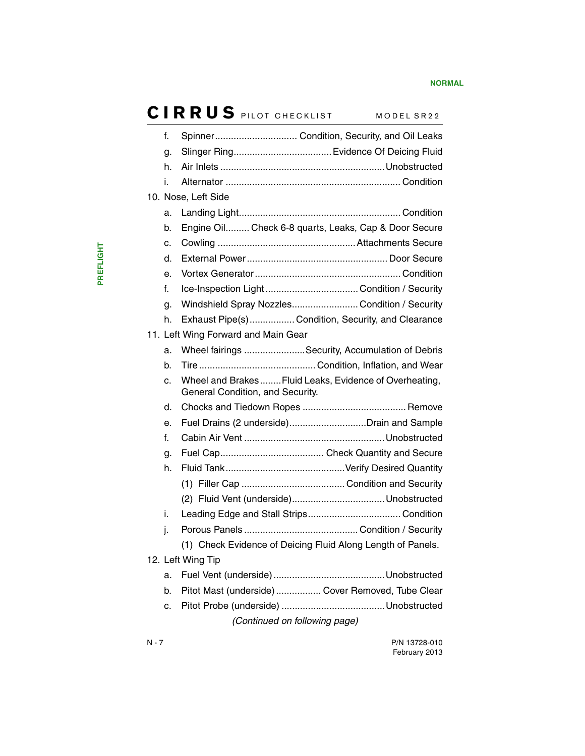f. Spinner ............................... Condition, Security, and Oil Leaks

g. Slinger Ring ..................................... Evidence Of Deicing Fluid

h. Air Inlets ............................................................ Unobstructed

i. Alternator ................................................................ Condition

10. Nose, Left Side

a. Landing Light ............................................................ Condition

b. Engine Oil ......... Check 6-8 quarts, Leaks, Cap & Door Secure

c. Cowling ................................................... Attachments Secure

d. External Power .................................................... Door Secure

e. Vortex Generator ...................................................... Condition

f. Ice-Inspection Light ................................... Condition / Security

g. Windshield Spray Nozzles ......................... Condition / Security

h. Exhaust Pipe(s) ................. Condition, Security, and Clearance

11. Left Wing Forward and Main Gear

a. Wheel fairings ....................... Security, Accumulation of Debris

b. Tire ........................................... Condition, Inflation, and Wear

c. Wheel and Brakes ........ Fluid Leaks, Evidence of Overheating, General Condition, and Security.

d. Chocks and Tiedown Ropes ....................................... Remove

e. Fuel Drains (2 underside) ............................ Drain and Sample

f. Cabin Air Vent .................................................... Unobstructed

g. Fuel Cap ....................................... Check Quantity and Secure

h. Fluid Tank ............................................ Verify Desired Quantity

(1) Filler Cap ....................................... Condition and Security

(2) Fluid Vent (underside) ................................... Unobstructed

i. Leading Edge and Stall Strips .................................. Condition

j. Porous Panels ........................................... Condition / Security

(1) Check Evidence of Deicing Fluid Along Length of Panels.

12. Left Wing Tip

a. Fuel Vent (underside) .......................................... Unobstructed

b. Pitot Mast (underside) ................. Cover Removed, Tube Clear

c. Pitot Probe (underside) ...................................... Unobstructed

*(Continued on following page)*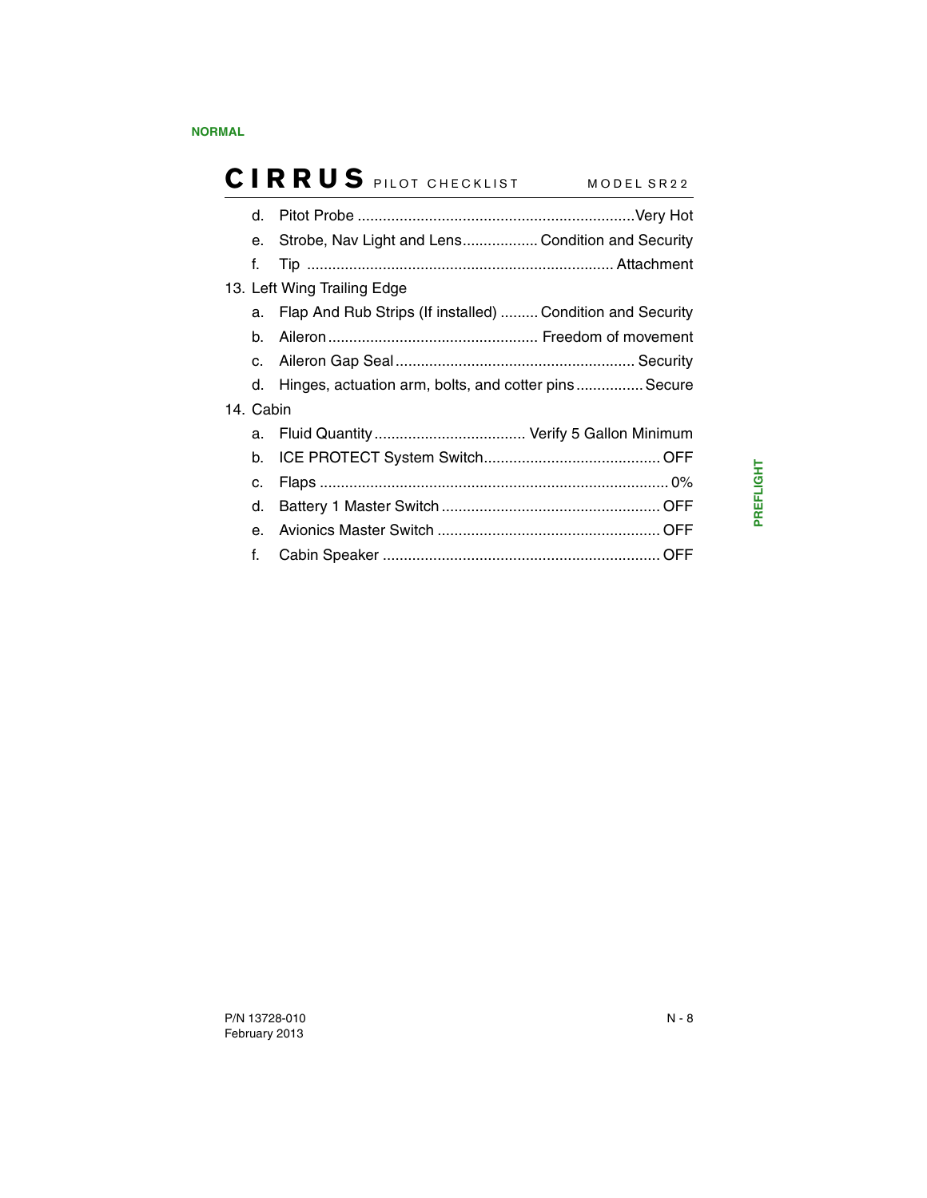d. Pitot Probe ..................................................................Very Hot
e. Strobe, Nav Light and Lens.................. Condition and Security
f. Tip ......................................................................... Attachment

13. Left Wing Trailing Edge
    a. Flap And Rub Strips (If installed) ......... Condition and Security
    b. Aileron................................................. Freedom of movement
    c. Aileron Gap Seal......................................................... Security
    d. Hinges, actuation arm, bolts, and cotter pins................ Secure

14. Cabin
    a. Fluid Quantity.................................... Verify 5 Gallon Minimum
    b. ICE PROTECT System Switch.......................................... OFF
    c. Flaps ................................................................................... 0%
    d. Battery 1 Master Switch .................................................... OFF
    e. Avionics Master Switch ..................................................... OFF
    f. Cabin Speaker .................................................................. OFF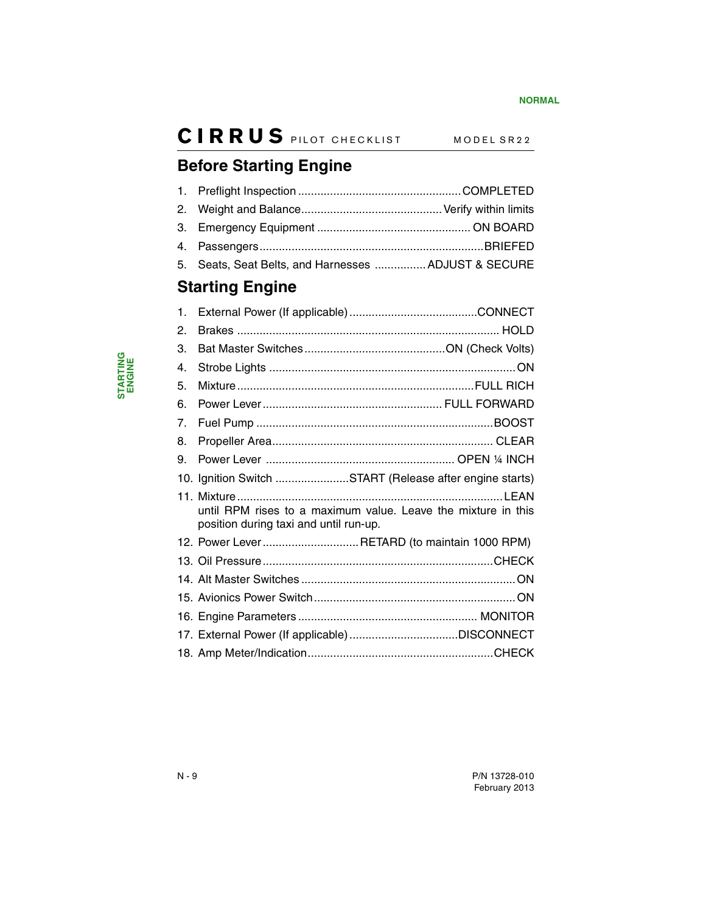## Before Starting Engine

1. Preflight Inspection .................................................. COMPLETED
2. Weight and Balance ............................................ Verify within limits
3. Emergency Equipment ................................................ ON BOARD
4. Passengers ..................................................................... BRIEFED
5. Seats, Seat Belts, and Harnesses ................ ADJUST & SECURE

## Starting Engine

1. External Power (If applicable) ........................................ CONNECT
2. Brakes ................................................................................. HOLD
3. Bat Master Switches ............................................ ON (Check Volts)
4. Strobe Lights ........................................................................... ON
5. Mixture ......................................................................... FULL RICH
6. Power Lever ....................................................... FULL FORWARD
7. Fuel Pump ......................................................................... BOOST
8. Propeller Area ..................................................................... CLEAR
9. Power Lever .......................................................... OPEN ¼ INCH
10. Ignition Switch ....................... START (Release after engine starts)
11. Mixture .................................................................................. LEAN
    until RPM rises to a maximum value. Leave the mixture in this position during taxi and until run-up.
12. Power Lever ............................. RETARD (to maintain 1000 RPM)
13. Oil Pressure ....................................................................... CHECK
14. Alt Master Switches .................................................................. ON
15. Avionics Power Switch .............................................................. ON
16. Engine Parameters ....................................................... MONITOR
17. External Power (If applicable) ................................. DISCONNECT
18. Amp Meter/Indication ......................................................... CHECK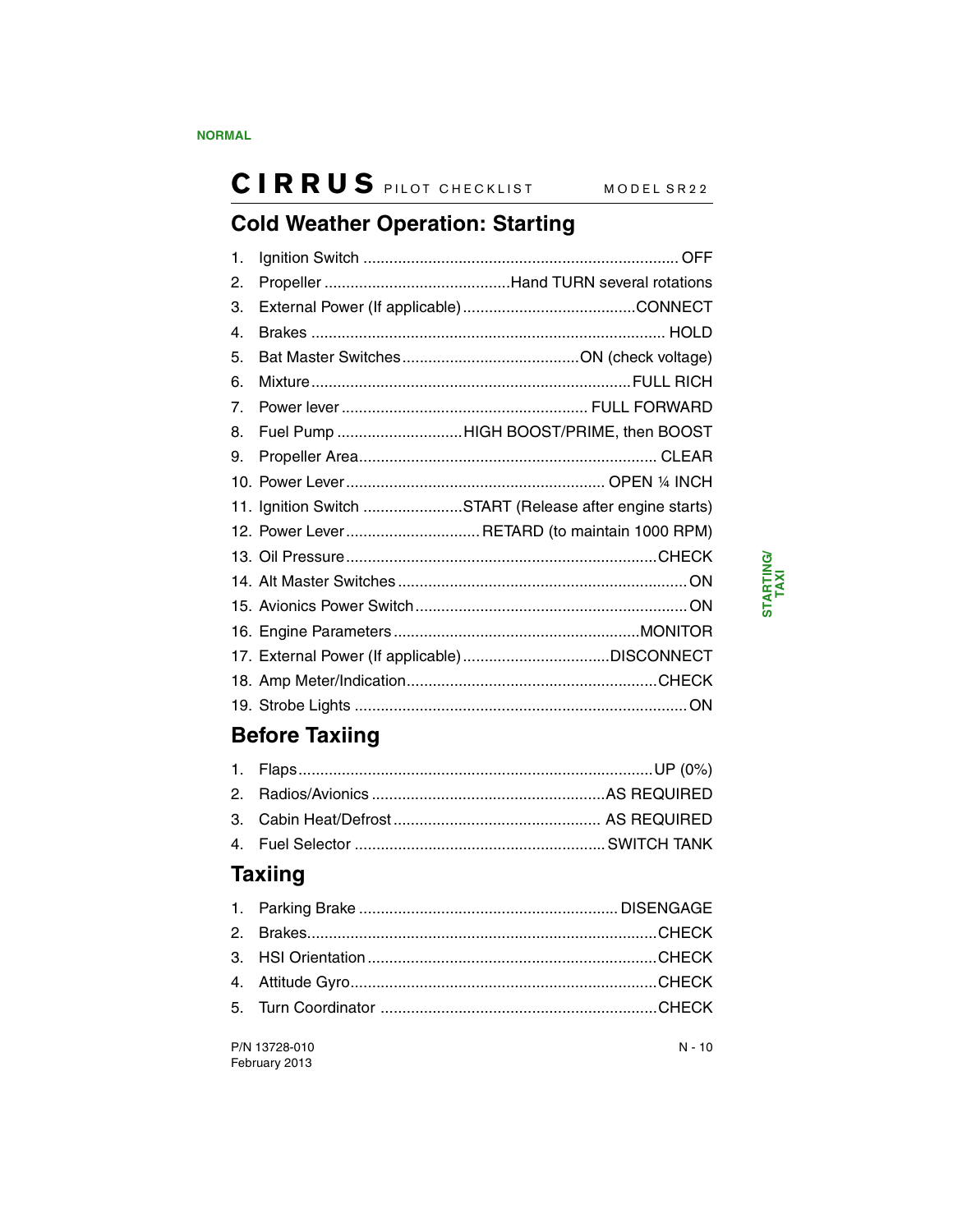## Cold Weather Operation: Starting

1. Ignition Switch ........................................................................ OFF
2. Propeller ...........................................Hand TURN several rotations
3. External Power (If applicable) ........................................CONNECT
4. Brakes ................................................................................. HOLD
5. Bat Master Switches .........................................ON (check voltage)
6. Mixture .........................................................................FULL RICH
7. Power lever ......................................................... FULL FORWARD
8. Fuel Pump .............................HIGH BOOST/PRIME, then BOOST
9. Propeller Area..................................................................... CLEAR
10. Power Lever ............................................................ OPEN ¼ INCH
11. Ignition Switch .......................START (Release after engine starts)
12. Power Lever ...............................RETARD (to maintain 1000 RPM)
13. Oil Pressure .......................................................................CHECK
14. Alt Master Switches ..................................................................ON
15. Avionics Power Switch ..............................................................ON
16. Engine Parameters ........................................................MONITOR
17. External Power (If applicable) ..................................DISCONNECT
18. Amp Meter/Indication.........................................................CHECK
19. Strobe Lights ............................................................................ON

## Before Taxiing

1. Flaps.................................................................................UP (0%)
2. Radios/Avionics .....................................................AS REQUIRED
3. Cabin Heat/Defrost ................................................ AS REQUIRED
4. Fuel Selector ......................................................... SWITCH TANK

## Taxiing

1. Parking Brake ........................................................... DISENGAGE
2. Brakes................................................................................CHECK
3. HSI Orientation ...................................................................CHECK
4. Attitude Gyro......................................................................CHECK
5. Turn Coordinator ................................................................CHECK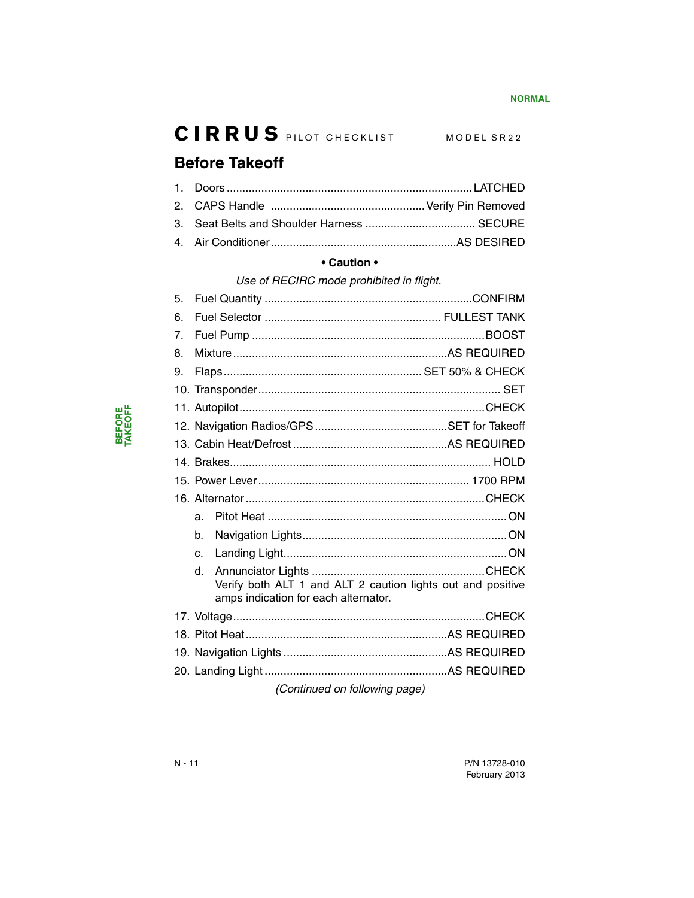## Before Takeoff

1. Doors ............................................................................. LATCHED
2. CAPS Handle ................................................. Verify Pin Removed
3. Seat Belts and Shoulder Harness ................................... SECURE
4. Air Conditioner........................................................... AS DESIRED

**• Caution •**

*Use of RECIRC mode prohibited in flight.*

5. Fuel Quantity .................................................................. CONFIRM
6. Fuel Selector ....................................................... FULLEST TANK
7. Fuel Pump ........................................................................... BOOST
8. Mixture .................................................................... AS REQUIRED
9. Flaps ............................................................... SET 50% & CHECK
10. Transponder ............................................................................. SET
11. Autopilot .............................................................................. CHECK
12. Navigation Radios/GPS .......................................... SET for Takeoff
13. Cabin Heat/Defrost ................................................. AS REQUIRED
14. Brakes.................................................................................. HOLD
15. Power Lever ................................................................... 1700 RPM
16. Alternator ............................................................................ CHECK
    a. Pitot Heat ............................................................................ ON
    b. Navigation Lights.................................................................. ON
    c. Landing Light........................................................................ ON
    d. Annunciator Lights ........................................................ CHECK
       Verify both ALT 1 and ALT 2 caution lights out and positive amps indication for each alternator.
17. Voltage ................................................................................ CHECK
18. Pitot Heat ................................................................ AS REQUIRED
19. Navigation Lights .................................................... AS REQUIRED
20. Landing Light .......................................................... AS REQUIRED

*(Continued on following page)*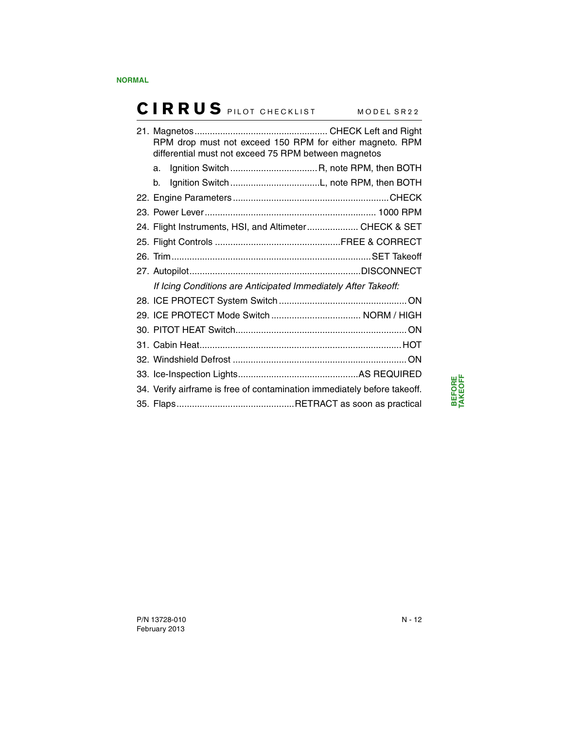21. Magnetos .................................................... CHECK Left and Right
    RPM drop must not exceed 150 RPM for either magneto. RPM differential must not exceed 75 RPM between magnetos
    a. Ignition Switch .................................. R, note RPM, then BOTH
    b. Ignition Switch ...................................L, note RPM, then BOTH
22. Engine Parameters ............................................................CHECK
23. Power Lever .................................................................. 1000 RPM
24. Flight Instruments, HSI, and Altimeter.................... CHECK & SET
25. Flight Controls .................................................FREE & CORRECT
26. Trim .............................................................................SET Takeoff
27. Autopilot...................................................................DISCONNECT

*If Icing Conditions are Anticipated Immediately After Takeoff:*

28. ICE PROTECT System Switch .................................................. ON
29. ICE PROTECT Mode Switch ................................... NORM / HIGH
30. PITOT HEAT Switch................................................................... ON
31. Cabin Heat.............................................................................. HOT
32. Windshield Defrost ................................................................... ON
33. Ice-Inspection Lights...............................................AS REQUIRED
34. Verify airframe is free of contamination immediately before takeoff.
35. Flaps ..............................................RETRACT as soon as practical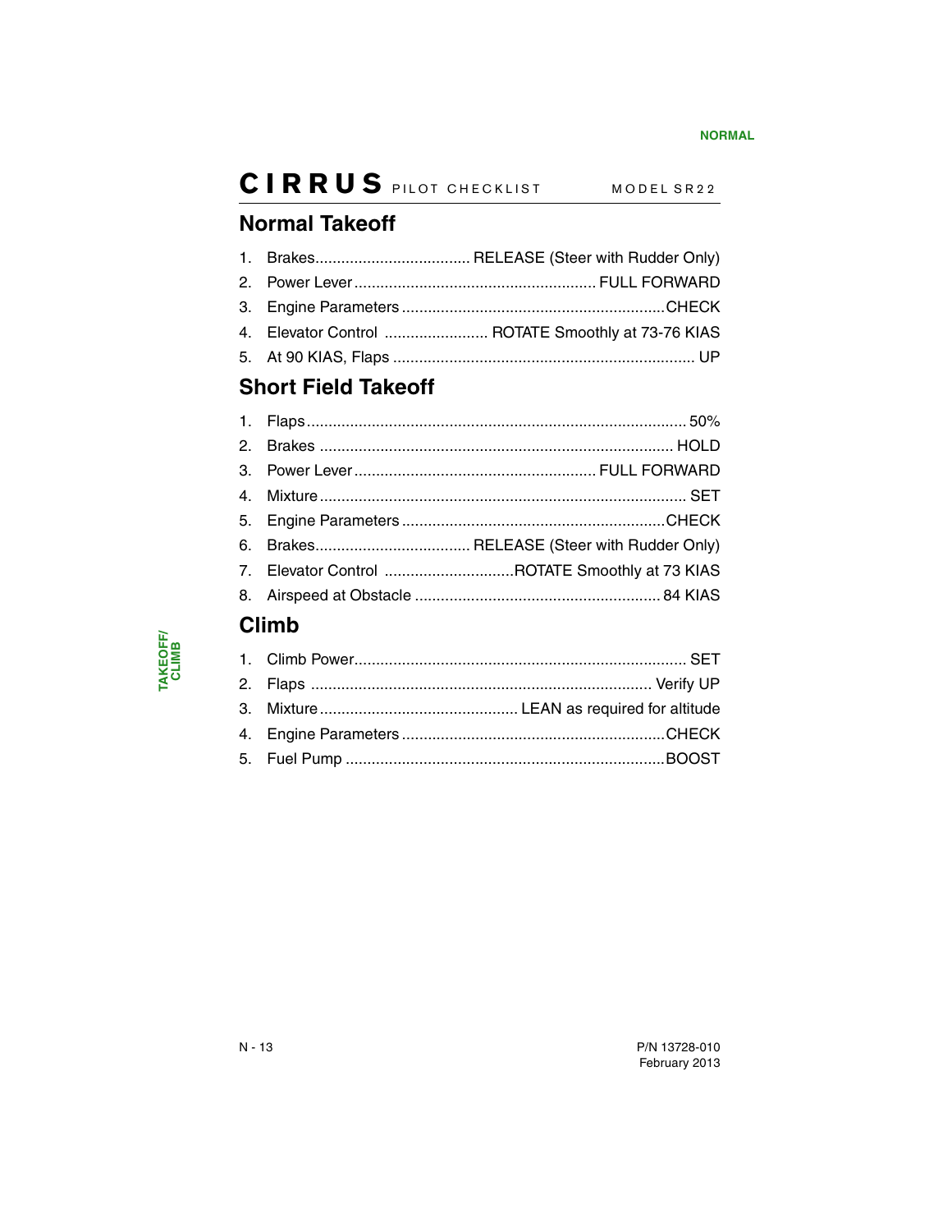## Normal Takeoff

1. Brakes.................................... RELEASE (Steer with Rudder Only)
2. Power Lever........................................................ FULL FORWARD
3. Engine Parameters.............................................................CHECK
4. Elevator Control ........................ ROTATE Smoothly at 73-76 KIAS
5. At 90 KIAS, Flaps ...................................................................... UP

## Short Field Takeoff

1. Flaps........................................................................................ 50%
2. Brakes .................................................................................. HOLD
3. Power Lever........................................................ FULL FORWARD
4. Mixture..................................................................................... SET
5. Engine Parameters.............................................................CHECK
6. Brakes.................................... RELEASE (Steer with Rudder Only)
7. Elevator Control ..............................ROTATE Smoothly at 73 KIAS
8. Airspeed at Obstacle ......................................................... 84 KIAS

## Climb

1. Climb Power............................................................................ SET
2. Flaps ............................................................................... Verify UP
3. Mixture.............................................. LEAN as required for altitude
4. Engine Parameters.............................................................CHECK
5. Fuel Pump .........................................................................BOOST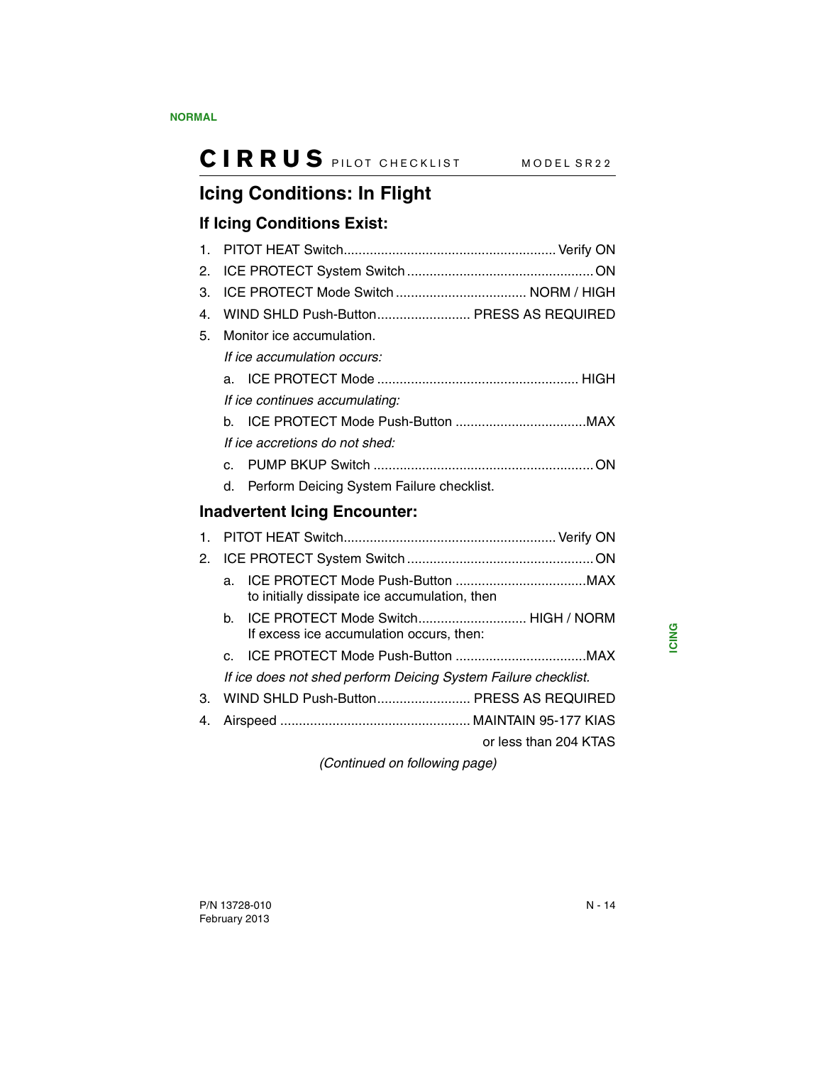## Icing Conditions: In Flight

### If Icing Conditions Exist:

1. PITOT HEAT Switch........................................................ Verify ON
2. ICE PROTECT System Switch .................................................. ON
3. ICE PROTECT Mode Switch ................................... NORM / HIGH
4. WIND SHLD Push-Button......................... PRESS AS REQUIRED
5. Monitor ice accumulation.

   *If ice accumulation occurs:*

   a. ICE PROTECT Mode ...................................................... HIGH

   *If ice continues accumulating:*

   b. ICE PROTECT Mode Push-Button ...................................MAX

   *If ice accretions do not shed:*

   c. PUMP BKUP Switch ........................................................... ON
   d. Perform Deicing System Failure checklist.

### Inadvertent Icing Encounter:

1. PITOT HEAT Switch........................................................ Verify ON
2. ICE PROTECT System Switch .................................................. ON
   a. ICE PROTECT Mode Push-Button ...................................MAX
      to initially dissipate ice accumulation, then
   b. ICE PROTECT Mode Switch............................. HIGH / NORM
      If excess ice accumulation occurs, then:
   c. ICE PROTECT Mode Push-Button ...................................MAX

   *If ice does not shed perform Deicing System Failure checklist.*
3. WIND SHLD Push-Button......................... PRESS AS REQUIRED
4. Airspeed ................................................... MAINTAIN 95-177 KIAS
   or less than 204 KTAS

*(Continued on following page)*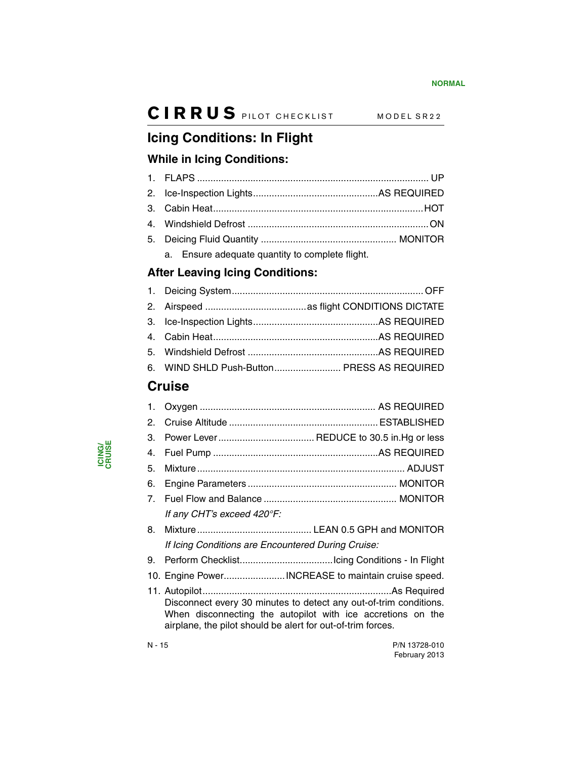## Icing Conditions: In Flight

### While in Icing Conditions:

1. FLAPS .......................................................................................... UP
2. Ice-Inspection Lights...............................................AS REQUIRED
3. Cabin Heat..............................................................................HOT
4. Windshield Defrost ....................................................................ON
5. Deicing Fluid Quantity .................................................. MONITOR
   a. Ensure adequate quantity to complete flight.

### After Leaving Icing Conditions:

1. Deicing System.......................................................................OFF
2. Airspeed ......................................as flight CONDITIONS DICTATE
3. Ice-Inspection Lights...............................................AS REQUIRED
4. Cabin Heat..............................................................AS REQUIRED
5. Windshield Defrost .................................................AS REQUIRED
6. WIND SHLD Push-Button......................... PRESS AS REQUIRED

## Cruise

1. Oxygen ................................................................. AS REQUIRED
2. Cruise Altitude ........................................................ ESTABLISHED
3. Power Lever .................................... REDUCE to 30.5 in.Hg or less
4. Fuel Pump .............................................................AS REQUIRED
5. Mixture ............................................................................. ADJUST
6. Engine Parameters ........................................................ MONITOR
7. Fuel Flow and Balance .................................................. MONITOR

   *If any CHT's exceed 420°F:*

8. Mixture ........................................... LEAN 0.5 GPH and MONITOR

   *If Icing Conditions are Encountered During Cruise:*

9. Perform Checklist...................................Icing Conditions - In Flight
10. Engine Power.......................INCREASE to maintain cruise speed.
11. Autopilot......................................................................As Required
    Disconnect every 30 minutes to detect any out-of-trim conditions. When disconnecting the autopilot with ice accretions on the airplane, the pilot should be alert for out-of-trim forces.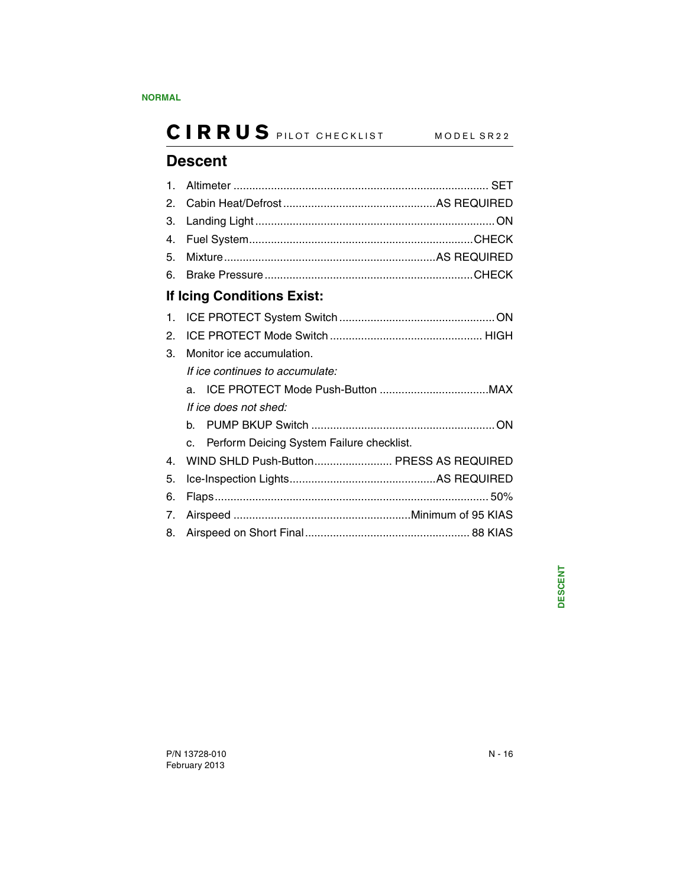## Descent

1. Altimeter ........................................................................ SET
2. Cabin Heat/Defrost ................................................AS REQUIRED
3. Landing Light ............................................................................ON
4. Fuel System.......................................................................CHECK
5. Mixture ...............................................................AS REQUIRED
6. Brake Pressure ..................................................................CHECK

### If Icing Conditions Exist:

1. ICE PROTECT System Switch ..................................................ON
2. ICE PROTECT Mode Switch ................................................ HIGH
3. Monitor ice accumulation.

   *If ice continues to accumulate:*

   a. ICE PROTECT Mode Push-Button ...................................MAX

   *If ice does not shed:*

   b. PUMP BKUP Switch ...........................................................ON

   c. Perform Deicing System Failure checklist.
4. WIND SHLD Push-Button......................... PRESS AS REQUIRED
5. Ice-Inspection Lights...............................................AS REQUIRED
6. Flaps....................................................................................... 50%
7. Airspeed ........................................................Minimum of 95 KIAS
8. Airspeed on Short Final..................................................... 88 KIAS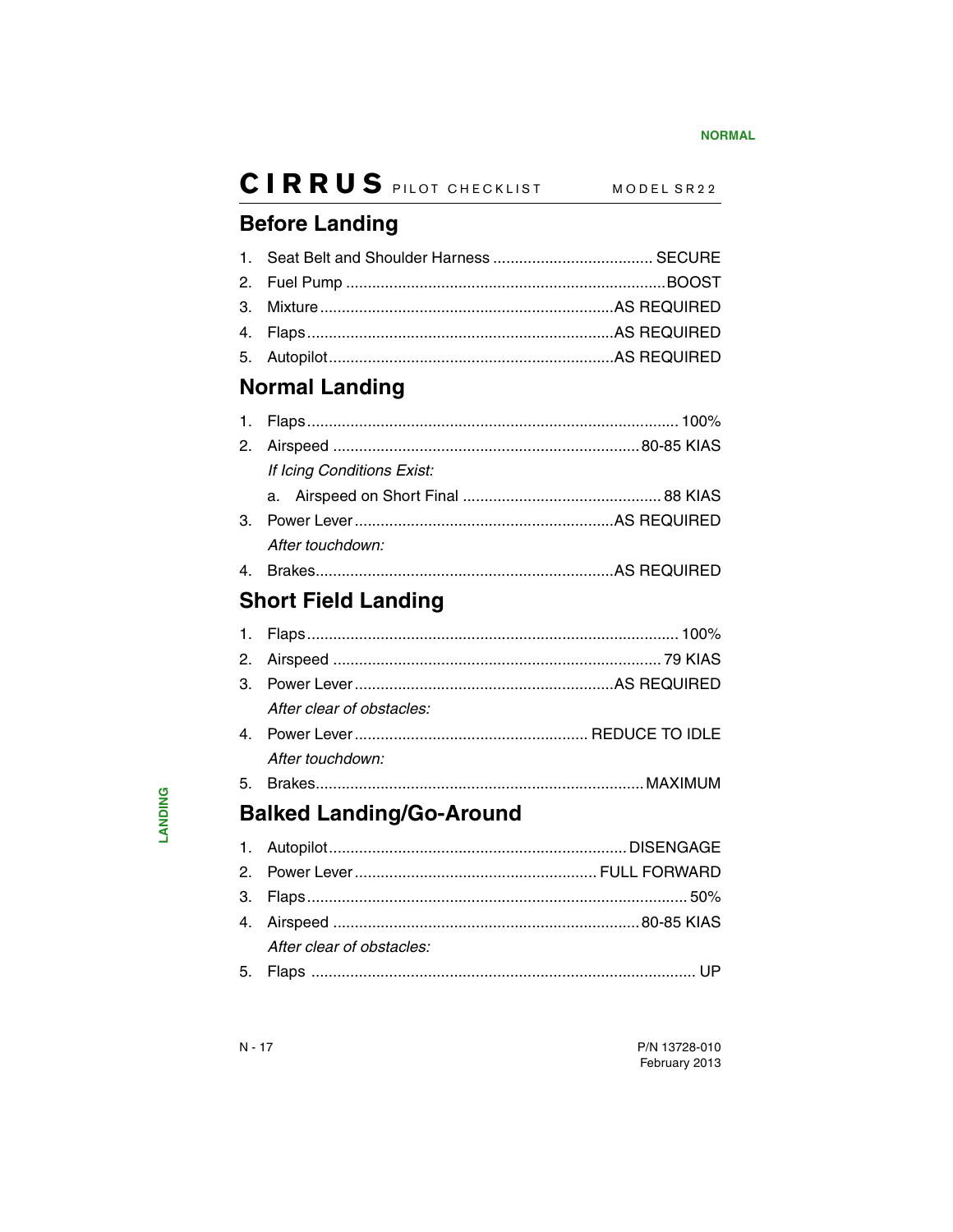## Before Landing

1. Seat Belt and Shoulder Harness .................................... SECURE
2. Fuel Pump ........................................................................BOOST
3. Mixture ...................................................................AS REQUIRED
4. Flaps .....................................................................AS REQUIRED
5. Autopilot ................................................................AS REQUIRED

## Normal Landing

1. Flaps .................................................................................... 100%
2. Airspeed ..................................................................... 80-85 KIAS

   *If Icing Conditions Exist:*

   a. Airspeed on Short Final ............................................. 88 KIAS
3. Power Lever ...........................................................AS REQUIRED

   *After touchdown:*
4. Brakes ....................................................................AS REQUIRED

## Short Field Landing

1. Flaps .................................................................................... 100%
2. Airspeed ........................................................................... 79 KIAS
3. Power Lever ...........................................................AS REQUIRED

   *After clear of obstacles:*
4. Power Lever ..................................................... REDUCE TO IDLE

   *After touchdown:*
5. Brakes ........................................................................... MAXIMUM

## Balked Landing/Go-Around

1. Autopilot ...................................................................... DISENGAGE
2. Power Lever ....................................................... FULL FORWARD
3. Flaps ...................................................................................... 50%
4. Airspeed ..................................................................... 80-85 KIAS

   *After clear of obstacles:*
5. Flaps ........................................................................................ UP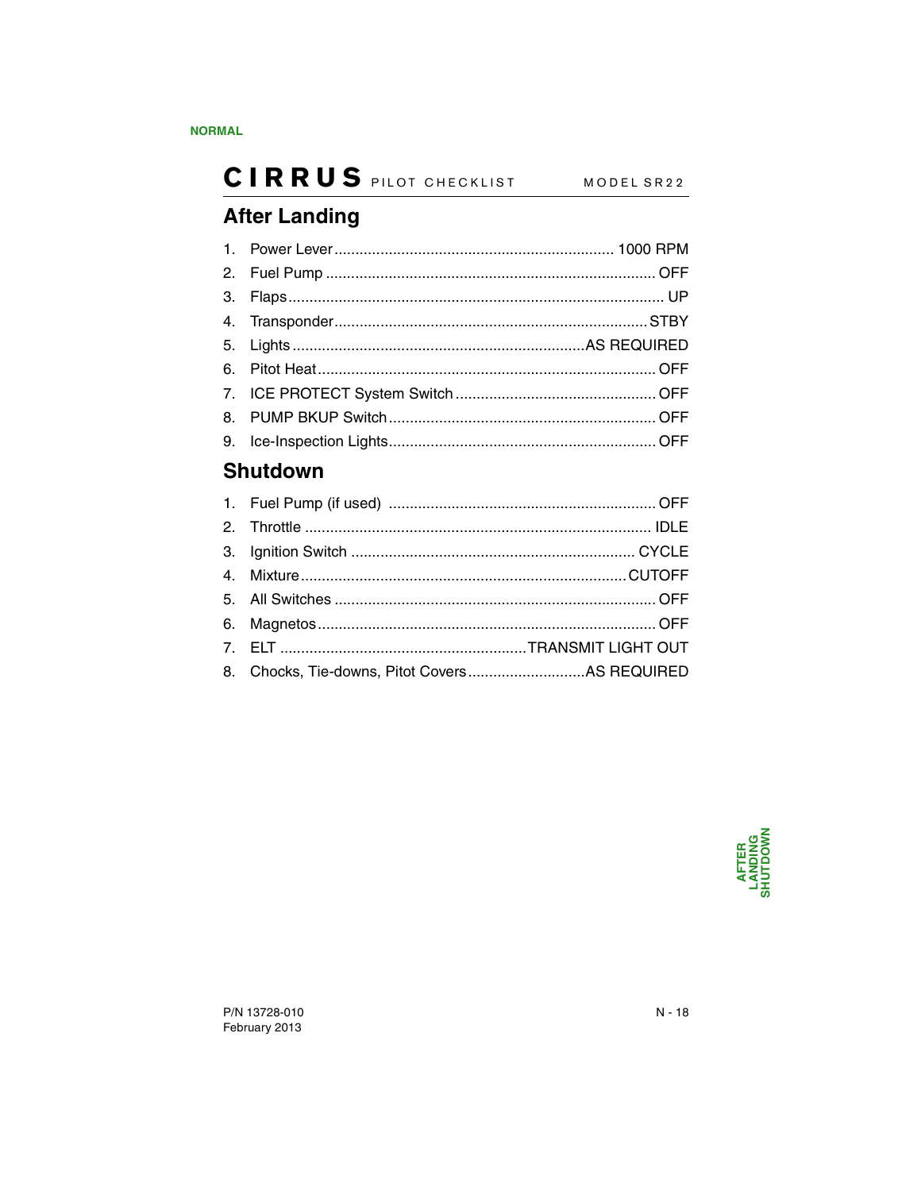## After Landing

1. Power Lever .................................................................. 1000 RPM
2. Fuel Pump ............................................................................... OFF
3. Flaps .......................................................................................... UP
4. Transponder.......................................................................... STBY
5. Lights ..................................................................... AS REQUIRED
6. Pitot Heat ................................................................................ OFF
7. ICE PROTECT System Switch ................................................ OFF
8. PUMP BKUP Switch ................................................................ OFF
9. Ice-Inspection Lights................................................................ OFF

## Shutdown

1. Fuel Pump (if used) ................................................................ OFF
2. Throttle ................................................................................... IDLE
3. Ignition Switch .................................................................... CYCLE
4. Mixture ............................................................................. CUTOFF
5. All Switches ............................................................................ OFF
6. Magnetos ................................................................................ OFF
7. ELT ........................................................... TRANSMIT LIGHT OUT
8. Chocks, Tie-downs, Pitot Covers ........................... AS REQUIRED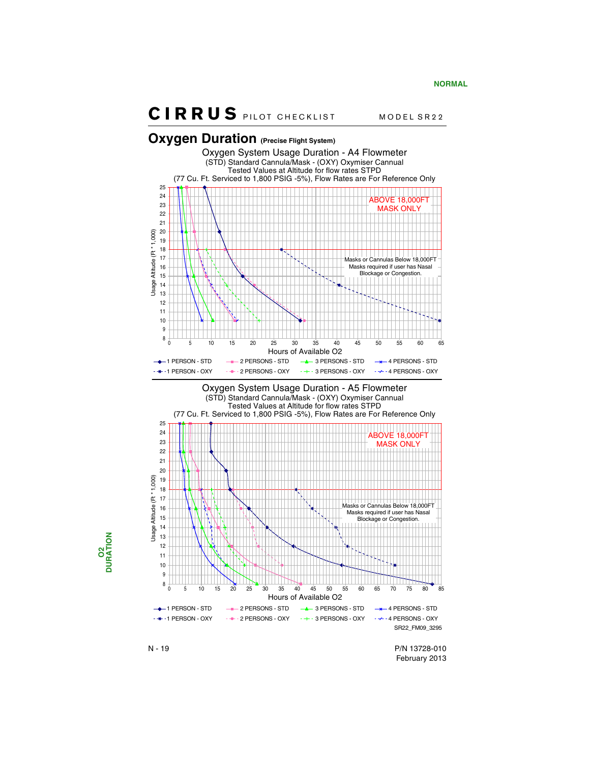# Oxygen Duration (Precise Flight System)

## Oxygen System Usage Duration - A4 Flowmeter

(STD) Standard Cannula/Mask - (OXY) Oxymiser Cannual
Tested Values at Altitude for flow rates STPD
(77 Cu. Ft. Serviced to 1,800 PSIG -5%), Flow Rates are For Reference Only

ABOVE 18,000FT MASK ONLY

Masks or Cannulas Below 18,000FT
Masks required if user has Nasal Blockage or Congestion.

Usage Altitude (Ft * 1,000)

Hours of Available O2

1 PERSON - STD | 2 PERSONS - STD | 3 PERSONS - STD | 4 PERSONS - STD
1 PERSON - OXY | 2 PERSONS - OXY | 3 PERSONS - OXY | 4 PERSONS - OXY

## Oxygen System Usage Duration - A5 Flowmeter

(STD) Standard Cannula/Mask - (OXY) Oxymiser Cannual
Tested Values at Altitude for flow rates STPD
(77 Cu. Ft. Serviced to 1,800 PSIG -5%), Flow Rates are For Reference Only

ABOVE 18,000FT MASK ONLY

Masks or Cannulas Below 18,000FT
Masks required if user has Nasal Blockage or Congestion.

Usage Altitude (Ft * 1,000)

Hours of Available O2

1 PERSON - STD | 2 PERSONS - STD | 3 PERSONS - STD | 4 PERSONS - STD
1 PERSON - OXY | 2 PERSONS - OXY | 3 PERSONS - OXY | 4 PERSONS - OXY

SR22_FM09_3295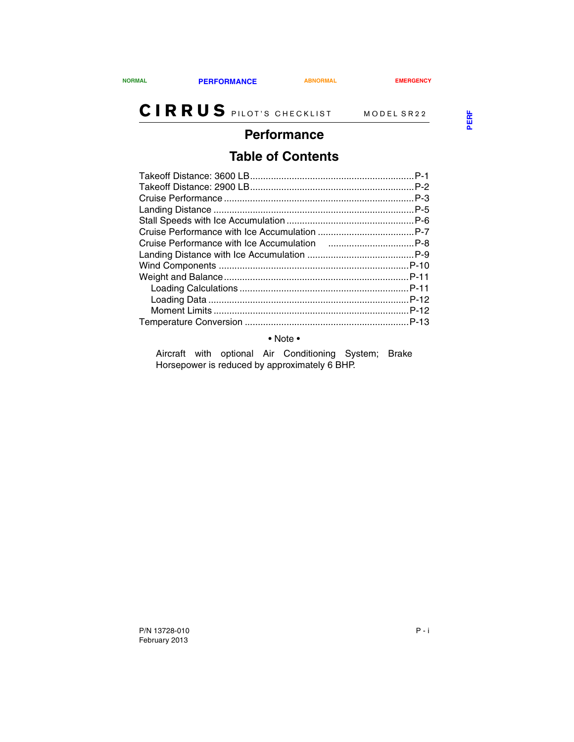# Performance

## Table of Contents

| | |
|---|---|
| Takeoff Distance: 3600 LB | P-1 |
| Takeoff Distance: 2900 LB | P-2 |
| Cruise Performance | P-3 |
| Landing Distance | P-5 |
| Stall Speeds with Ice Accumulation | P-6 |
| Cruise Performance with Ice Accumulation | P-7 |
| Cruise Performance with Ice Accumulation | P-8 |
| Landing Distance with Ice Accumulation | P-9 |
| Wind Components | P-10 |
| Weight and Balance | P-11 |
| Loading Calculations | P-11 |
| Loading Data | P-12 |
| Moment Limits | P-12 |
| Temperature Conversion | P-13 |

• Note •

Aircraft with optional Air Conditioning System; Brake Horsepower is reduced by approximately 6 BHP.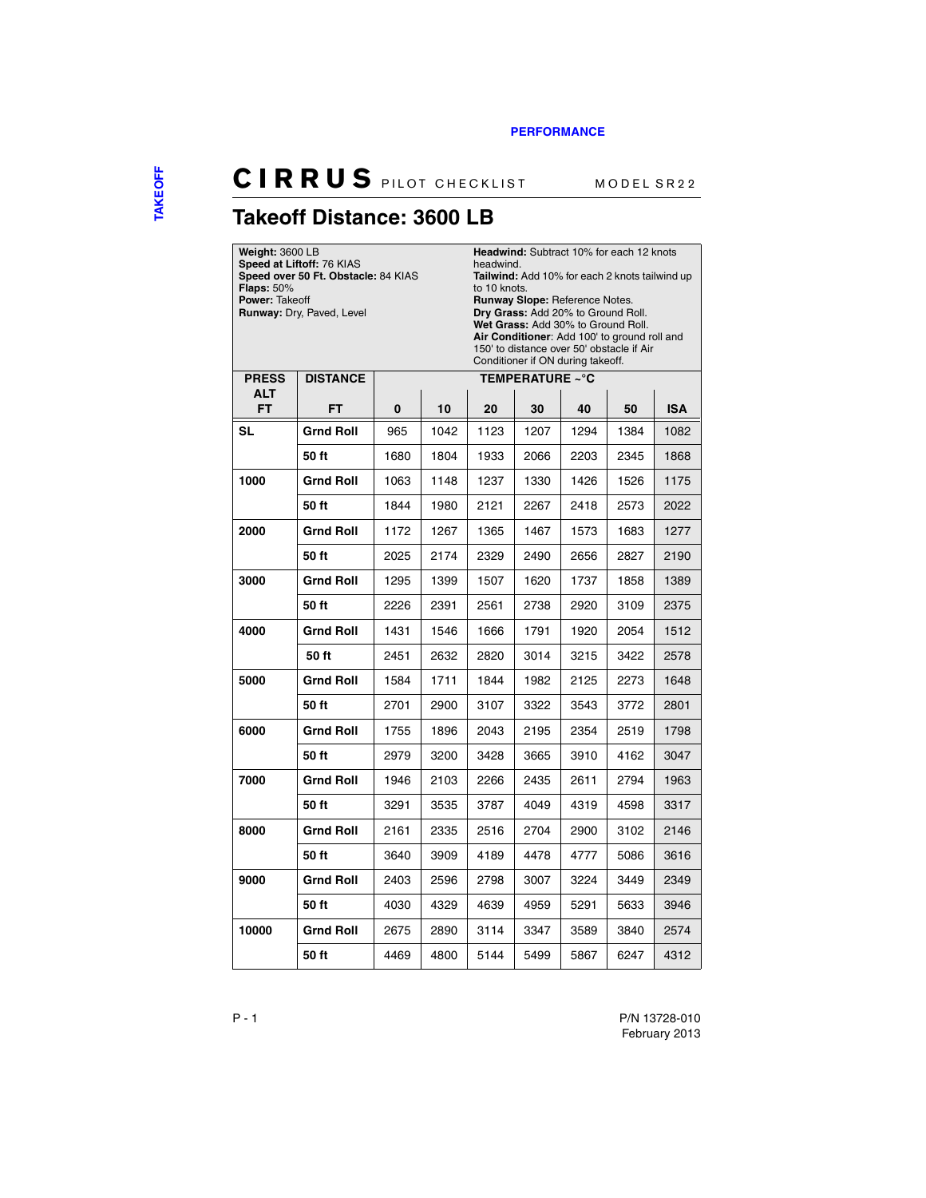# Takeoff Distance: 3600 LB

**Weight:** 3600 LB
**Speed at Liftoff:** 76 KIAS
**Speed over 50 Ft. Obstacle:** 84 KIAS
**Flaps:** 50%
**Power:** Takeoff
**Runway:** Dry, Paved, Level

**Headwind:** Subtract 10% for each 12 knots headwind.
**Tailwind:** Add 10% for each 2 knots tailwind up to 10 knots.
**Runway Slope:** Reference Notes.
**Dry Grass:** Add 20% to Ground Roll.
**Wet Grass:** Add 30% to Ground Roll.
**Air Conditioner**: Add 100' to ground roll and 150' to distance over 50' obstacle if Air Conditioner if ON during takeoff.

| PRESS ALT FT | DISTANCE FT | TEMPERATURE ~°C 0 | 10 | 20 | 30 | 40 | 50 | ISA |
|---|---|---|---|---|---|---|---|---|
| SL | Grnd Roll | 965 | 1042 | 1123 | 1207 | 1294 | 1384 | 1082 |
| | 50 ft | 1680 | 1804 | 1933 | 2066 | 2203 | 2345 | 1868 |
| 1000 | Grnd Roll | 1063 | 1148 | 1237 | 1330 | 1426 | 1526 | 1175 |
| | 50 ft | 1844 | 1980 | 2121 | 2267 | 2418 | 2573 | 2022 |
| 2000 | Grnd Roll | 1172 | 1267 | 1365 | 1467 | 1573 | 1683 | 1277 |
| | 50 ft | 2025 | 2174 | 2329 | 2490 | 2656 | 2827 | 2190 |
| 3000 | Grnd Roll | 1295 | 1399 | 1507 | 1620 | 1737 | 1858 | 1389 |
| | 50 ft | 2226 | 2391 | 2561 | 2738 | 2920 | 3109 | 2375 |
| 4000 | Grnd Roll | 1431 | 1546 | 1666 | 1791 | 1920 | 2054 | 1512 |
| | 50 ft | 2451 | 2632 | 2820 | 3014 | 3215 | 3422 | 2578 |
| 5000 | Grnd Roll | 1584 | 1711 | 1844 | 1982 | 2125 | 2273 | 1648 |
| | 50 ft | 2701 | 2900 | 3107 | 3322 | 3543 | 3772 | 2801 |
| 6000 | Grnd Roll | 1755 | 1896 | 2043 | 2195 | 2354 | 2519 | 1798 |
| | 50 ft | 2979 | 3200 | 3428 | 3665 | 3910 | 4162 | 3047 |
| 7000 | Grnd Roll | 1946 | 2103 | 2266 | 2435 | 2611 | 2794 | 1963 |
| | 50 ft | 3291 | 3535 | 3787 | 4049 | 4319 | 4598 | 3317 |
| 8000 | Grnd Roll | 2161 | 2335 | 2516 | 2704 | 2900 | 3102 | 2146 |
| | 50 ft | 3640 | 3909 | 4189 | 4478 | 4777 | 5086 | 3616 |
| 9000 | Grnd Roll | 2403 | 2596 | 2798 | 3007 | 3224 | 3449 | 2349 |
| | 50 ft | 4030 | 4329 | 4639 | 4959 | 5291 | 5633 | 3946 |
| 10000 | Grnd Roll | 2675 | 2890 | 3114 | 3347 | 3589 | 3840 | 2574 |
| | 50 ft | 4469 | 4800 | 5144 | 5499 | 5867 | 6247 | 4312 |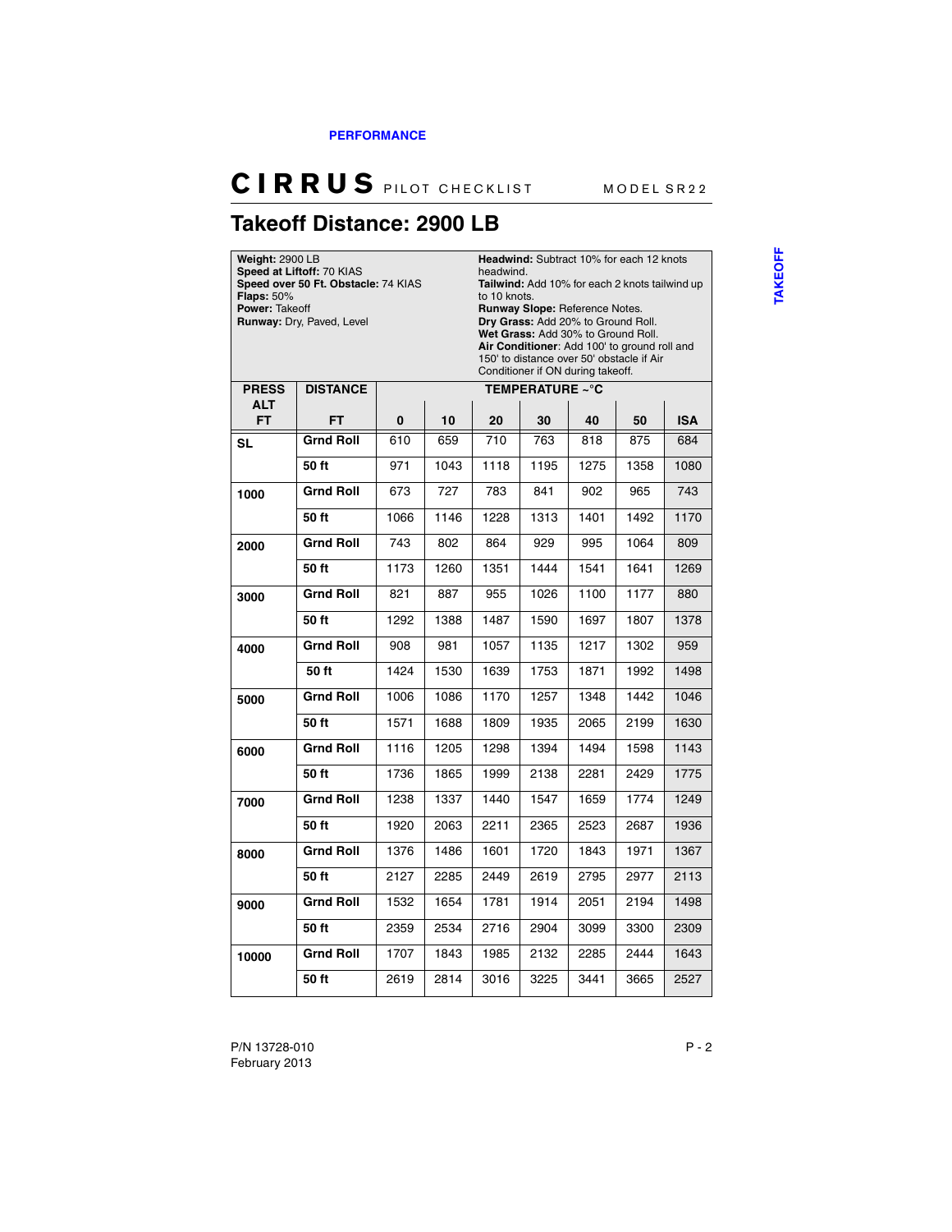## Takeoff Distance: 2900 LB

**Weight:** 2900 LB
**Speed at Liftoff:** 70 KIAS
**Speed over 50 Ft. Obstacle:** 74 KIAS
**Flaps:** 50%
**Power:** Takeoff
**Runway:** Dry, Paved, Level

**Headwind:** Subtract 10% for each 12 knots headwind.
**Tailwind:** Add 10% for each 2 knots tailwind up to 10 knots.
**Runway Slope:** Reference Notes.
**Dry Grass:** Add 20% to Ground Roll.
**Wet Grass:** Add 30% to Ground Roll.
**Air Conditioner**: Add 100' to ground roll and 150' to distance over 50' obstacle if Air Conditioner if ON during takeoff.

| PRESS ALT FT | DISTANCE FT | TEMPERATURE ~°C 0 | 10 | 20 | 30 | 40 | 50 | ISA |
|---|---|---|---|---|---|---|---|---|
| SL | Grnd Roll | 610 | 659 | 710 | 763 | 818 | 875 | 684 |
| | 50 ft | 971 | 1043 | 1118 | 1195 | 1275 | 1358 | 1080 |
| 1000 | Grnd Roll | 673 | 727 | 783 | 841 | 902 | 965 | 743 |
| | 50 ft | 1066 | 1146 | 1228 | 1313 | 1401 | 1492 | 1170 |
| 2000 | Grnd Roll | 743 | 802 | 864 | 929 | 995 | 1064 | 809 |
| | 50 ft | 1173 | 1260 | 1351 | 1444 | 1541 | 1641 | 1269 |
| 3000 | Grnd Roll | 821 | 887 | 955 | 1026 | 1100 | 1177 | 880 |
| | 50 ft | 1292 | 1388 | 1487 | 1590 | 1697 | 1807 | 1378 |
| 4000 | Grnd Roll | 908 | 981 | 1057 | 1135 | 1217 | 1302 | 959 |
| | 50 ft | 1424 | 1530 | 1639 | 1753 | 1871 | 1992 | 1498 |
| 5000 | Grnd Roll | 1006 | 1086 | 1170 | 1257 | 1348 | 1442 | 1046 |
| | 50 ft | 1571 | 1688 | 1809 | 1935 | 2065 | 2199 | 1630 |
| 6000 | Grnd Roll | 1116 | 1205 | 1298 | 1394 | 1494 | 1598 | 1143 |
| | 50 ft | 1736 | 1865 | 1999 | 2138 | 2281 | 2429 | 1775 |
| 7000 | Grnd Roll | 1238 | 1337 | 1440 | 1547 | 1659 | 1774 | 1249 |
| | 50 ft | 1920 | 2063 | 2211 | 2365 | 2523 | 2687 | 1936 |
| 8000 | Grnd Roll | 1376 | 1486 | 1601 | 1720 | 1843 | 1971 | 1367 |
| | 50 ft | 2127 | 2285 | 2449 | 2619 | 2795 | 2977 | 2113 |
| 9000 | Grnd Roll | 1532 | 1654 | 1781 | 1914 | 2051 | 2194 | 1498 |
| | 50 ft | 2359 | 2534 | 2716 | 2904 | 3099 | 3300 | 2309 |
| 10000 | Grnd Roll | 1707 | 1843 | 1985 | 2132 | 2285 | 2444 | 1643 |
| | 50 ft | 2619 | 2814 | 3016 | 3225 | 3441 | 3665 | 2527 |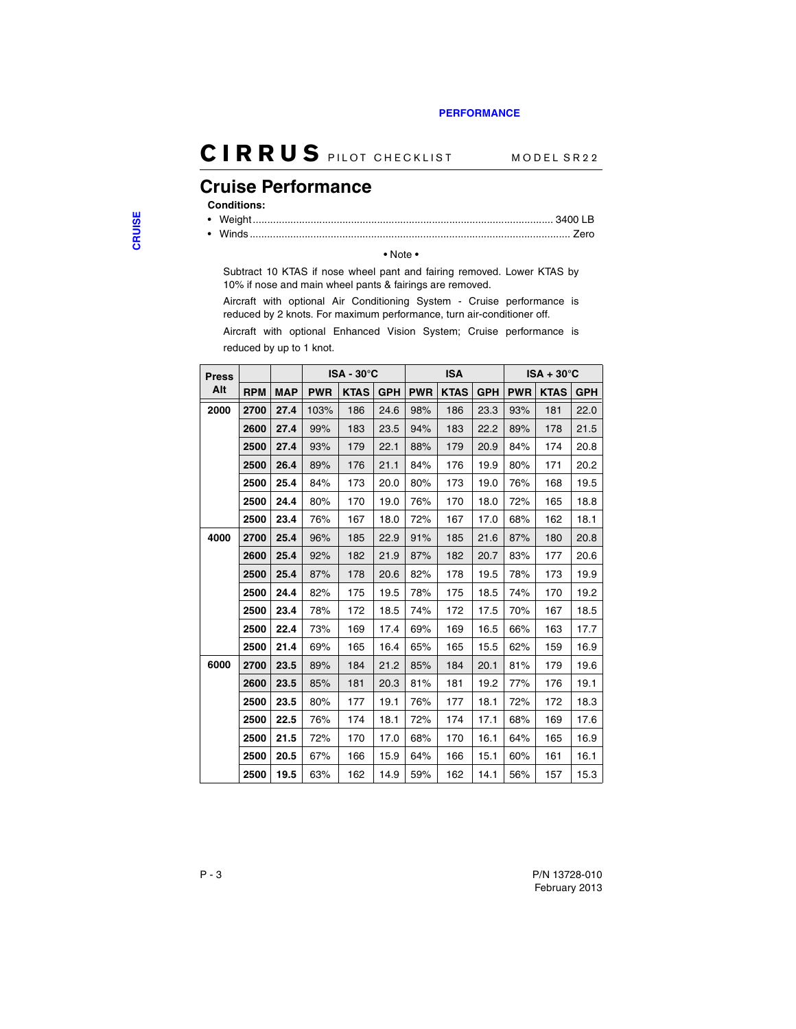## Cruise Performance

**Conditions:**

- Weight ........................................ 3400 LB
- Winds ........................................ Zero

• Note •

Subtract 10 KTAS if nose wheel pant and fairing removed. Lower KTAS by 10% if nose and main wheel pants & fairings are removed.

Aircraft with optional Air Conditioning System - Cruise performance is reduced by 2 knots. For maximum performance, turn air-conditioner off.

Aircraft with optional Enhanced Vision System; Cruise performance is reduced by up to 1 knot.

| Press Alt | | | ISA - 30°C | | | ISA | | | ISA + 30°C | | |
|---|---|---|---|---|---|---|---|---|---|---|---|
| | **RPM** | **MAP** | **PWR** | **KTAS** | **GPH** | **PWR** | **KTAS** | **GPH** | **PWR** | **KTAS** | **GPH** |
| **2000** | **2700** | **27.4** | 103% | 186 | 24.6 | 98% | 186 | 23.3 | 93% | 181 | 22.0 |
| | **2600** | **27.4** | 99% | 183 | 23.5 | 94% | 183 | 22.2 | 89% | 178 | 21.5 |
| | **2500** | **27.4** | 93% | 179 | 22.1 | 88% | 179 | 20.9 | 84% | 174 | 20.8 |
| | **2500** | **26.4** | 89% | 176 | 21.1 | 84% | 176 | 19.9 | 80% | 171 | 20.2 |
| | **2500** | **25.4** | 84% | 173 | 20.0 | 80% | 173 | 19.0 | 76% | 168 | 19.5 |
| | **2500** | **24.4** | 80% | 170 | 19.0 | 76% | 170 | 18.0 | 72% | 165 | 18.8 |
| | **2500** | **23.4** | 76% | 167 | 18.0 | 72% | 167 | 17.0 | 68% | 162 | 18.1 |
| **4000** | **2700** | **25.4** | 96% | 185 | 22.9 | 91% | 185 | 21.6 | 87% | 180 | 20.8 |
| | **2600** | **25.4** | 92% | 182 | 21.9 | 87% | 182 | 20.7 | 83% | 177 | 20.6 |
| | **2500** | **25.4** | 87% | 178 | 20.6 | 82% | 178 | 19.5 | 78% | 173 | 19.9 |
| | **2500** | **24.4** | 82% | 175 | 19.5 | 78% | 175 | 18.5 | 74% | 170 | 19.2 |
| | **2500** | **23.4** | 78% | 172 | 18.5 | 74% | 172 | 17.5 | 70% | 167 | 18.5 |
| | **2500** | **22.4** | 73% | 169 | 17.4 | 69% | 169 | 16.5 | 66% | 163 | 17.7 |
| | **2500** | **21.4** | 69% | 165 | 16.4 | 65% | 165 | 15.5 | 62% | 159 | 16.9 |
| **6000** | **2700** | **23.5** | 89% | 184 | 21.2 | 85% | 184 | 20.1 | 81% | 179 | 19.6 |
| | **2600** | **23.5** | 85% | 181 | 20.3 | 81% | 181 | 19.2 | 77% | 176 | 19.1 |
| | **2500** | **23.5** | 80% | 177 | 19.1 | 76% | 177 | 18.1 | 72% | 172 | 18.3 |
| | **2500** | **22.5** | 76% | 174 | 18.1 | 72% | 174 | 17.1 | 68% | 169 | 17.6 |
| | **2500** | **21.5** | 72% | 170 | 17.0 | 68% | 170 | 16.1 | 64% | 165 | 16.9 |
| | **2500** | **20.5** | 67% | 166 | 15.9 | 64% | 166 | 15.1 | 60% | 161 | 16.1 |
| | **2500** | **19.5** | 63% | 162 | 14.9 | 59% | 162 | 14.1 | 56% | 157 | 15.3 |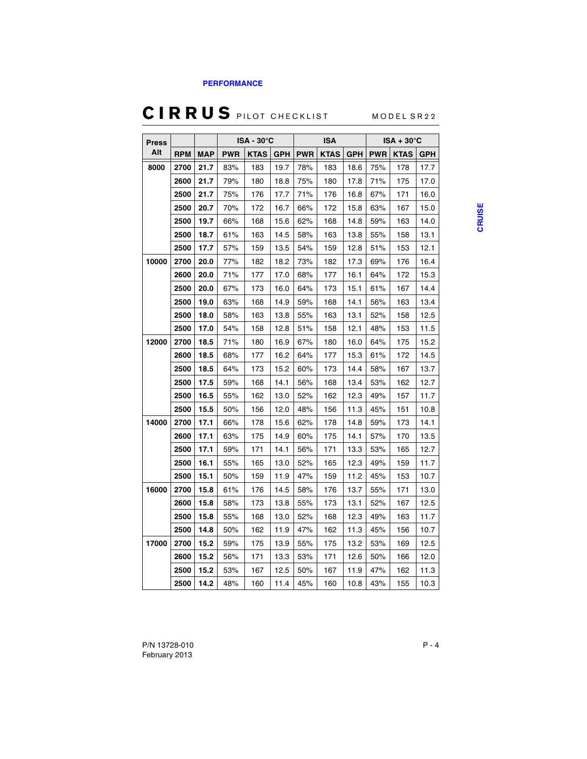| Press Alt | RPM | MAP | ISA - 30°C | | | ISA | | | ISA + 30°C | | |
|---|---|---|---|---|---|---|---|---|---|---|---|
| | | | PWR | KTAS | GPH | PWR | KTAS | GPH | PWR | KTAS | GPH |
| 8000 | 2700 | 21.7 | 83% | 183 | 19.7 | 78% | 183 | 18.6 | 75% | 178 | 17.7 |
| | 2600 | 21.7 | 79% | 180 | 18.8 | 75% | 180 | 17.8 | 71% | 175 | 17.0 |
| | 2500 | 21.7 | 75% | 176 | 17.7 | 71% | 176 | 16.8 | 67% | 171 | 16.0 |
| | 2500 | 20.7 | 70% | 172 | 16.7 | 66% | 172 | 15.8 | 63% | 167 | 15.0 |
| | 2500 | 19.7 | 66% | 168 | 15.6 | 62% | 168 | 14.8 | 59% | 163 | 14.0 |
| | 2500 | 18.7 | 61% | 163 | 14.5 | 58% | 163 | 13.8 | 55% | 158 | 13.1 |
| | 2500 | 17.7 | 57% | 159 | 13.5 | 54% | 159 | 12.8 | 51% | 153 | 12.1 |
| 10000 | 2700 | 20.0 | 77% | 182 | 18.2 | 73% | 182 | 17.3 | 69% | 176 | 16.4 |
| | 2600 | 20.0 | 71% | 177 | 17.0 | 68% | 177 | 16.1 | 64% | 172 | 15.3 |
| | 2500 | 20.0 | 67% | 173 | 16.0 | 64% | 173 | 15.1 | 61% | 167 | 14.4 |
| | 2500 | 19.0 | 63% | 168 | 14.9 | 59% | 168 | 14.1 | 56% | 163 | 13.4 |
| | 2500 | 18.0 | 58% | 163 | 13.8 | 55% | 163 | 13.1 | 52% | 158 | 12.5 |
| | 2500 | 17.0 | 54% | 158 | 12.8 | 51% | 158 | 12.1 | 48% | 153 | 11.5 |
| 12000 | 2700 | 18.5 | 71% | 180 | 16.9 | 67% | 180 | 16.0 | 64% | 175 | 15.2 |
| | 2600 | 18.5 | 68% | 177 | 16.2 | 64% | 177 | 15.3 | 61% | 172 | 14.5 |
| | 2500 | 18.5 | 64% | 173 | 15.2 | 60% | 173 | 14.4 | 58% | 167 | 13.7 |
| | 2500 | 17.5 | 59% | 168 | 14.1 | 56% | 168 | 13.4 | 53% | 162 | 12.7 |
| | 2500 | 16.5 | 55% | 162 | 13.0 | 52% | 162 | 12.3 | 49% | 157 | 11.7 |
| | 2500 | 15.5 | 50% | 156 | 12.0 | 48% | 156 | 11.3 | 45% | 151 | 10.8 |
| 14000 | 2700 | 17.1 | 66% | 178 | 15.6 | 62% | 178 | 14.8 | 59% | 173 | 14.1 |
| | 2600 | 17.1 | 63% | 175 | 14.9 | 60% | 175 | 14.1 | 57% | 170 | 13.5 |
| | 2500 | 17.1 | 59% | 171 | 14.1 | 56% | 171 | 13.3 | 53% | 165 | 12.7 |
| | 2500 | 16.1 | 55% | 165 | 13.0 | 52% | 165 | 12.3 | 49% | 159 | 11.7 |
| | 2500 | 15.1 | 50% | 159 | 11.9 | 47% | 159 | 11.2 | 45% | 153 | 10.7 |
| 16000 | 2700 | 15.8 | 61% | 176 | 14.5 | 58% | 176 | 13.7 | 55% | 171 | 13.0 |
| | 2600 | 15.8 | 58% | 173 | 13.8 | 55% | 173 | 13.1 | 52% | 167 | 12.5 |
| | 2500 | 15.8 | 55% | 168 | 13.0 | 52% | 168 | 12.3 | 49% | 163 | 11.7 |
| | 2500 | 14.8 | 50% | 162 | 11.9 | 47% | 162 | 11.3 | 45% | 156 | 10.7 |
| 17000 | 2700 | 15.2 | 59% | 175 | 13.9 | 55% | 175 | 13.2 | 53% | 169 | 12.5 |
| | 2600 | 15.2 | 56% | 171 | 13.3 | 53% | 171 | 12.6 | 50% | 166 | 12.0 |
| | 2500 | 15.2 | 53% | 167 | 12.5 | 50% | 167 | 11.9 | 47% | 162 | 11.3 |
| | 2500 | 14.2 | 48% | 160 | 11.4 | 45% | 160 | 10.8 | 43% | 155 | 10.3 |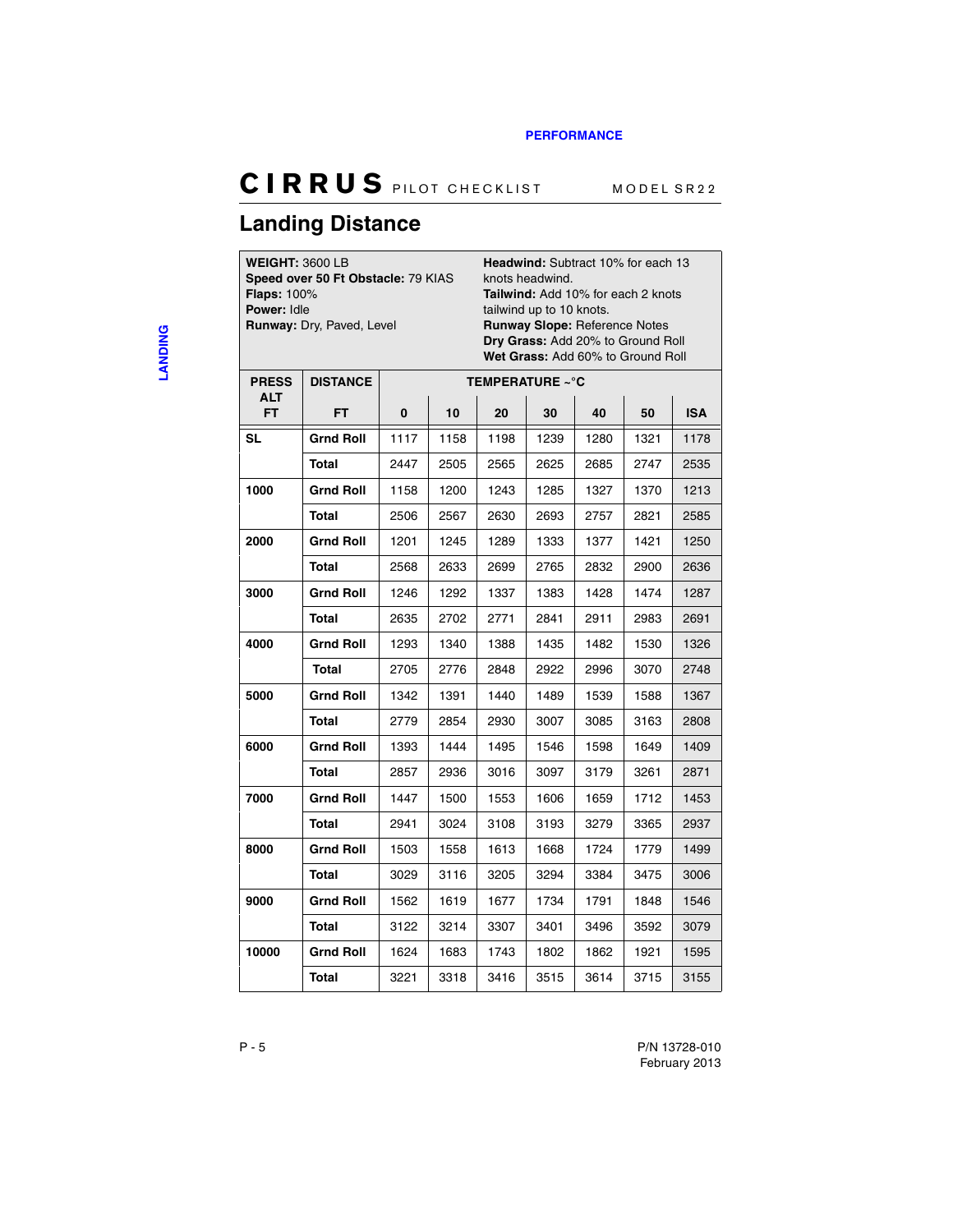## Landing Distance

**WEIGHT:** 3600 LB
**Speed over 50 Ft Obstacle:** 79 KIAS
**Flaps:** 100%
**Power:** Idle
**Runway:** Dry, Paved, Level

**Headwind:** Subtract 10% for each 13 knots headwind.
**Tailwind:** Add 10% for each 2 knots tailwind up to 10 knots.
**Runway Slope:** Reference Notes
**Dry Grass:** Add 20% to Ground Roll
**Wet Grass:** Add 60% to Ground Roll

| PRESS ALT FT | DISTANCE FT | TEMPERATURE ~°C 0 | 10 | 20 | 30 | 40 | 50 | ISA |
|---|---|---|---|---|---|---|---|---|
| SL | Grnd Roll | 1117 | 1158 | 1198 | 1239 | 1280 | 1321 | 1178 |
| | Total | 2447 | 2505 | 2565 | 2625 | 2685 | 2747 | 2535 |
| 1000 | Grnd Roll | 1158 | 1200 | 1243 | 1285 | 1327 | 1370 | 1213 |
| | Total | 2506 | 2567 | 2630 | 2693 | 2757 | 2821 | 2585 |
| 2000 | Grnd Roll | 1201 | 1245 | 1289 | 1333 | 1377 | 1421 | 1250 |
| | Total | 2568 | 2633 | 2699 | 2765 | 2832 | 2900 | 2636 |
| 3000 | Grnd Roll | 1246 | 1292 | 1337 | 1383 | 1428 | 1474 | 1287 |
| | Total | 2635 | 2702 | 2771 | 2841 | 2911 | 2983 | 2691 |
| 4000 | Grnd Roll | 1293 | 1340 | 1388 | 1435 | 1482 | 1530 | 1326 |
| | Total | 2705 | 2776 | 2848 | 2922 | 2996 | 3070 | 2748 |
| 5000 | Grnd Roll | 1342 | 1391 | 1440 | 1489 | 1539 | 1588 | 1367 |
| | Total | 2779 | 2854 | 2930 | 3007 | 3085 | 3163 | 2808 |
| 6000 | Grnd Roll | 1393 | 1444 | 1495 | 1546 | 1598 | 1649 | 1409 |
| | Total | 2857 | 2936 | 3016 | 3097 | 3179 | 3261 | 2871 |
| 7000 | Grnd Roll | 1447 | 1500 | 1553 | 1606 | 1659 | 1712 | 1453 |
| | Total | 2941 | 3024 | 3108 | 3193 | 3279 | 3365 | 2937 |
| 8000 | Grnd Roll | 1503 | 1558 | 1613 | 1668 | 1724 | 1779 | 1499 |
| | Total | 3029 | 3116 | 3205 | 3294 | 3384 | 3475 | 3006 |
| 9000 | Grnd Roll | 1562 | 1619 | 1677 | 1734 | 1791 | 1848 | 1546 |
| | Total | 3122 | 3214 | 3307 | 3401 | 3496 | 3592 | 3079 |
| 10000 | Grnd Roll | 1624 | 1683 | 1743 | 1802 | 1862 | 1921 | 1595 |
| | Total | 3221 | 3318 | 3416 | 3515 | 3614 | 3715 | 3155 |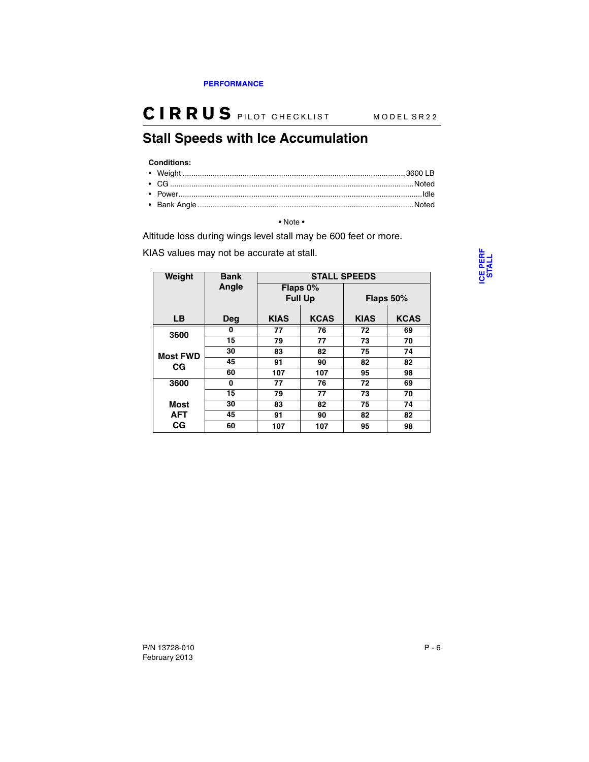## Stall Speeds with Ice Accumulation

**Conditions:**

- Weight ........................................ 3600 LB
- CG ........................................ Noted
- Power ........................................ Idle
- Bank Angle ........................................ Noted

• Note •

Altitude loss during wings level stall may be 600 feet or more.

KIAS values may not be accurate at stall.

| Weight | Bank Angle | STALL SPEEDS | | | |
|---|---|---|---|---|---|
| | | Flaps 0% Full Up | | Flaps 50% | |
| LB | Deg | KIAS | KCAS | KIAS | KCAS |
| 3600 Most FWD CG | 0 | 77 | 76 | 72 | 69 |
| | 15 | 79 | 77 | 73 | 70 |
| | 30 | 83 | 82 | 75 | 74 |
| | 45 | 91 | 90 | 82 | 82 |
| | 60 | 107 | 107 | 95 | 98 |
| 3600 Most AFT CG | 0 | 77 | 76 | 72 | 69 |
| | 15 | 79 | 77 | 73 | 70 |
| | 30 | 83 | 82 | 75 | 74 |
| | 45 | 91 | 90 | 82 | 82 |
| | 60 | 107 | 107 | 95 | 98 |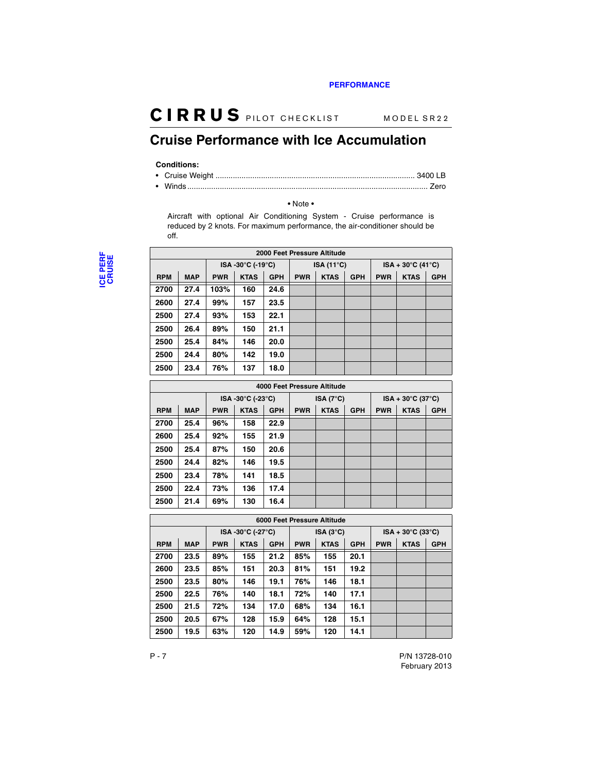## Cruise Performance with Ice Accumulation

**Conditions:**

- Cruise Weight .......................................................................................... 3400 LB
- Winds ................................................................................................... Zero

• Note •

Aircraft with optional Air Conditioning System - Cruise performance is reduced by 2 knots. For maximum performance, the air-conditioner should be off.

| 2000 Feet Pressure Altitude | | | | | | | | | | |
|---|---|---|---|---|---|---|---|---|---|---|
| | | ISA -30°C (-19°C) | | | ISA (11°C) | | | ISA + 30°C (41°C) | | |
| RPM | MAP | PWR | KTAS | GPH | PWR | KTAS | GPH | PWR | KTAS | GPH |
| 2700 | 27.4 | 103% | 160 | 24.6 | | | | | | |
| 2600 | 27.4 | 99% | 157 | 23.5 | | | | | | |
| 2500 | 27.4 | 93% | 153 | 22.1 | | | | | | |
| 2500 | 26.4 | 89% | 150 | 21.1 | | | | | | |
| 2500 | 25.4 | 84% | 146 | 20.0 | | | | | | |
| 2500 | 24.4 | 80% | 142 | 19.0 | | | | | | |
| 2500 | 23.4 | 76% | 137 | 18.0 | | | | | | |

| 4000 Feet Pressure Altitude | | | | | | | | | | |
|---|---|---|---|---|---|---|---|---|---|---|
| | | ISA -30°C (-23°C) | | | ISA (7°C) | | | ISA + 30°C (37°C) | | |
| RPM | MAP | PWR | KTAS | GPH | PWR | KTAS | GPH | PWR | KTAS | GPH |
| 2700 | 25.4 | 96% | 158 | 22.9 | | | | | | |
| 2600 | 25.4 | 92% | 155 | 21.9 | | | | | | |
| 2500 | 25.4 | 87% | 150 | 20.6 | | | | | | |
| 2500 | 24.4 | 82% | 146 | 19.5 | | | | | | |
| 2500 | 23.4 | 78% | 141 | 18.5 | | | | | | |
| 2500 | 22.4 | 73% | 136 | 17.4 | | | | | | |
| 2500 | 21.4 | 69% | 130 | 16.4 | | | | | | |

| 6000 Feet Pressure Altitude | | | | | | | | | | |
|---|---|---|---|---|---|---|---|---|---|---|
| | | ISA -30°C (-27°C) | | | ISA (3°C) | | | ISA + 30°C (33°C) | | |
| RPM | MAP | PWR | KTAS | GPH | PWR | KTAS | GPH | PWR | KTAS | GPH |
| 2700 | 23.5 | 89% | 155 | 21.2 | 85% | 155 | 20.1 | | | |
| 2600 | 23.5 | 85% | 151 | 20.3 | 81% | 151 | 19.2 | | | |
| 2500 | 23.5 | 80% | 146 | 19.1 | 76% | 146 | 18.1 | | | |
| 2500 | 22.5 | 76% | 140 | 18.1 | 72% | 140 | 17.1 | | | |
| 2500 | 21.5 | 72% | 134 | 17.0 | 68% | 134 | 16.1 | | | |
| 2500 | 20.5 | 67% | 128 | 15.9 | 64% | 128 | 15.1 | | | |
| 2500 | 19.5 | 63% | 120 | 14.9 | 59% | 120 | 14.1 | | | |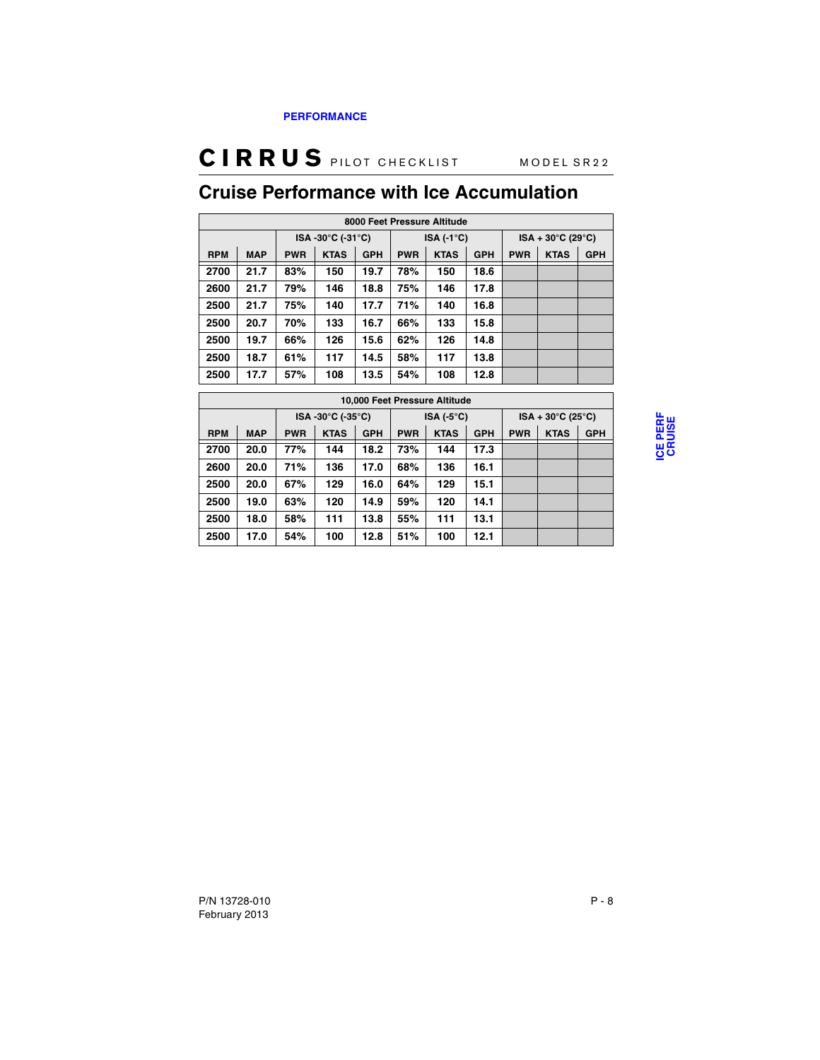## Cruise Performance with Ice Accumulation

| 8000 Feet Pressure Altitude | | | | | | | | | | |
|---|---|---|---|---|---|---|---|---|---|---|
| | | ISA -30°C (-31°C) | | | ISA (-1°C) | | | ISA + 30°C (29°C) | | |
| RPM | MAP | PWR | KTAS | GPH | PWR | KTAS | GPH | PWR | KTAS | GPH |
| 2700 | 21.7 | 83% | 150 | 19.7 | 78% | 150 | 18.6 | | | |
| 2600 | 21.7 | 79% | 146 | 18.8 | 75% | 146 | 17.8 | | | |
| 2500 | 21.7 | 75% | 140 | 17.7 | 71% | 140 | 16.8 | | | |
| 2500 | 20.7 | 70% | 133 | 16.7 | 66% | 133 | 15.8 | | | |
| 2500 | 19.7 | 66% | 126 | 15.6 | 62% | 126 | 14.8 | | | |
| 2500 | 18.7 | 61% | 117 | 14.5 | 58% | 117 | 13.8 | | | |
| 2500 | 17.7 | 57% | 108 | 13.5 | 54% | 108 | 12.8 | | | |

| 10,000 Feet Pressure Altitude | | | | | | | | | | |
|---|---|---|---|---|---|---|---|---|---|---|
| | | ISA -30°C (-35°C) | | | ISA (-5°C) | | | ISA + 30°C (25°C) | | |
| RPM | MAP | PWR | KTAS | GPH | PWR | KTAS | GPH | PWR | KTAS | GPH |
| 2700 | 20.0 | 77% | 144 | 18.2 | 73% | 144 | 17.3 | | | |
| 2600 | 20.0 | 71% | 136 | 17.0 | 68% | 136 | 16.1 | | | |
| 2500 | 20.0 | 67% | 129 | 16.0 | 64% | 129 | 15.1 | | | |
| 2500 | 19.0 | 63% | 120 | 14.9 | 59% | 120 | 14.1 | | | |
| 2500 | 18.0 | 58% | 111 | 13.8 | 55% | 111 | 13.1 | | | |
| 2500 | 17.0 | 54% | 100 | 12.8 | 51% | 100 | 12.1 | | | |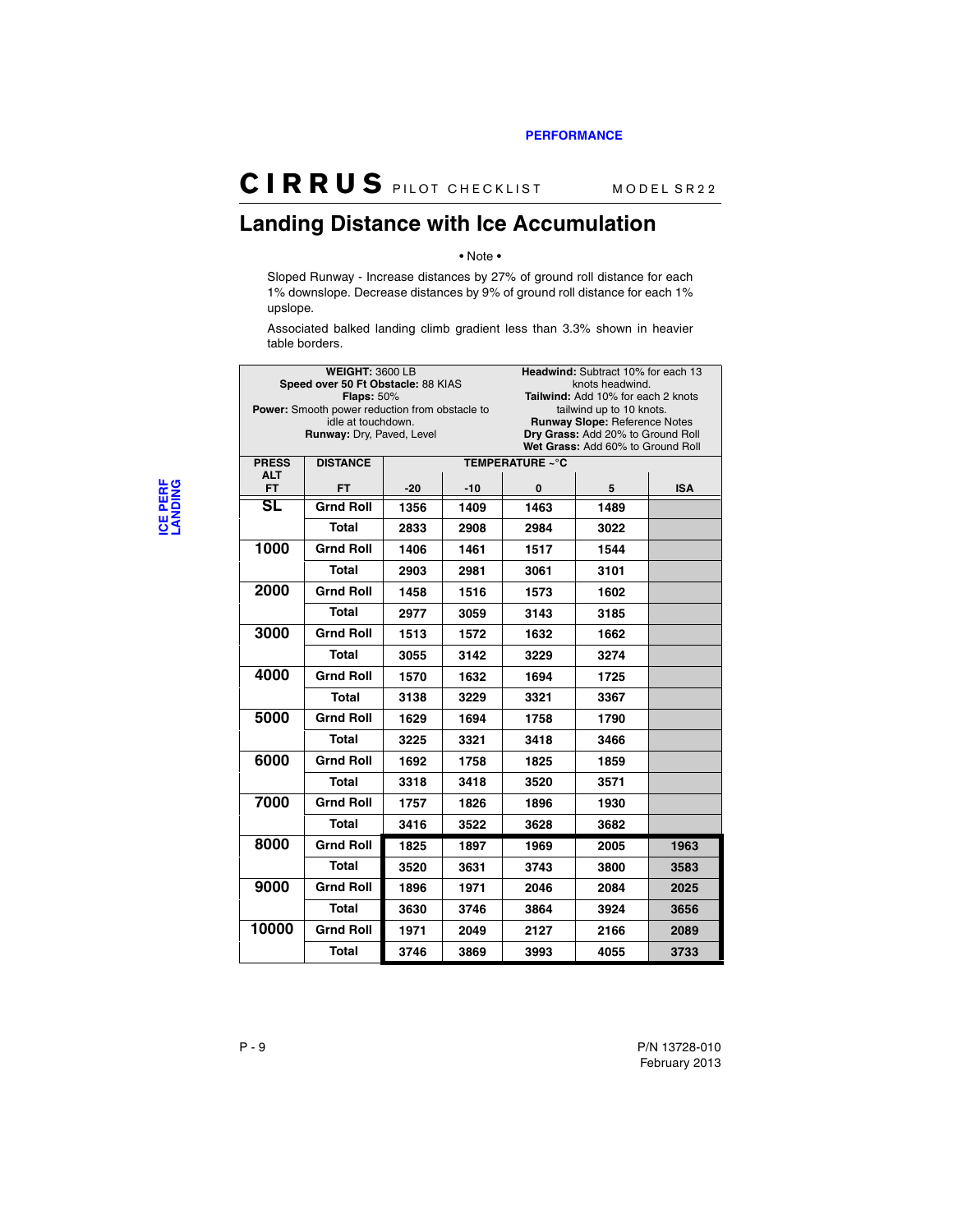## Landing Distance with Ice Accumulation

• Note •

Sloped Runway - Increase distances by 27% of ground roll distance for each 1% downslope. Decrease distances by 9% of ground roll distance for each 1% upslope.

Associated balked landing climb gradient less than 3.3% shown in heavier table borders.

**WEIGHT:** 3600 LB
**Speed over 50 Ft Obstacle:** 88 KIAS
**Flaps:** 50%
**Power:** Smooth power reduction from obstacle to idle at touchdown.
**Runway:** Dry, Paved, Level

**Headwind:** Subtract 10% for each 13 knots headwind.
**Tailwind:** Add 10% for each 2 knots tailwind up to 10 knots.
**Runway Slope:** Reference Notes
**Dry Grass:** Add 20% to Ground Roll
**Wet Grass:** Add 60% to Ground Roll

| PRESS ALT FT | DISTANCE FT | TEMPERATURE ~°C -20 | -10 | 0 | 5 | ISA |
|---|---|---|---|---|---|---|
| SL | Grnd Roll | 1356 | 1409 | 1463 | 1489 | |
| | Total | 2833 | 2908 | 2984 | 3022 | |
| 1000 | Grnd Roll | 1406 | 1461 | 1517 | 1544 | |
| | Total | 2903 | 2981 | 3061 | 3101 | |
| 2000 | Grnd Roll | 1458 | 1516 | 1573 | 1602 | |
| | Total | 2977 | 3059 | 3143 | 3185 | |
| 3000 | Grnd Roll | 1513 | 1572 | 1632 | 1662 | |
| | Total | 3055 | 3142 | 3229 | 3274 | |
| 4000 | Grnd Roll | 1570 | 1632 | 1694 | 1725 | |
| | Total | 3138 | 3229 | 3321 | 3367 | |
| 5000 | Grnd Roll | 1629 | 1694 | 1758 | 1790 | |
| | Total | 3225 | 3321 | 3418 | 3466 | |
| 6000 | Grnd Roll | 1692 | 1758 | 1825 | 1859 | |
| | Total | 3318 | 3418 | 3520 | 3571 | |
| 7000 | Grnd Roll | 1757 | 1826 | 1896 | 1930 | |
| | Total | 3416 | 3522 | 3628 | 3682 | |
| 8000 | Grnd Roll | 1825 | 1897 | 1969 | 2005 | 1963 |
| | Total | 3520 | 3631 | 3743 | 3800 | 3583 |
| 9000 | Grnd Roll | 1896 | 1971 | 2046 | 2084 | 2025 |
| | Total | 3630 | 3746 | 3864 | 3924 | 3656 |
| 10000 | Grnd Roll | 1971 | 2049 | 2127 | 2166 | 2089 |
| | Total | 3746 | 3869 | 3993 | 4055 | 3733 |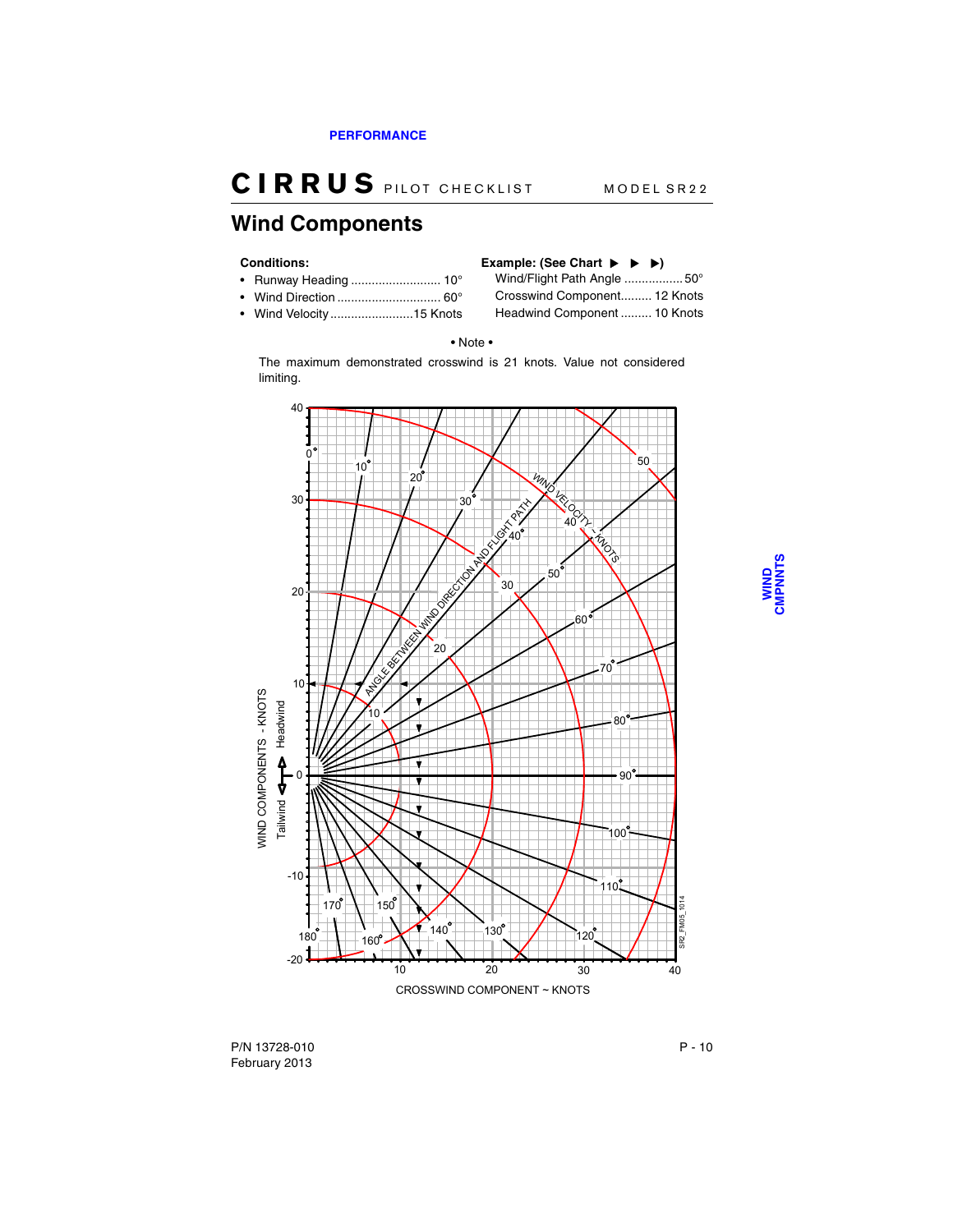# Wind Components

**Conditions:**

- Runway Heading .......................... 10°
- Wind Direction .............................. 60°
- Wind Velocity ........................15 Knots

**Example: (See Chart ▶ ▶ ▶)**

Wind/Flight Path Angle ................ 50°
Crosswind Component......... 12 Knots
Headwind Component ......... 10 Knots

• Note •

The maximum demonstrated crosswind is 21 knots. Value not considered limiting.

WIND COMPONENTS - KNOTS (Headwind / Tailwind)

ANGLE BETWEEN WIND DIRECTION AND FLIGHT PATH

WIND VELOCITY - KNOTS

CROSSWIND COMPONENT ~ KNOTS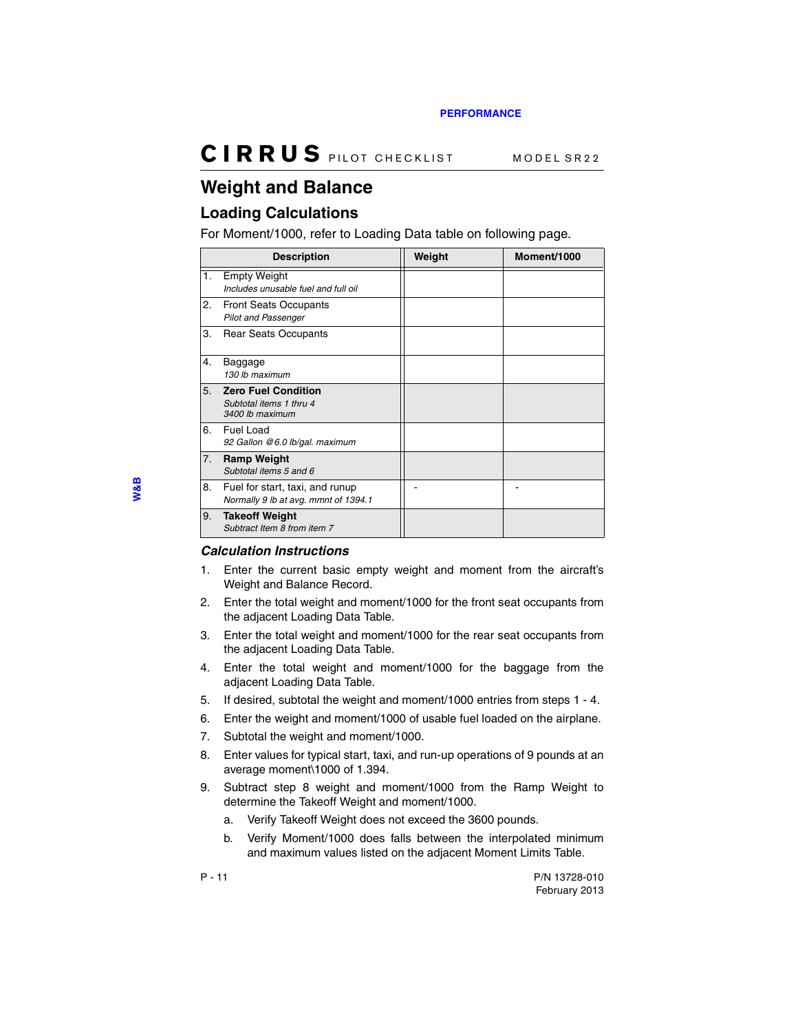# Weight and Balance

## Loading Calculations

For Moment/1000, refer to Loading Data table on following page.

| Description | Weight | Moment/1000 |
|---|---|---|
| 1. Empty Weight<br>*Includes unusable fuel and full oil* | | |
| 2. Front Seats Occupants<br>*Pilot and Passenger* | | |
| 3. Rear Seats Occupants | | |
| 4. Baggage<br>*130 lb maximum* | | |
| 5. **Zero Fuel Condition**<br>*Subtotal items 1 thru 4*<br>*3400 lb maximum* | | |
| 6. Fuel Load<br>*92 Gallon @6.0 lb/gal. maximum* | | |
| 7. **Ramp Weight**<br>*Subtotal items 5 and 6* | | |
| 8. Fuel for start, taxi, and runup<br>*Normally 9 lb at avg. mmnt of 1394.1* | - | - |
| 9. **Takeoff Weight**<br>*Subtract Item 8 from item 7* | | |

### *Calculation Instructions*

1. Enter the current basic empty weight and moment from the aircraft's Weight and Balance Record.
2. Enter the total weight and moment/1000 for the front seat occupants from the adjacent Loading Data Table.
3. Enter the total weight and moment/1000 for the rear seat occupants from the adjacent Loading Data Table.
4. Enter the total weight and moment/1000 for the baggage from the adjacent Loading Data Table.
5. If desired, subtotal the weight and moment/1000 entries from steps 1 - 4.
6. Enter the weight and moment/1000 of usable fuel loaded on the airplane.
7. Subtotal the weight and moment/1000.
8. Enter values for typical start, taxi, and run-up operations of 9 pounds at an average moment\1000 of 1.394.
9. Subtract step 8 weight and moment/1000 from the Ramp Weight to determine the Takeoff Weight and moment/1000.
   a. Verify Takeoff Weight does not exceed the 3600 pounds.
   b. Verify Moment/1000 does falls between the interpolated minimum and maximum values listed on the adjacent Moment Limits Table.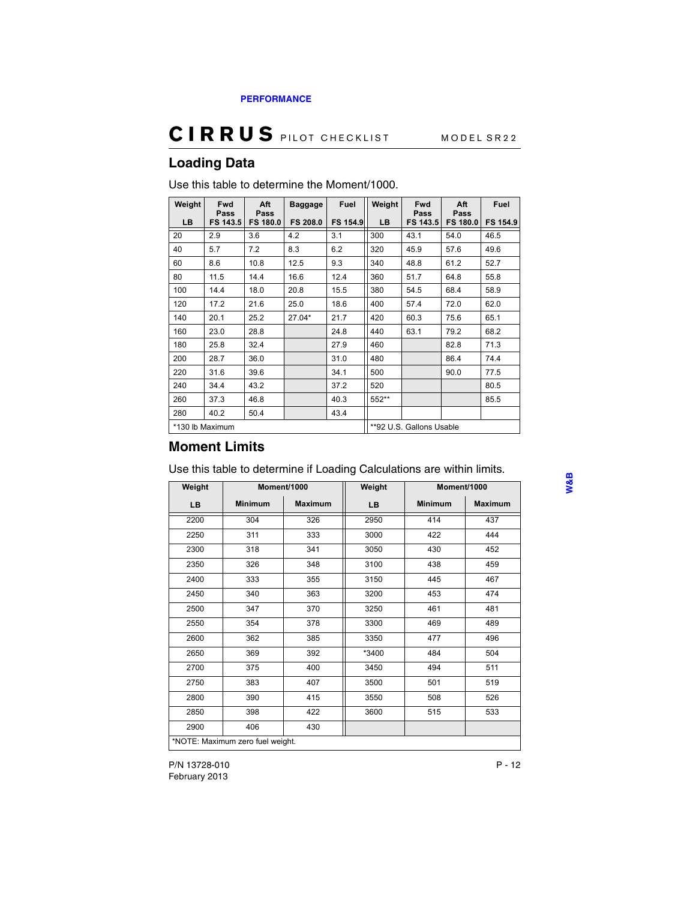## Loading Data

Use this table to determine the Moment/1000.

| Weight LB | Fwd Pass FS 143.5 | Aft Pass FS 180.0 | Baggage FS 208.0 | Fuel FS 154.9 | Weight LB | Fwd Pass FS 143.5 | Aft Pass FS 180.0 | Fuel FS 154.9 |
|---|---|---|---|---|---|---|---|---|
| 20 | 2.9 | 3.6 | 4.2 | 3.1 | 300 | 43.1 | 54.0 | 46.5 |
| 40 | 5.7 | 7.2 | 8.3 | 6.2 | 320 | 45.9 | 57.6 | 49.6 |
| 60 | 8.6 | 10.8 | 12.5 | 9.3 | 340 | 48.8 | 61.2 | 52.7 |
| 80 | 11.5 | 14.4 | 16.6 | 12.4 | 360 | 51.7 | 64.8 | 55.8 |
| 100 | 14.4 | 18.0 | 20.8 | 15.5 | 380 | 54.5 | 68.4 | 58.9 |
| 120 | 17.2 | 21.6 | 25.0 | 18.6 | 400 | 57.4 | 72.0 | 62.0 |
| 140 | 20.1 | 25.2 | 27.04* | 21.7 | 420 | 60.3 | 75.6 | 65.1 |
| 160 | 23.0 | 28.8 | | 24.8 | 440 | 63.1 | 79.2 | 68.2 |
| 180 | 25.8 | 32.4 | | 27.9 | 460 | | 82.8 | 71.3 |
| 200 | 28.7 | 36.0 | | 31.0 | 480 | | 86.4 | 74.4 |
| 220 | 31.6 | 39.6 | | 34.1 | 500 | | 90.0 | 77.5 |
| 240 | 34.4 | 43.2 | | 37.2 | 520 | | | 80.5 |
| 260 | 37.3 | 46.8 | | 40.3 | 552** | | | 85.5 |
| 280 | 40.2 | 50.4 | | 43.4 | | | | |

*130 lb Maximum

**92 U.S. Gallons Usable

## Moment Limits

Use this table to determine if Loading Calculations are within limits.

| Weight LB | Moment/1000 Minimum | Moment/1000 Maximum | Weight LB | Moment/1000 Minimum | Moment/1000 Maximum |
|---|---|---|---|---|---|
| 2200 | 304 | 326 | 2950 | 414 | 437 |
| 2250 | 311 | 333 | 3000 | 422 | 444 |
| 2300 | 318 | 341 | 3050 | 430 | 452 |
| 2350 | 326 | 348 | 3100 | 438 | 459 |
| 2400 | 333 | 355 | 3150 | 445 | 467 |
| 2450 | 340 | 363 | 3200 | 453 | 474 |
| 2500 | 347 | 370 | 3250 | 461 | 481 |
| 2550 | 354 | 378 | 3300 | 469 | 489 |
| 2600 | 362 | 385 | 3350 | 477 | 496 |
| 2650 | 369 | 392 | *3400 | 484 | 504 |
| 2700 | 375 | 400 | 3450 | 494 | 511 |
| 2750 | 383 | 407 | 3500 | 501 | 519 |
| 2800 | 390 | 415 | 3550 | 508 | 526 |
| 2850 | 398 | 422 | 3600 | 515 | 533 |
| 2900 | 406 | 430 | | | |

*NOTE: Maximum zero fuel weight.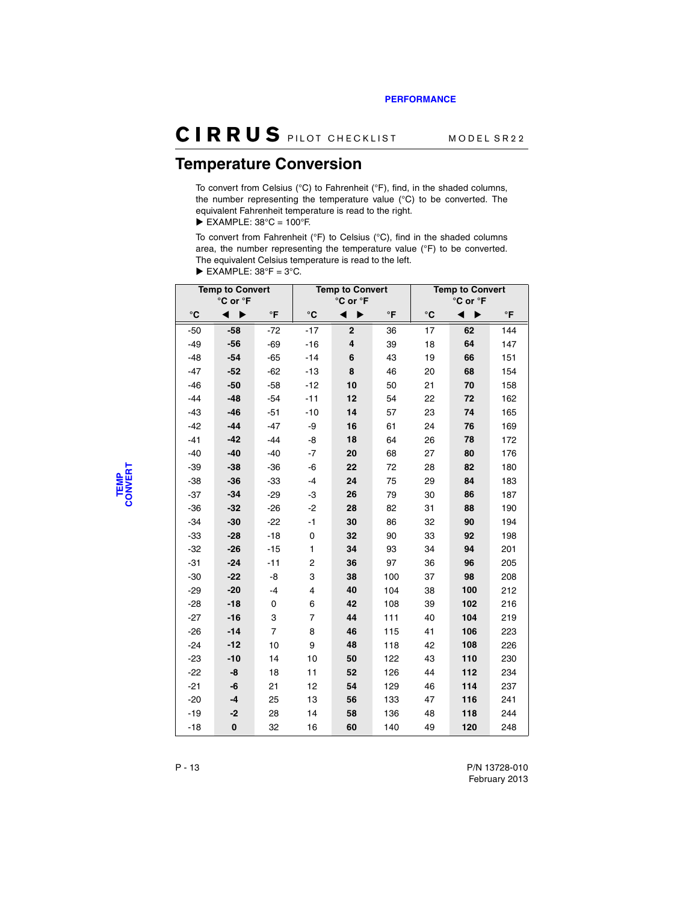## Temperature Conversion

To convert from Celsius (°C) to Fahrenheit (°F), find, in the shaded columns, the number representing the temperature value (°C) to be converted. The equivalent Fahrenheit temperature is read to the right.

▶ EXAMPLE: 38°C = 100°F.

To convert from Fahrenheit (°F) to Celsius (°C), find in the shaded columns area, the number representing the temperature value (°F) to be converted. The equivalent Celsius temperature is read to the left.

▶ EXAMPLE: 38°F = 3°C.

| | Temp to Convert °C or °F | | | Temp to Convert °C or °F | | | Temp to Convert °C or °F | |
|---|---|---|---|---|---|---|---|---|
| °C | ◀ ▶ | °F | °C | ◀ ▶ | °F | °C | ◀ ▶ | °F |
| -50 | **-58** | -72 | -17 | **2** | 36 | 17 | **62** | 144 |
| -49 | **-56** | -69 | -16 | **4** | 39 | 18 | **64** | 147 |
| -48 | **-54** | -65 | -14 | **6** | 43 | 19 | **66** | 151 |
| -47 | **-52** | -62 | -13 | **8** | 46 | 20 | **68** | 154 |
| -46 | **-50** | -58 | -12 | **10** | 50 | 21 | **70** | 158 |
| -44 | **-48** | -54 | -11 | **12** | 54 | 22 | **72** | 162 |
| -43 | **-46** | -51 | -10 | **14** | 57 | 23 | **74** | 165 |
| -42 | **-44** | -47 | -9 | **16** | 61 | 24 | **76** | 169 |
| -41 | **-42** | -44 | -8 | **18** | 64 | 26 | **78** | 172 |
| -40 | **-40** | -40 | -7 | **20** | 68 | 27 | **80** | 176 |
| -39 | **-38** | -36 | -6 | **22** | 72 | 28 | **82** | 180 |
| -38 | **-36** | -33 | -4 | **24** | 75 | 29 | **84** | 183 |
| -37 | **-34** | -29 | -3 | **26** | 79 | 30 | **86** | 187 |
| -36 | **-32** | -26 | -2 | **28** | 82 | 31 | **88** | 190 |
| -34 | **-30** | -22 | -1 | **30** | 86 | 32 | **90** | 194 |
| -33 | **-28** | -18 | 0 | **32** | 90 | 33 | **92** | 198 |
| -32 | **-26** | -15 | 1 | **34** | 93 | 34 | **94** | 201 |
| -31 | **-24** | -11 | 2 | **36** | 97 | 36 | **96** | 205 |
| -30 | **-22** | -8 | 3 | **38** | 100 | 37 | **98** | 208 |
| -29 | **-20** | -4 | 4 | **40** | 104 | 38 | **100** | 212 |
| -28 | **-18** | 0 | 6 | **42** | 108 | 39 | **102** | 216 |
| -27 | **-16** | 3 | 7 | **44** | 111 | 40 | **104** | 219 |
| -26 | **-14** | 7 | 8 | **46** | 115 | 41 | **106** | 223 |
| -24 | **-12** | 10 | 9 | **48** | 118 | 42 | **108** | 226 |
| -23 | **-10** | 14 | 10 | **50** | 122 | 43 | **110** | 230 |
| -22 | **-8** | 18 | 11 | **52** | 126 | 44 | **112** | 234 |
| -21 | **-6** | 21 | 12 | **54** | 129 | 46 | **114** | 237 |
| -20 | **-4** | 25 | 13 | **56** | 133 | 47 | **116** | 241 |
| -19 | **-2** | 28 | 14 | **58** | 136 | 48 | **118** | 244 |
| -18 | **0** | 32 | 16 | **60** | 140 | 49 | **120** | 248 |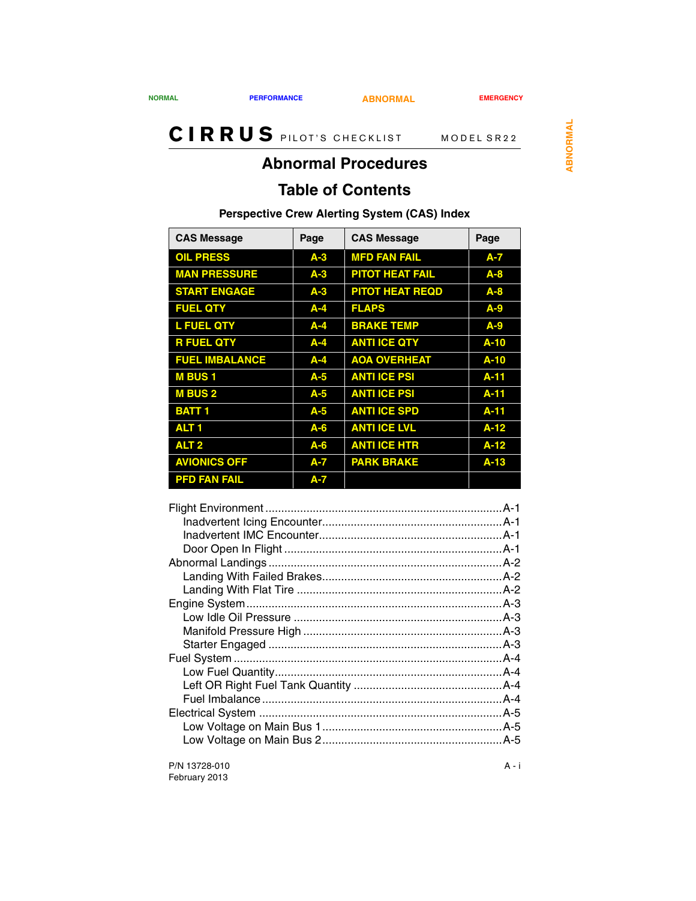# Abnormal Procedures

## Table of Contents

### Perspective Crew Alerting System (CAS) Index

| CAS Message | Page | CAS Message | Page |
|---|---|---|---|
| OIL PRESS | A-3 | MFD FAN FAIL | A-7 |
| MAN PRESSURE | A-3 | PITOT HEAT FAIL | A-8 |
| START ENGAGE | A-3 | PITOT HEAT REQD | A-8 |
| FUEL QTY | A-4 | FLAPS | A-9 |
| L FUEL QTY | A-4 | BRAKE TEMP | A-9 |
| R FUEL QTY | A-4 | ANTI ICE QTY | A-10 |
| FUEL IMBALANCE | A-4 | AOA OVERHEAT | A-10 |
| M BUS 1 | A-5 | ANTI ICE PSI | A-11 |
| M BUS 2 | A-5 | ANTI ICE PSI | A-11 |
| BATT 1 | A-5 | ANTI ICE SPD | A-11 |
| ALT 1 | A-6 | ANTI ICE LVL | A-12 |
| ALT 2 | A-6 | ANTI ICE HTR | A-12 |
| AVIONICS OFF | A-7 | PARK BRAKE | A-13 |
| PFD FAN FAIL | A-7 | | |

Flight Environment ........................................ A-1
- Inadvertent Icing Encounter ........................................ A-1
- Inadvertent IMC Encounter ........................................ A-1
- Door Open In Flight ........................................ A-1

Abnormal Landings ........................................ A-2
- Landing With Failed Brakes ........................................ A-2
- Landing With Flat Tire ........................................ A-2

Engine System ........................................ A-3
- Low Idle Oil Pressure ........................................ A-3
- Manifold Pressure High ........................................ A-3
- Starter Engaged ........................................ A-3

Fuel System ........................................ A-4
- Low Fuel Quantity ........................................ A-4
- Left OR Right Fuel Tank Quantity ........................................ A-4
- Fuel Imbalance ........................................ A-4

Electrical System ........................................ A-5
- Low Voltage on Main Bus 1 ........................................ A-5
- Low Voltage on Main Bus 2 ........................................ A-5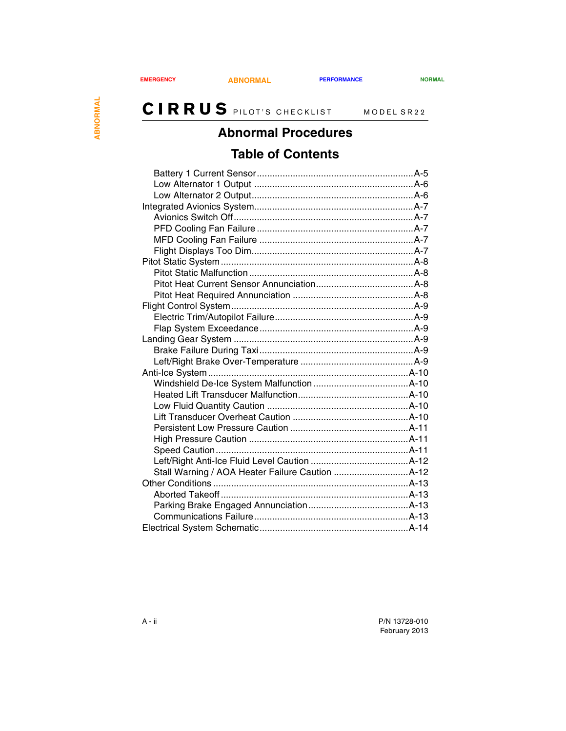## Abnormal Procedures

## Table of Contents

- Battery 1 Current Sensor ........ A-5
- Low Alternator 1 Output ........ A-6
- Low Alternator 2 Output ........ A-6

Integrated Avionics System ........ A-7

- Avionics Switch Off ........ A-7
- PFD Cooling Fan Failure ........ A-7
- MFD Cooling Fan Failure ........ A-7
- Flight Displays Too Dim ........ A-7

Pitot Static System ........ A-8

- Pitot Static Malfunction ........ A-8
- Pitot Heat Current Sensor Annunciation ........ A-8
- Pitot Heat Required Annunciation ........ A-8

Flight Control System ........ A-9

- Electric Trim/Autopilot Failure ........ A-9
- Flap System Exceedance ........ A-9

Landing Gear System ........ A-9

- Brake Failure During Taxi ........ A-9
- Left/Right Brake Over-Temperature ........ A-9

Anti-Ice System ........ A-10

- Windshield De-Ice System Malfunction ........ A-10
- Heated Lift Transducer Malfunction ........ A-10
- Low Fluid Quantity Caution ........ A-10
- Lift Transducer Overheat Caution ........ A-10
- Persistent Low Pressure Caution ........ A-11
- High Pressure Caution ........ A-11
- Speed Caution ........ A-11
- Left/Right Anti-Ice Fluid Level Caution ........ A-12
- Stall Warning / AOA Heater Failure Caution ........ A-12

Other Conditions ........ A-13

- Aborted Takeoff ........ A-13
- Parking Brake Engaged Annunciation ........ A-13
- Communications Failure ........ A-13

Electrical System Schematic ........ A-14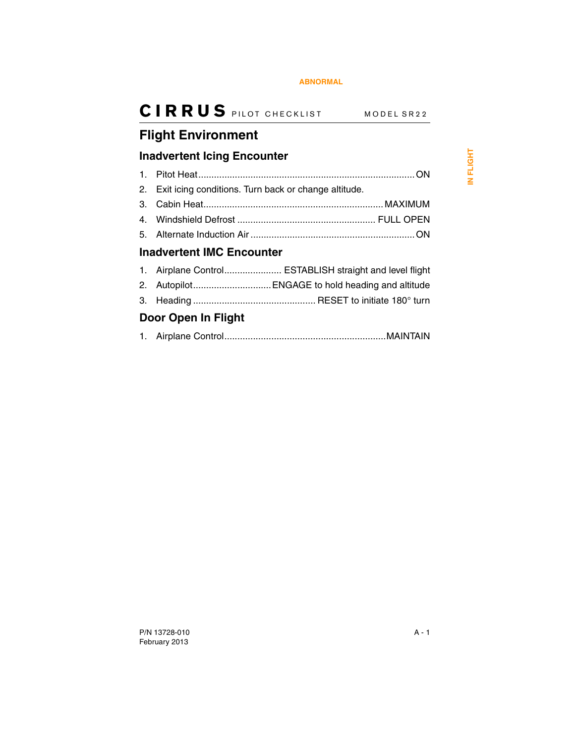# Flight Environment

## Inadvertent Icing Encounter

1. Pitot Heat .......... ON
2. Exit icing conditions. Turn back or change altitude.
3. Cabin Heat .......... MAXIMUM
4. Windshield Defrost .......... FULL OPEN
5. Alternate Induction Air .......... ON

## Inadvertent IMC Encounter

1. Airplane Control .......... ESTABLISH straight and level flight
2. Autopilot .......... ENGAGE to hold heading and altitude
3. Heading .......... RESET to initiate 180° turn

## Door Open In Flight

1. Airplane Control .......... MAINTAIN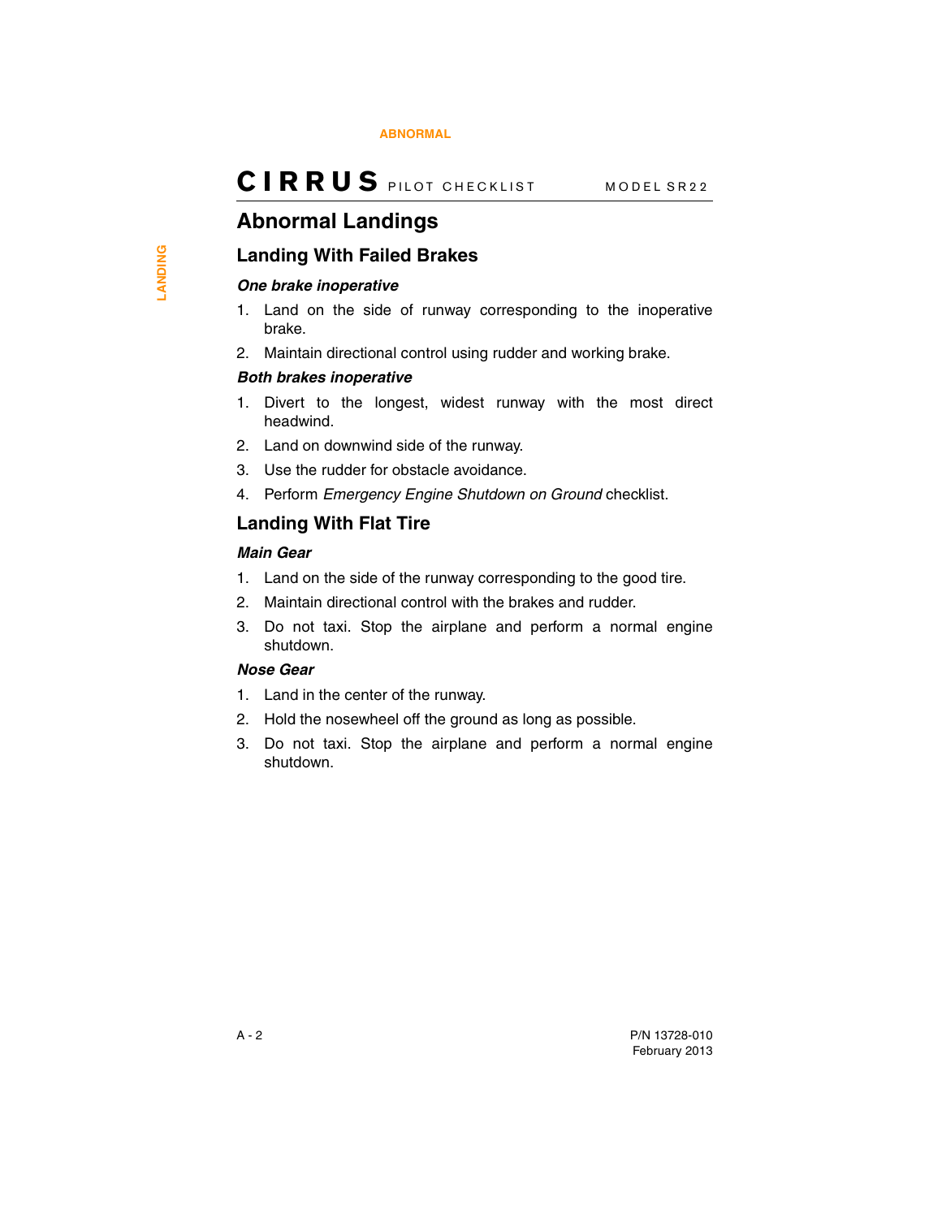# Abnormal Landings

## Landing With Failed Brakes

***One brake inoperative***

1. Land on the side of runway corresponding to the inoperative brake.
2. Maintain directional control using rudder and working brake.

***Both brakes inoperative***

1. Divert to the longest, widest runway with the most direct headwind.
2. Land on downwind side of the runway.
3. Use the rudder for obstacle avoidance.
4. Perform *Emergency Engine Shutdown on Ground* checklist.

## Landing With Flat Tire

***Main Gear***

1. Land on the side of the runway corresponding to the good tire.
2. Maintain directional control with the brakes and rudder.
3. Do not taxi. Stop the airplane and perform a normal engine shutdown.

***Nose Gear***

1. Land in the center of the runway.
2. Hold the nosewheel off the ground as long as possible.
3. Do not taxi. Stop the airplane and perform a normal engine shutdown.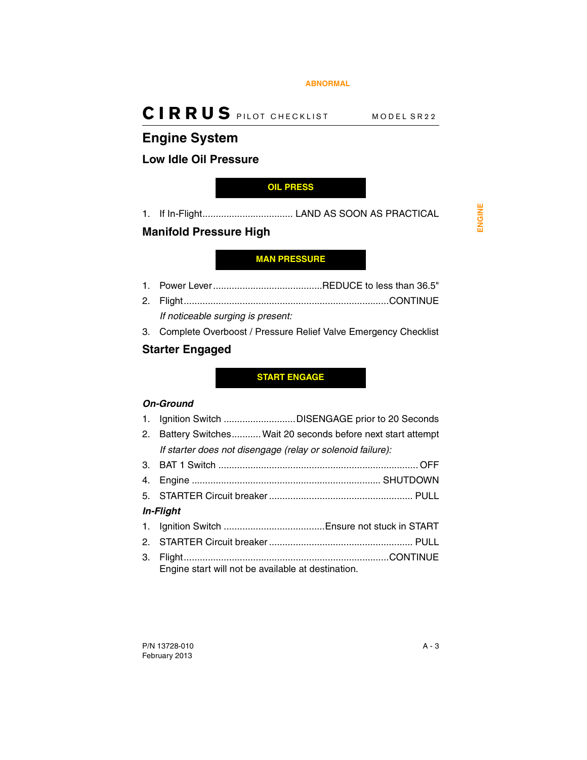## Engine System

### Low Idle Oil Pressure

**OIL PRESS**

1. If In-Flight.................................. LAND AS SOON AS PRACTICAL

### Manifold Pressure High

**MAN PRESSURE**

1. Power Lever.........................................REDUCE to less than 36.5"
2. Flight............................................................................CONTINUE

   *If noticeable surging is present:*

3. Complete Overboost / Pressure Relief Valve Emergency Checklist

### Starter Engaged

**START ENGAGE**

***On-Ground***

1. Ignition Switch ...........................DISENGAGE prior to 20 Seconds
2. Battery Switches........... Wait 20 seconds before next start attempt

   *If starter does not disengage (relay or solenoid failure):*

3. BAT 1 Switch ......................................................................... OFF
4. Engine ...................................................................... SHUTDOWN
5. STARTER Circuit breaker ..................................................... PULL

***In-Flight***

1. Ignition Switch ......................................Ensure not stuck in START
2. STARTER Circuit breaker ..................................................... PULL
3. Flight............................................................................CONTINUE
   Engine start will not be available at destination.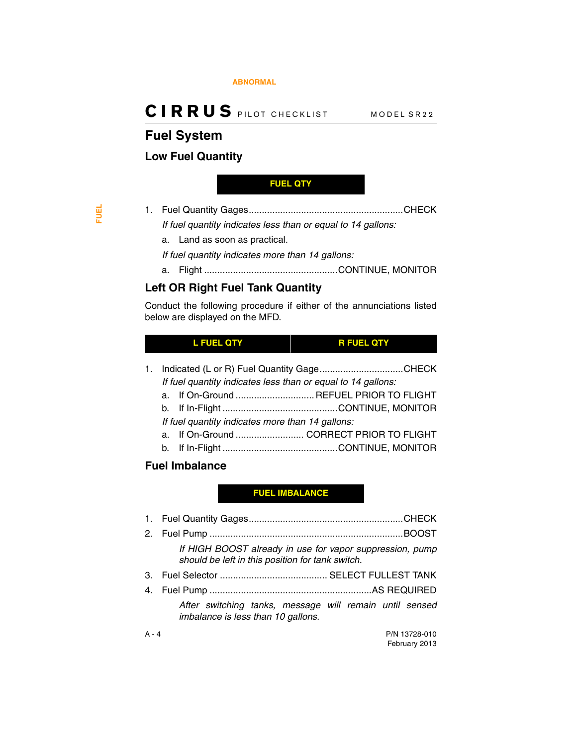# Fuel System

## Low Fuel Quantity

**FUEL QTY**

1. Fuel Quantity Gages....................CHECK

   *If fuel quantity indicates less than or equal to 14 gallons:*

   a. Land as soon as practical.

   *If fuel quantity indicates more than 14 gallons:*

   a. Flight ....................CONTINUE, MONITOR

## Left OR Right Fuel Tank Quantity

Conduct the following procedure if either of the annunciations listed below are displayed on the MFD.

| L FUEL QTY | R FUEL QTY |
|---|---|

1. Indicated (L or R) Fuel Quantity Gage....................CHECK

   *If fuel quantity indicates less than or equal to 14 gallons:*

   a. If On-Ground .................... REFUEL PRIOR TO FLIGHT
   b. If In-Flight ....................CONTINUE, MONITOR

   *If fuel quantity indicates more than 14 gallons:*

   a. If On-Ground .................... CORRECT PRIOR TO FLIGHT
   b. If In-Flight ....................CONTINUE, MONITOR

## Fuel Imbalance

**FUEL IMBALANCE**

1. Fuel Quantity Gages....................CHECK
2. Fuel Pump ....................BOOST

   *If HIGH BOOST already in use for vapor suppression, pump should be left in this position for tank switch.*

3. Fuel Selector .................... SELECT FULLEST TANK
4. Fuel Pump ....................AS REQUIRED

   *After switching tanks, message will remain until sensed imbalance is less than 10 gallons.*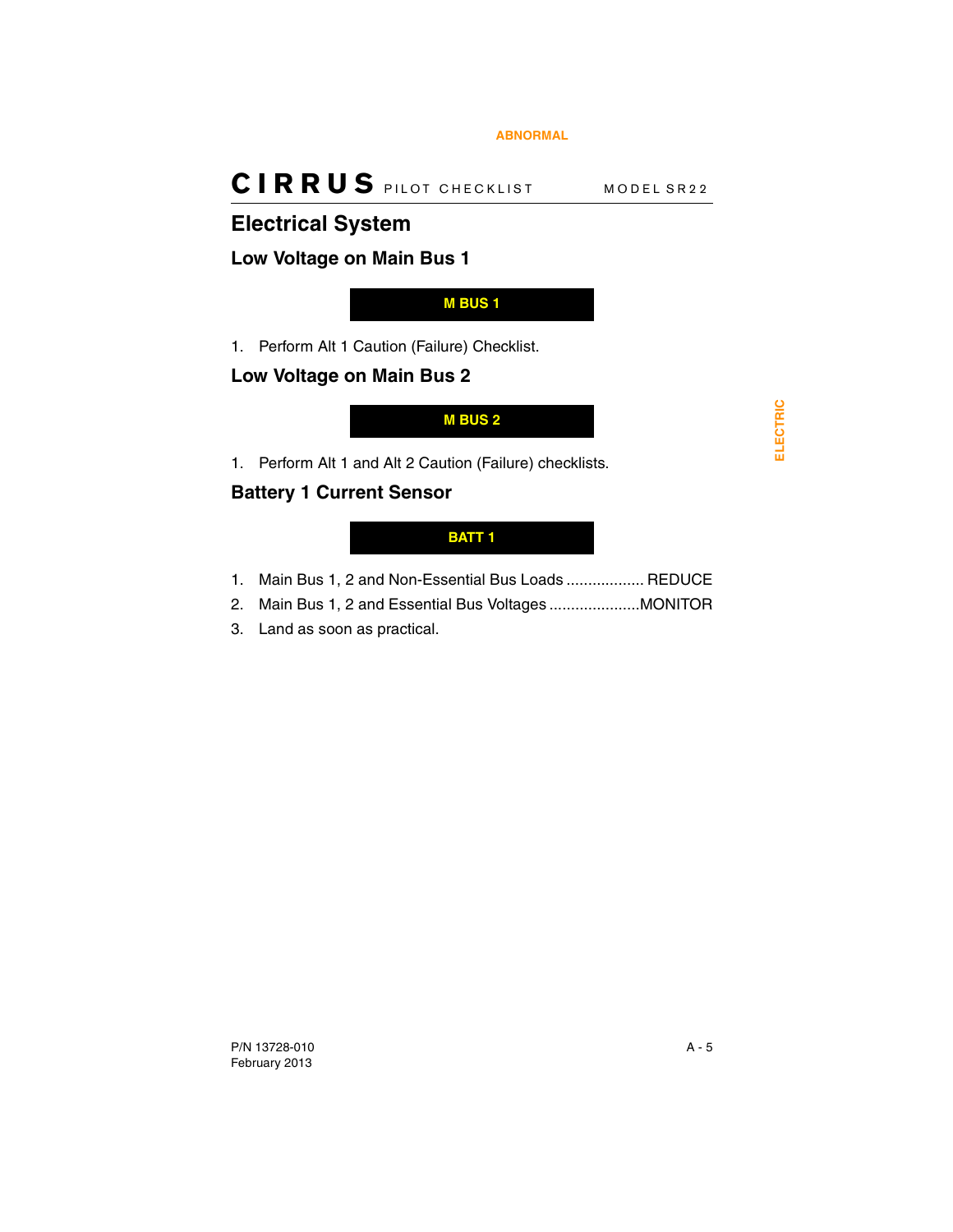# Electrical System

## Low Voltage on Main Bus 1

**M BUS 1**

1. Perform Alt 1 Caution (Failure) Checklist.

## Low Voltage on Main Bus 2

**M BUS 2**

1. Perform Alt 1 and Alt 2 Caution (Failure) checklists.

## Battery 1 Current Sensor

**BATT 1**

1. Main Bus 1, 2 and Non-Essential Bus Loads .................. REDUCE
2. Main Bus 1, 2 and Essential Bus Voltages .....................MONITOR
3. Land as soon as practical.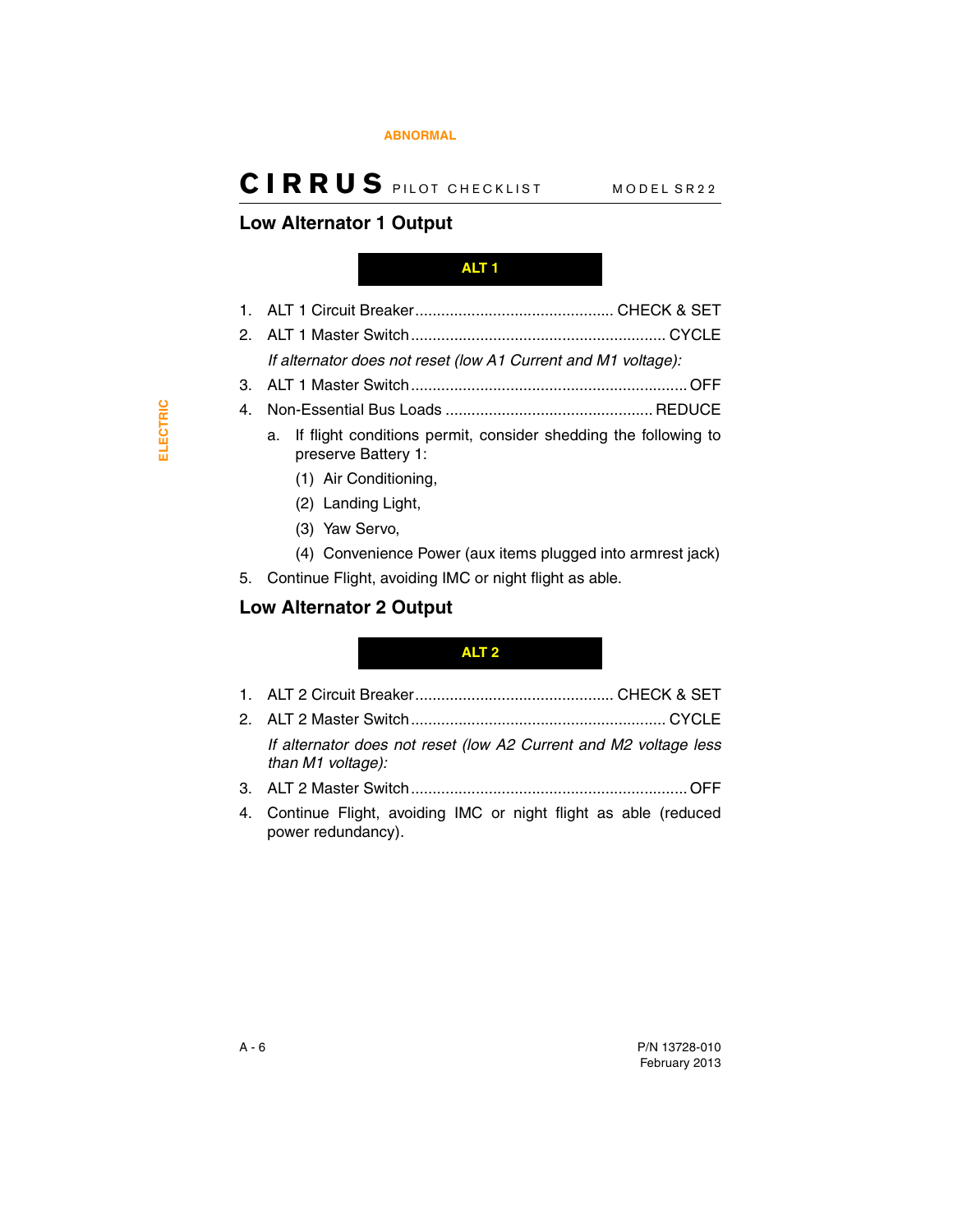## Low Alternator 1 Output

**ALT 1**

1. ALT 1 Circuit Breaker............................................. CHECK & SET
2. ALT 1 Master Switch.......................................................... CYCLE

   *If alternator does not reset (low A1 Current and M1 voltage):*

3. ALT 1 Master Switch................................................................ OFF
4. Non-Essential Bus Loads ............................................... REDUCE
   a. If flight conditions permit, consider shedding the following to preserve Battery 1:
      (1) Air Conditioning,
      (2) Landing Light,
      (3) Yaw Servo,
      (4) Convenience Power (aux items plugged into armrest jack)
5. Continue Flight, avoiding IMC or night flight as able.

## Low Alternator 2 Output

**ALT 2**

1. ALT 2 Circuit Breaker............................................. CHECK & SET
2. ALT 2 Master Switch.......................................................... CYCLE

   *If alternator does not reset (low A2 Current and M2 voltage less than M1 voltage):*

3. ALT 2 Master Switch................................................................ OFF
4. Continue Flight, avoiding IMC or night flight as able (reduced power redundancy).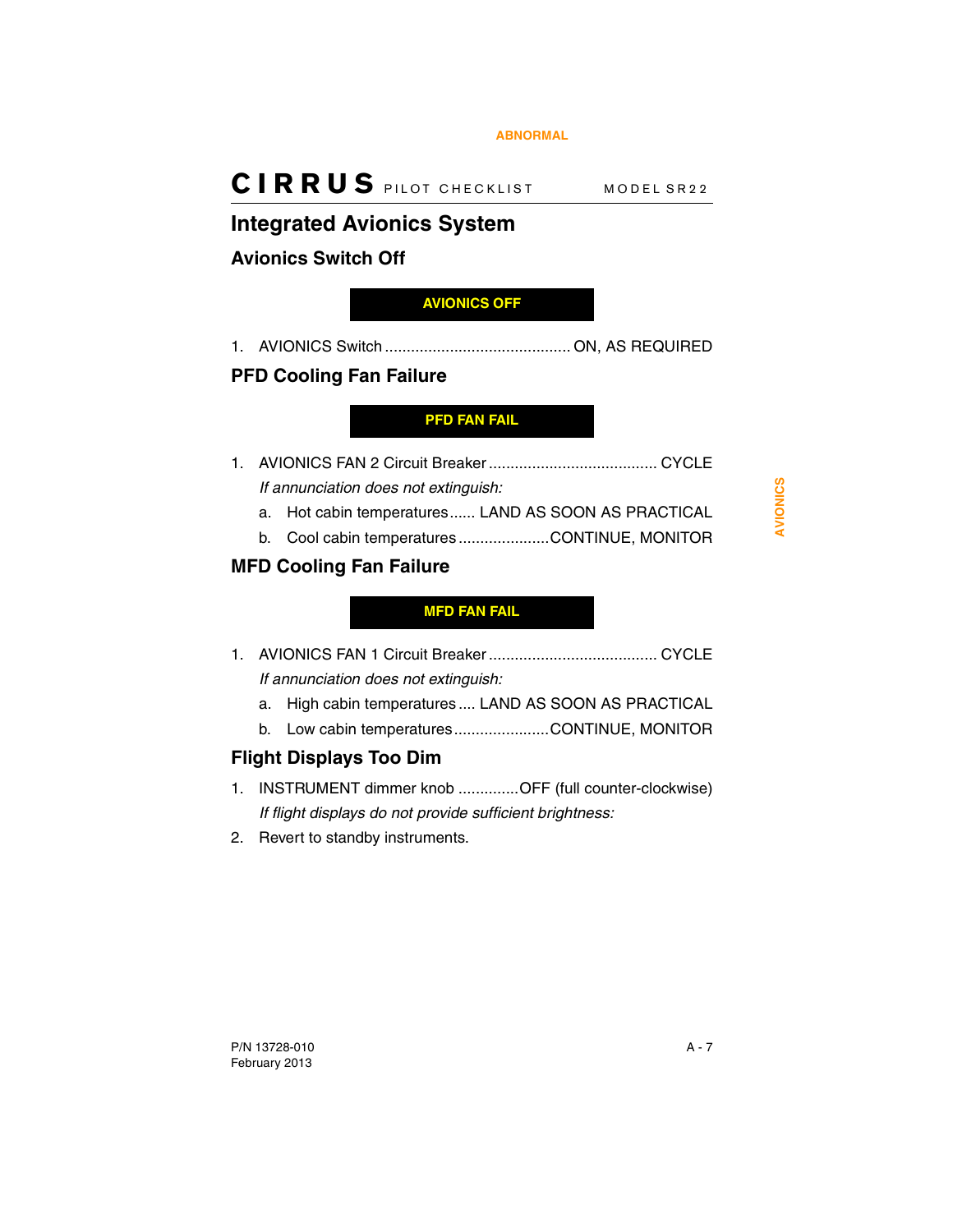# Integrated Avionics System

## Avionics Switch Off

**AVIONICS OFF**

1. AVIONICS Switch .......................................... ON, AS REQUIRED

## PFD Cooling Fan Failure

**PFD FAN FAIL**

1. AVIONICS FAN 2 Circuit Breaker ...................................... CYCLE

   *If annunciation does not extinguish:*

   a. Hot cabin temperatures...... LAND AS SOON AS PRACTICAL

   b. Cool cabin temperatures ....................CONTINUE, MONITOR

## MFD Cooling Fan Failure

**MFD FAN FAIL**

1. AVIONICS FAN 1 Circuit Breaker ...................................... CYCLE

   *If annunciation does not extinguish:*

   a. High cabin temperatures .... LAND AS SOON AS PRACTICAL

   b. Low cabin temperatures .....................CONTINUE, MONITOR

## Flight Displays Too Dim

1. INSTRUMENT dimmer knob .............OFF (full counter-clockwise)

   *If flight displays do not provide sufficient brightness:*

2. Revert to standby instruments.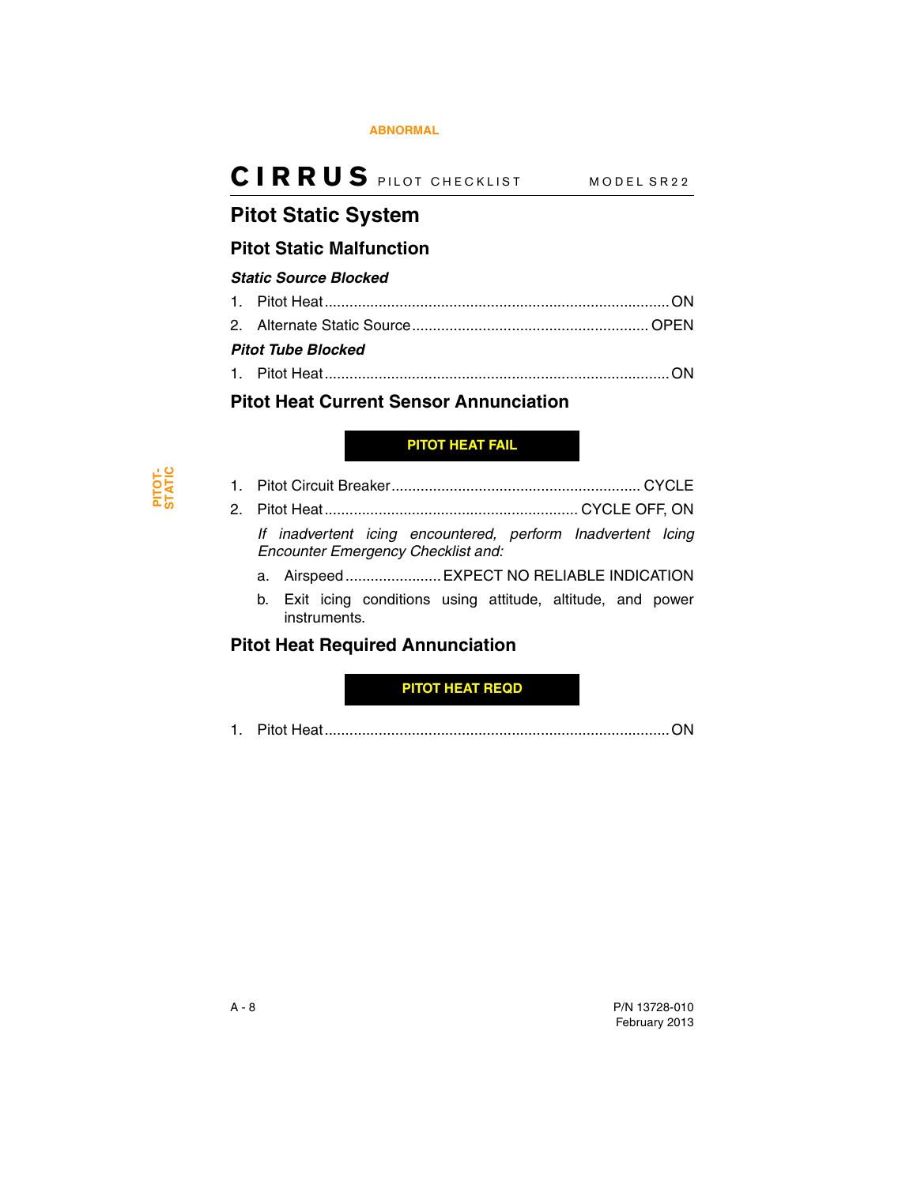# Pitot Static System

## Pitot Static Malfunction

***Static Source Blocked***

1. Pitot Heat .................................................................................. ON
2. Alternate Static Source ........................................................ OPEN

***Pitot Tube Blocked***

1. Pitot Heat .................................................................................. ON

## Pitot Heat Current Sensor Annunciation

**PITOT HEAT FAIL**

1. Pitot Circuit Breaker ........................................................... CYCLE
2. Pitot Heat ............................................................ CYCLE OFF, ON

   *If inadvertent icing encountered, perform Inadvertent Icing Encounter Emergency Checklist and:*

   a. Airspeed ...................... EXPECT NO RELIABLE INDICATION
   b. Exit icing conditions using attitude, altitude, and power instruments.

## Pitot Heat Required Annunciation

**PITOT HEAT REQD**

1. Pitot Heat .................................................................................. ON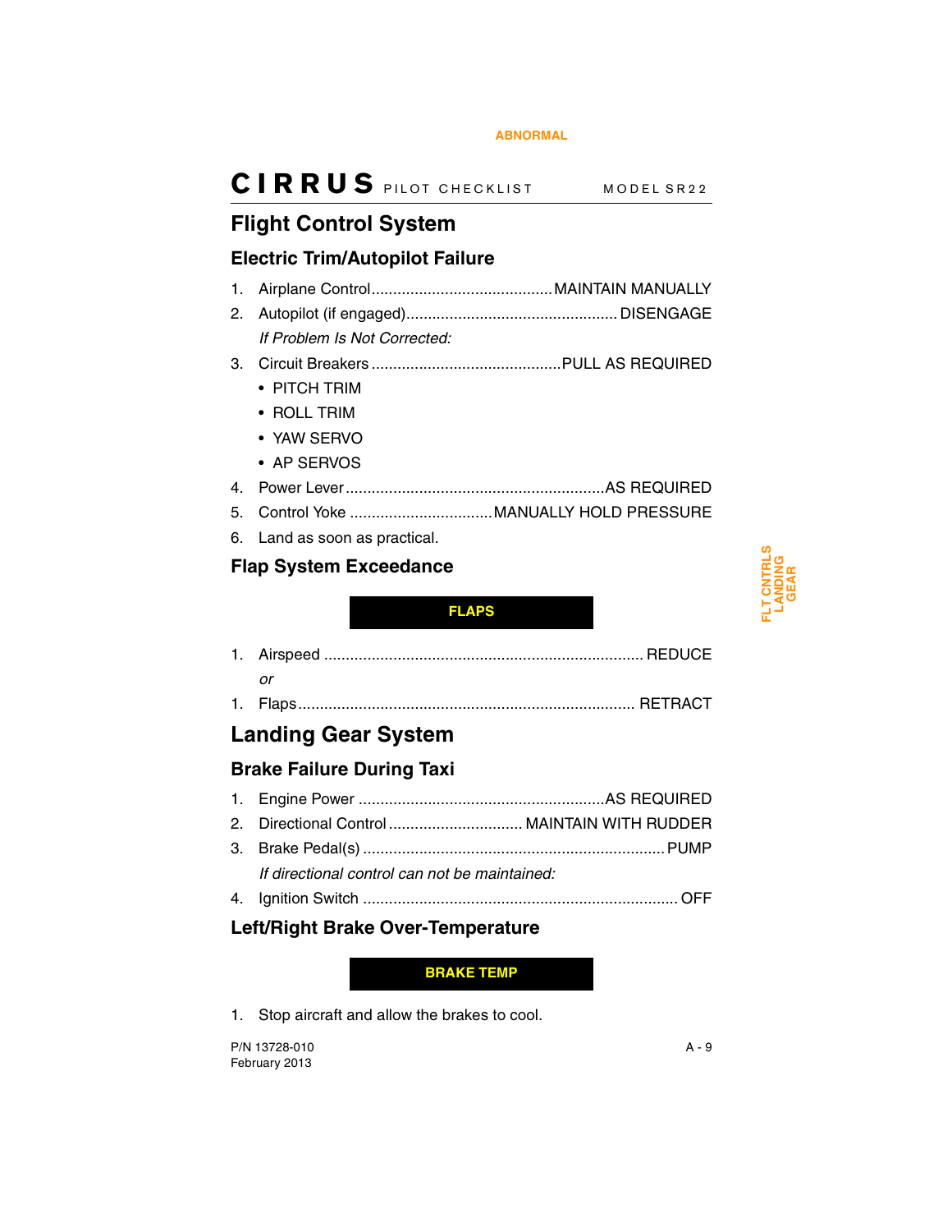# Flight Control System

## Electric Trim/Autopilot Failure

1. Airplane Control .......................................... MAINTAIN MANUALLY
2. Autopilot (if engaged) ................................................ DISENGAGE

   *If Problem Is Not Corrected:*

3. Circuit Breakers ........................................... PULL AS REQUIRED
   - PITCH TRIM
   - ROLL TRIM
   - YAW SERVO
   - AP SERVOS
4. Power Lever .......................................................... AS REQUIRED
5. Control Yoke ................................. MANUALLY HOLD PRESSURE
6. Land as soon as practical.

## Flap System Exceedance

**FLAPS**

1. Airspeed ........................................................................ REDUCE

   *or*

1. Flaps ............................................................................ RETRACT

# Landing Gear System

## Brake Failure During Taxi

1. Engine Power ....................................................... AS REQUIRED
2. Directional Control ............................... MAINTAIN WITH RUDDER
3. Brake Pedal(s) ....................................................................... PUMP

   *If directional control can not be maintained:*

4. Ignition Switch ........................................................................ OFF

## Left/Right Brake Over-Temperature

**BRAKE TEMP**

1. Stop aircraft and allow the brakes to cool.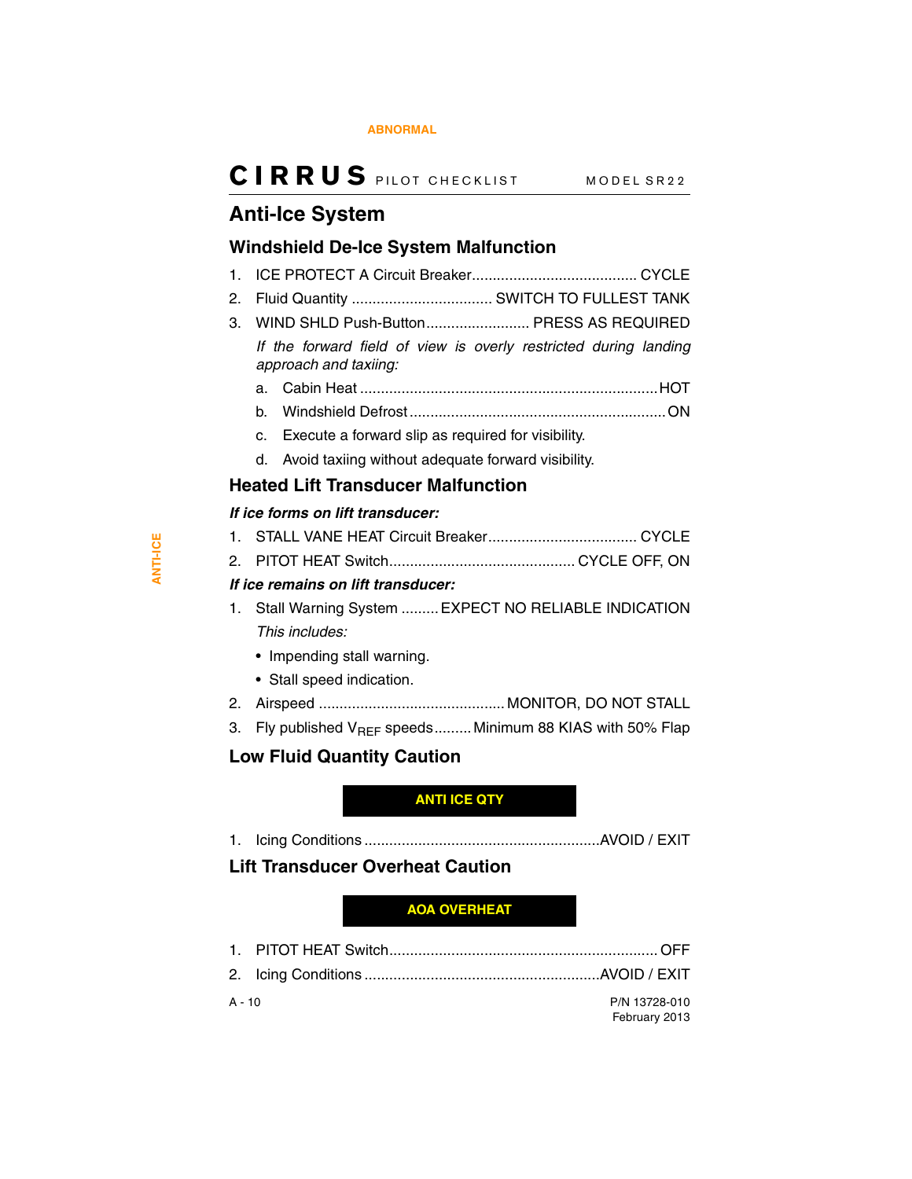## Anti-Ice System

### Windshield De-Ice System Malfunction

1. ICE PROTECT A Circuit Breaker........................................ CYCLE
2. Fluid Quantity .................................. SWITCH TO FULLEST TANK
3. WIND SHLD Push-Button......................... PRESS AS REQUIRED

   *If the forward field of view is overly restricted during landing approach and taxiing:*

   a. Cabin Heat ....................................................................... HOT
   b. Windshield Defrost ............................................................ ON
   c. Execute a forward slip as required for visibility.
   d. Avoid taxiing without adequate forward visibility.

### Heated Lift Transducer Malfunction

***If ice forms on lift transducer:***

1. STALL VANE HEAT Circuit Breaker.................................... CYCLE
2. PITOT HEAT Switch............................................. CYCLE OFF, ON

***If ice remains on lift transducer:***

1. Stall Warning System ......... EXPECT NO RELIABLE INDICATION

   *This includes:*

   - Impending stall warning.
   - Stall speed indication.

2. Airspeed ............................................ MONITOR, DO NOT STALL
3. Fly published $V_{REF}$ speeds......... Minimum 88 KIAS with 50% Flap

### Low Fluid Quantity Caution

**ANTI ICE QTY**

1. Icing Conditions .........................................................AVOID / EXIT

### Lift Transducer Overheat Caution

**AOA OVERHEAT**

1. PITOT HEAT Switch................................................................ OFF
2. Icing Conditions .........................................................AVOID / EXIT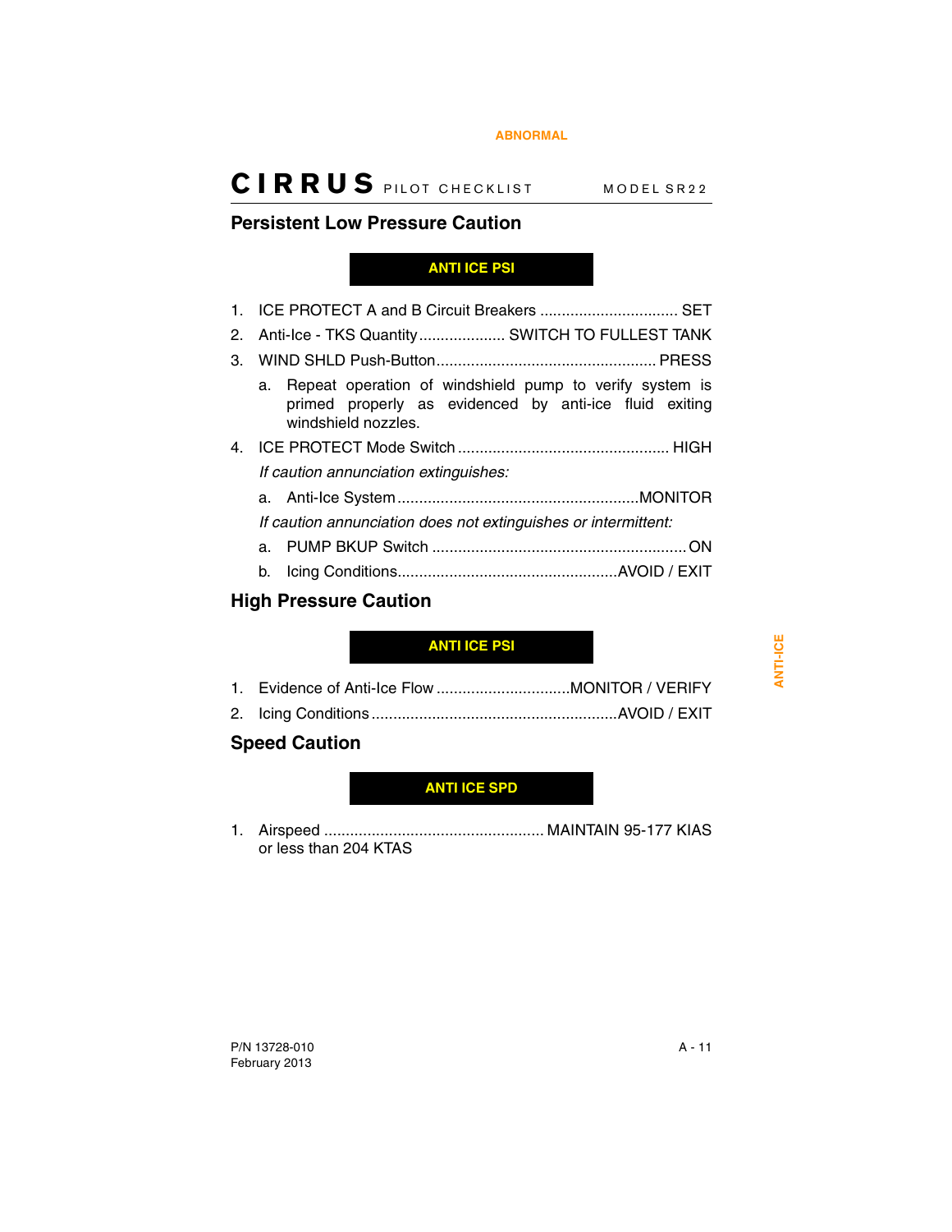## Persistent Low Pressure Caution

**ANTI ICE PSI**

1. ICE PROTECT A and B Circuit Breakers ................................ SET
2. Anti-Ice - TKS Quantity.................... SWITCH TO FULLEST TANK
3. WIND SHLD Push-Button.................................................. PRESS
    a. Repeat operation of windshield pump to verify system is primed properly as evidenced by anti-ice fluid exiting windshield nozzles.
4. ICE PROTECT Mode Switch ................................................ HIGH

    *If caution annunciation extinguishes:*

    a. Anti-Ice System.......................................................MONITOR

    *If caution annunciation does not extinguishes or intermittent:*

    a. PUMP BKUP Switch ..........................................................ON
    b. Icing Conditions..................................................AVOID / EXIT

## High Pressure Caution

**ANTI ICE PSI**

1. Evidence of Anti-Ice Flow ...............................MONITOR / VERIFY
2. Icing Conditions ........................................................AVOID / EXIT

## Speed Caution

**ANTI ICE SPD**

1. Airspeed .................................................. MAINTAIN 95-177 KIAS or less than 204 KTAS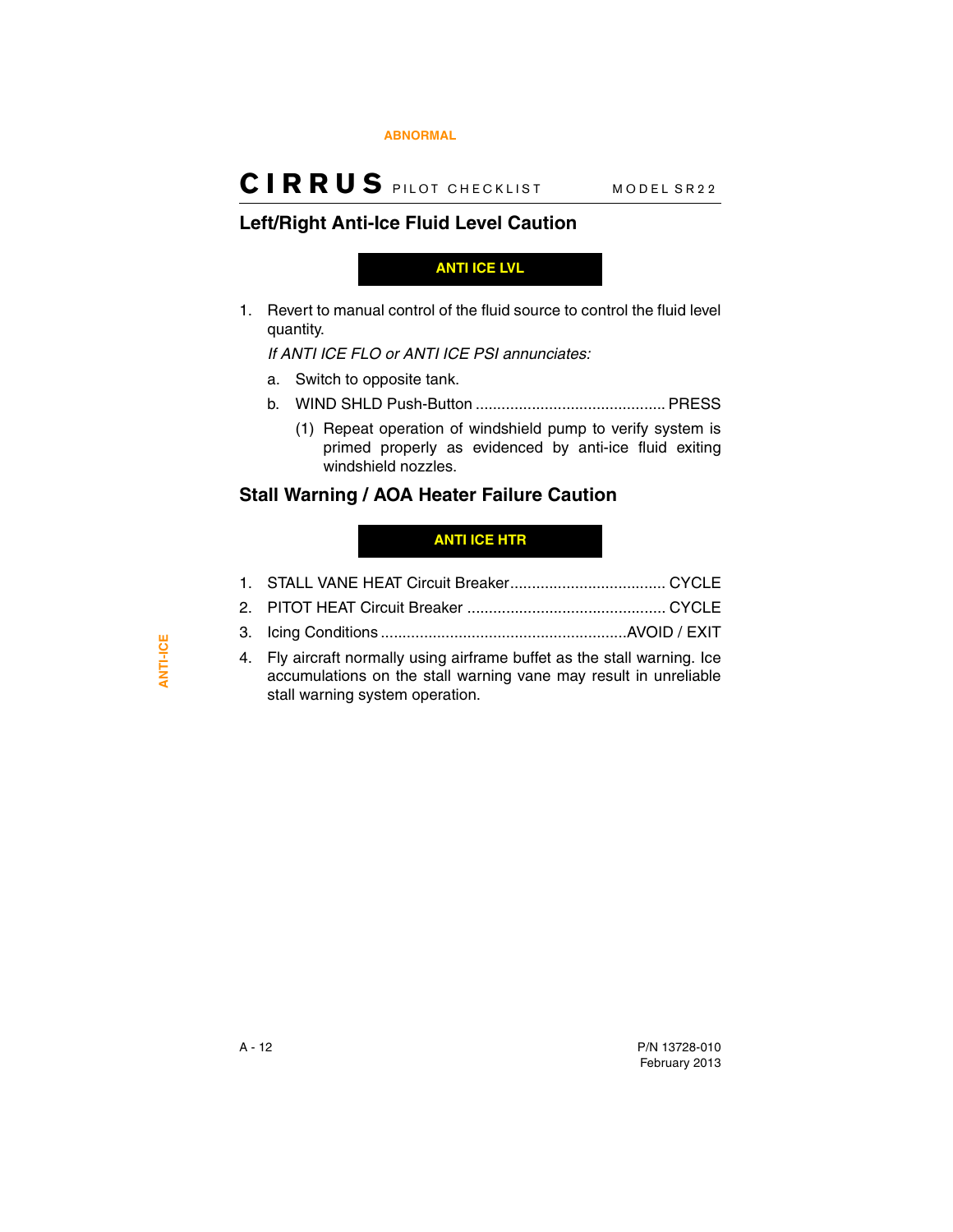## Left/Right Anti-Ice Fluid Level Caution

**ANTI ICE LVL**

1. Revert to manual control of the fluid source to control the fluid level quantity.

   *If ANTI ICE FLO or ANTI ICE PSI annunciates:*

   a. Switch to opposite tank.

   b. WIND SHLD Push-Button ............................................ PRESS

      (1) Repeat operation of windshield pump to verify system is primed properly as evidenced by anti-ice fluid exiting windshield nozzles.

## Stall Warning / AOA Heater Failure Caution

**ANTI ICE HTR**

1. STALL VANE HEAT Circuit Breaker.................................... CYCLE
2. PITOT HEAT Circuit Breaker ............................................. CYCLE
3. Icing Conditions ........................................................AVOID / EXIT
4. Fly aircraft normally using airframe buffet as the stall warning. Ice accumulations on the stall warning vane may result in unreliable stall warning system operation.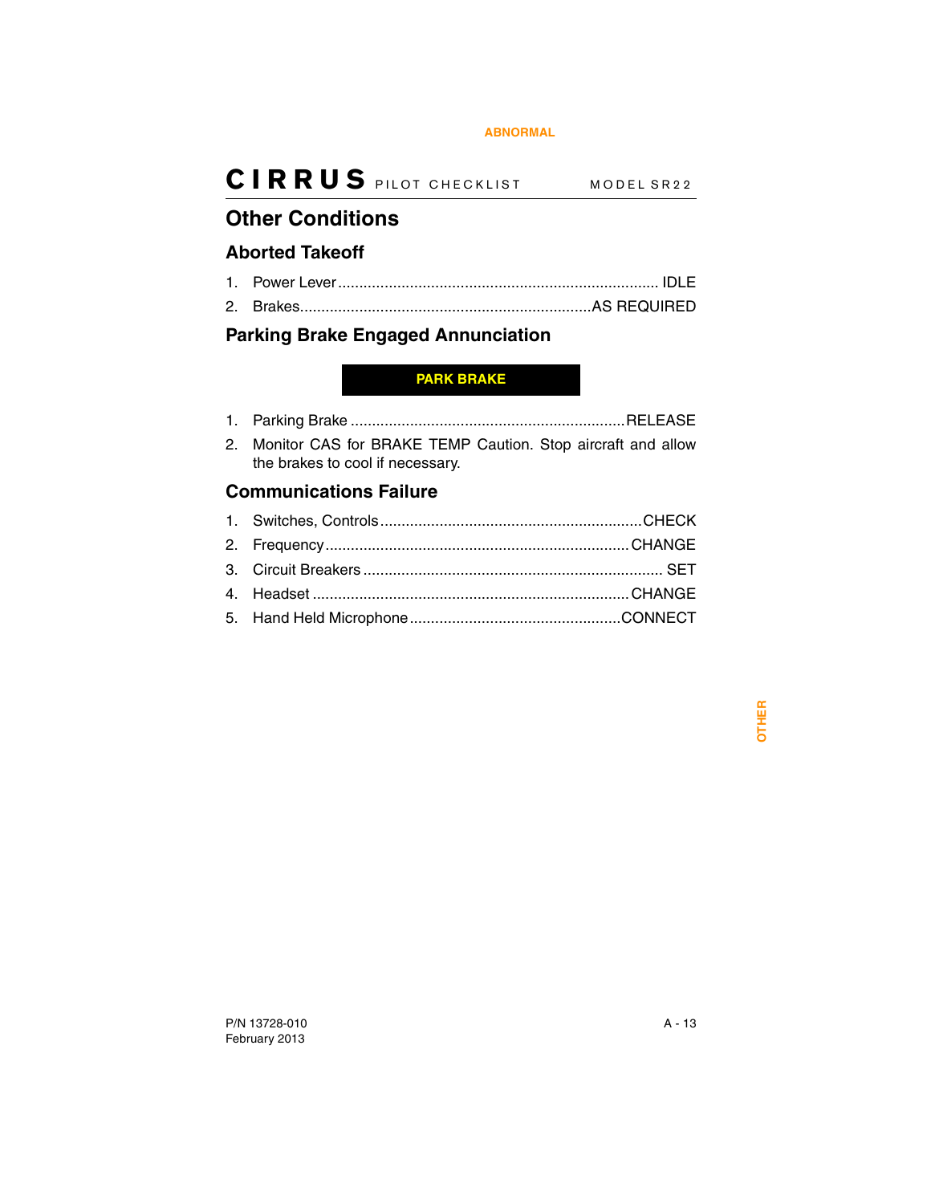# Other Conditions

## Aborted Takeoff

1. Power Lever ........................................................................... IDLE
2. Brakes..................................................................... AS REQUIRED

## Parking Brake Engaged Annunciation

**PARK BRAKE**

1. Parking Brake ................................................................. RELEASE
2. Monitor CAS for BRAKE TEMP Caution. Stop aircraft and allow the brakes to cool if necessary.

## Communications Failure

1. Switches, Controls............................................................. CHECK
2. Frequency....................................................................... CHANGE
3. Circuit Breakers ...................................................................... SET
4. Headset .......................................................................... CHANGE
5. Hand Held Microphone .................................................. CONNECT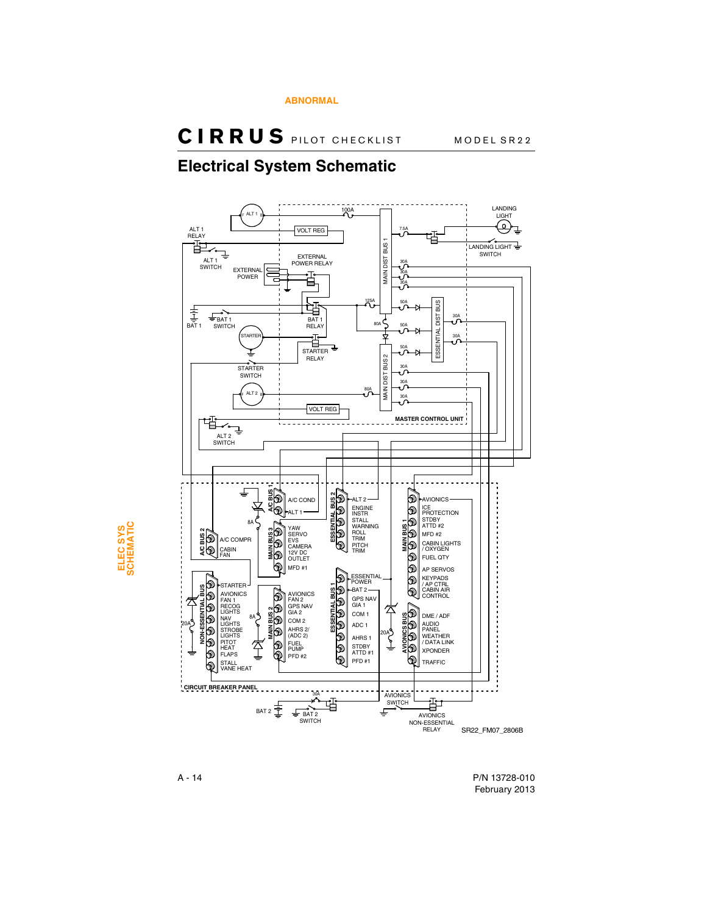# Electrical System Schematic

ALT 1 RELAY

ALT 1 SWITCH

VOLT REG

100A

LANDING LIGHT

7.5A

LANDING LIGHT SWITCH

EXTERNAL POWER RELAY

EXTERNAL POWER

MAIN DIST BUS 1

30A

30A

30A

BAT 1

BAT 1 SWITCH

BAT 1 RELAY

125A

50A

80A

50A

ESSENTIAL DIST BUS

30A

30A

STARTER

STARTER RELAY

50A

STARTER SWITCH

MAIN DIST BUS 2

30A

30A

80A

30A

ALT 2

VOLT REG

MASTER CONTROL UNIT

ALT 2 SWITCH

A/C BUS 1: A/C COND, ALT 1

8A

A/C BUS 2: A/C COMPR, CABIN FAN

MAIN BUS 3: YAW SERVO, EVS CAMERA, 12V DC OUTLET, MFD #1

ESSENTIAL BUS 2: ALT 2, ENGINE INSTR, STALL WARNING, ROLL TRIM, PITCH TRIM

MAIN BUS 1: AVIONICS, ICE PROTECTION, STDBY ATTD #2, MFD #2, CABIN LIGHTS / OXYGEN, FUEL QTY, AP SERVOS, KEYPADS / AP CTRL, CABIN AIR CONTROL

NON-ESSENTIAL BUS: STARTER, AVIONICS FAN 1, RECOG LIGHTS, NAV LIGHTS, STROBE LIGHTS, PITOT HEAT, FLAPS, STALL VANE HEAT

20A

8A

MAIN BUS 2: AVIONICS FAN 2, GPS NAV GIA 2, COM 2, AHRS 2/ (ADC 2), FUEL PUMP, PFD #2

ESSENTIAL BUS 1: ESSENTIAL POWER, BAT 2, GPS NAV GIA 1, COM 1, ADC 1, AHRS 1, STDBY ATTD #1, PFD #1

20A

AVIONICS BUS: DME / ADF, AUDIO PANEL, WEATHER / DATA LINK, XPONDER, TRAFFIC

CIRCUIT BREAKER PANEL

30A

BAT 2

BAT 2 SWITCH

AVIONICS SWITCH

AVIONICS NON-ESSENTIAL RELAY

SR22_FM07_2806B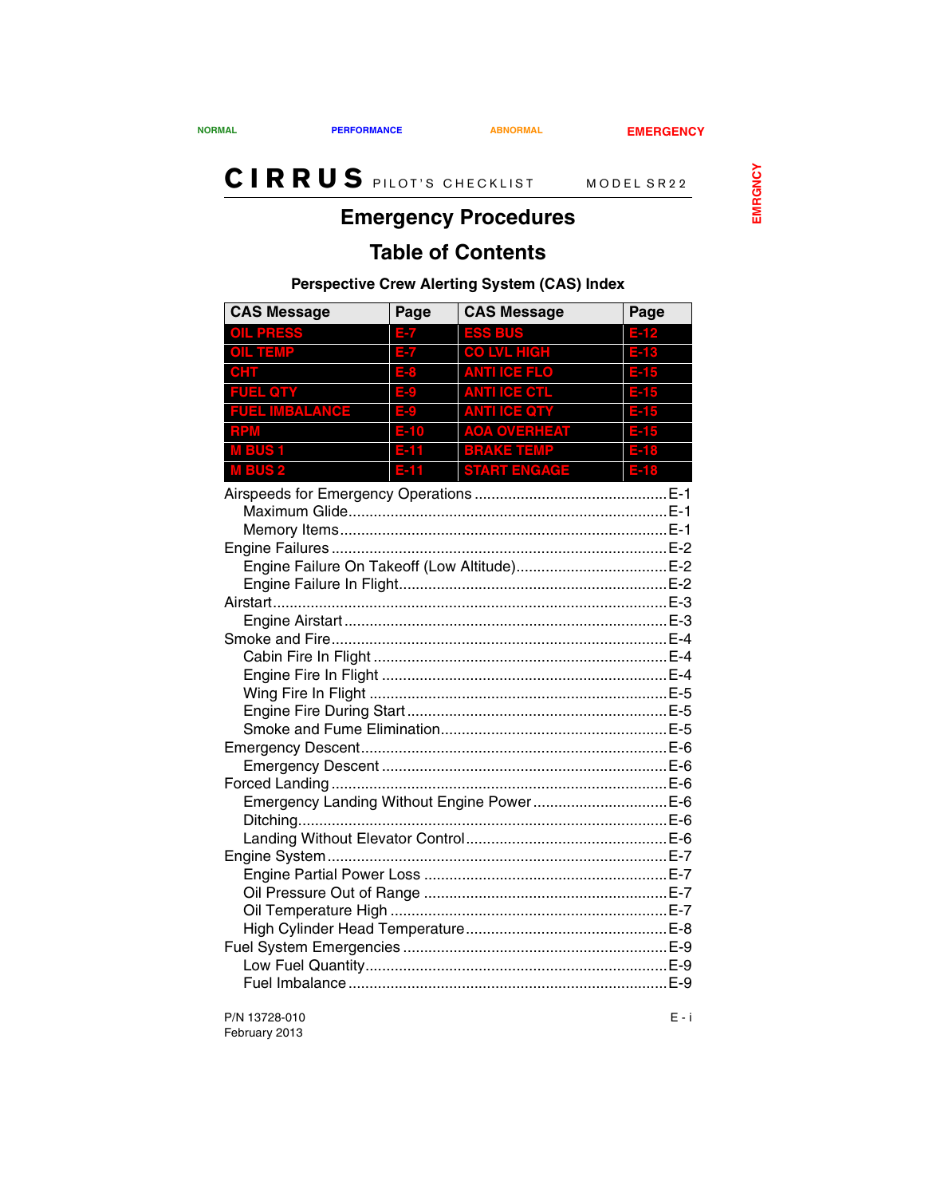# Emergency Procedures

## Table of Contents

### Perspective Crew Alerting System (CAS) Index

| CAS Message | Page | CAS Message | Page |
| --- | --- | --- | --- |
| OIL PRESS | E-7 | ESS BUS | E-12 |
| OIL TEMP | E-7 | CO LVL HIGH | E-13 |
| CHT | E-8 | ANTI ICE FLO | E-15 |
| FUEL QTY | E-9 | ANTI ICE CTL | E-15 |
| FUEL IMBALANCE | E-9 | ANTI ICE QTY | E-15 |
| RPM | E-10 | AOA OVERHEAT | E-15 |
| M BUS 1 | E-11 | BRAKE TEMP | E-18 |
| M BUS 2 | E-11 | START ENGAGE | E-18 |

Airspeeds for Emergency Operations ............ E-1
- Maximum Glide ............ E-1
- Memory Items ............ E-1

Engine Failures ............ E-2
- Engine Failure On Takeoff (Low Altitude) ............ E-2
- Engine Failure In Flight ............ E-2

Airstart ............ E-3
- Engine Airstart ............ E-3

Smoke and Fire ............ E-4
- Cabin Fire In Flight ............ E-4
- Engine Fire In Flight ............ E-4
- Wing Fire In Flight ............ E-5
- Engine Fire During Start ............ E-5
- Smoke and Fume Elimination ............ E-5

Emergency Descent ............ E-6
- Emergency Descent ............ E-6

Forced Landing ............ E-6
- Emergency Landing Without Engine Power ............ E-6
- Ditching ............ E-6
- Landing Without Elevator Control ............ E-6

Engine System ............ E-7
- Engine Partial Power Loss ............ E-7
- Oil Pressure Out of Range ............ E-7
- Oil Temperature High ............ E-7
- High Cylinder Head Temperature ............ E-8

Fuel System Emergencies ............ E-9
- Low Fuel Quantity ............ E-9
- Fuel Imbalance ............ E-9

P/N 13728-010
February 2013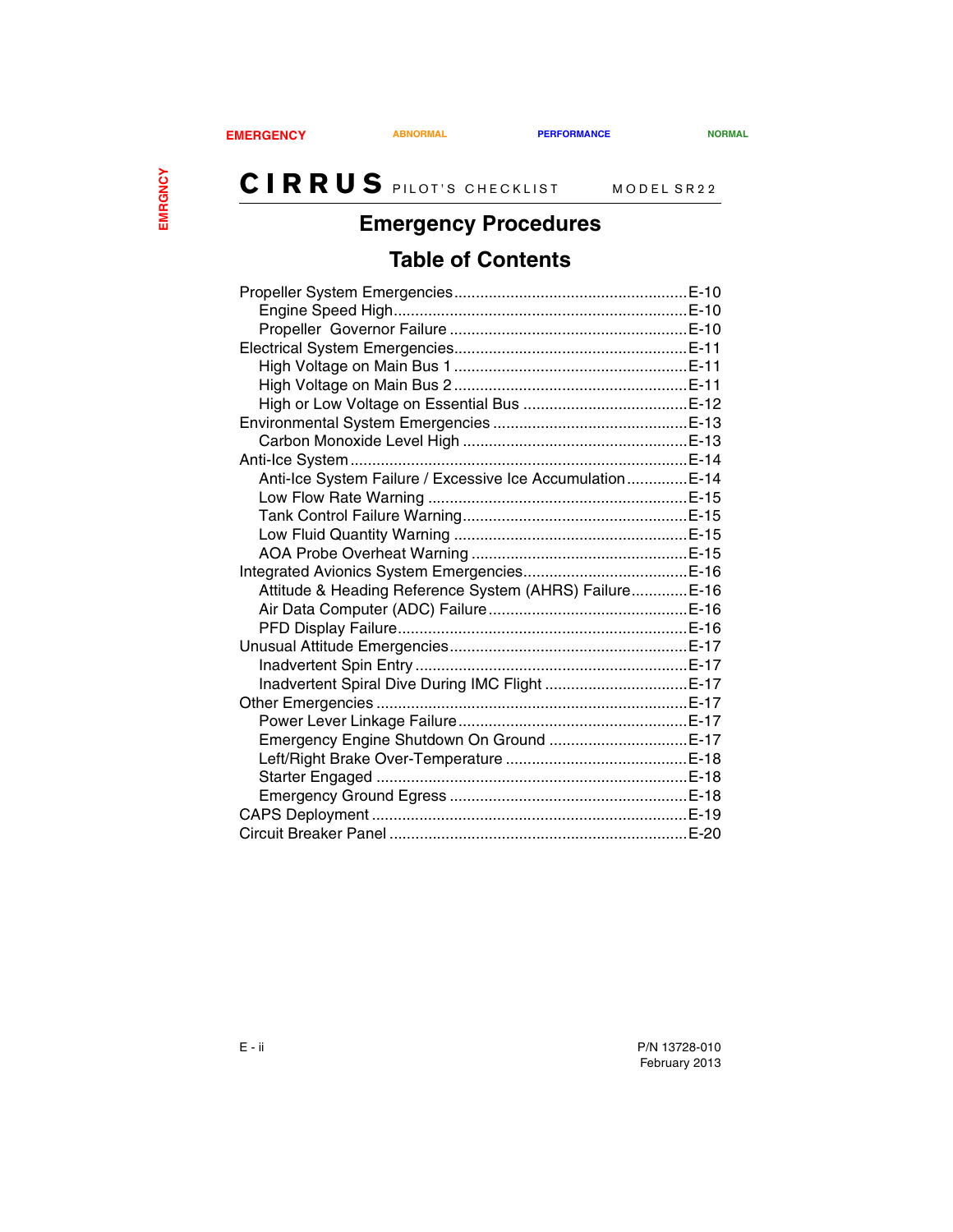# Emergency Procedures

## Table of Contents

- Propeller System Emergencies ..... E-10
  - Engine Speed High ..... E-10
  - Propeller Governor Failure ..... E-10
- Electrical System Emergencies ..... E-11
  - High Voltage on Main Bus 1 ..... E-11
  - High Voltage on Main Bus 2 ..... E-11
  - High or Low Voltage on Essential Bus ..... E-12
- Environmental System Emergencies ..... E-13
  - Carbon Monoxide Level High ..... E-13
- Anti-Ice System ..... E-14
  - Anti-Ice System Failure / Excessive Ice Accumulation ..... E-14
  - Low Flow Rate Warning ..... E-15
  - Tank Control Failure Warning ..... E-15
  - Low Fluid Quantity Warning ..... E-15
  - AOA Probe Overheat Warning ..... E-15
- Integrated Avionics System Emergencies ..... E-16
  - Attitude & Heading Reference System (AHRS) Failure ..... E-16
  - Air Data Computer (ADC) Failure ..... E-16
  - PFD Display Failure ..... E-16
- Unusual Attitude Emergencies ..... E-17
  - Inadvertent Spin Entry ..... E-17
  - Inadvertent Spiral Dive During IMC Flight ..... E-17
- Other Emergencies ..... E-17
  - Power Lever Linkage Failure ..... E-17
  - Emergency Engine Shutdown On Ground ..... E-17
  - Left/Right Brake Over-Temperature ..... E-18
  - Starter Engaged ..... E-18
  - Emergency Ground Egress ..... E-18
- CAPS Deployment ..... E-19
- Circuit Breaker Panel ..... E-20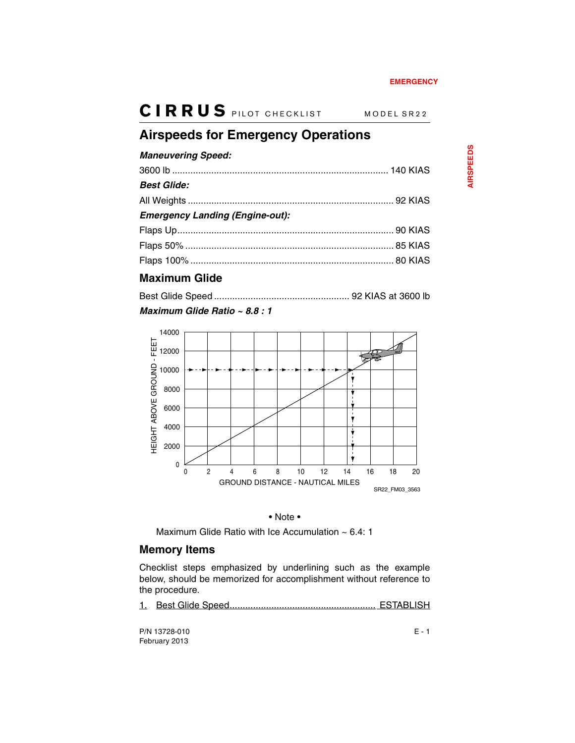## Airspeeds for Emergency Operations

***Maneuvering Speed:***

3600 lb .................................................................................. 140 KIAS

***Best Glide:***

All Weights .............................................................................. 92 KIAS

***Emergency Landing (Engine-out):***

Flaps Up.................................................................................. 90 KIAS

Flaps 50% ............................................................................... 85 KIAS

Flaps 100% ............................................................................. 80 KIAS

## Maximum Glide

Best Glide Speed .................................................... 92 KIAS at 3600 lb

***Maximum Glide Ratio ~ 8.8 : 1***

SR22_FM03_3563

• Note •

Maximum Glide Ratio with Ice Accumulation ~ 6.4: 1

## Memory Items

Checklist steps emphasized by underlining such as the example below, should be memorized for accomplishment without reference to the procedure.

1. Best Glide Speed........................................................ ESTABLISH

P/N 13728-010
February 2013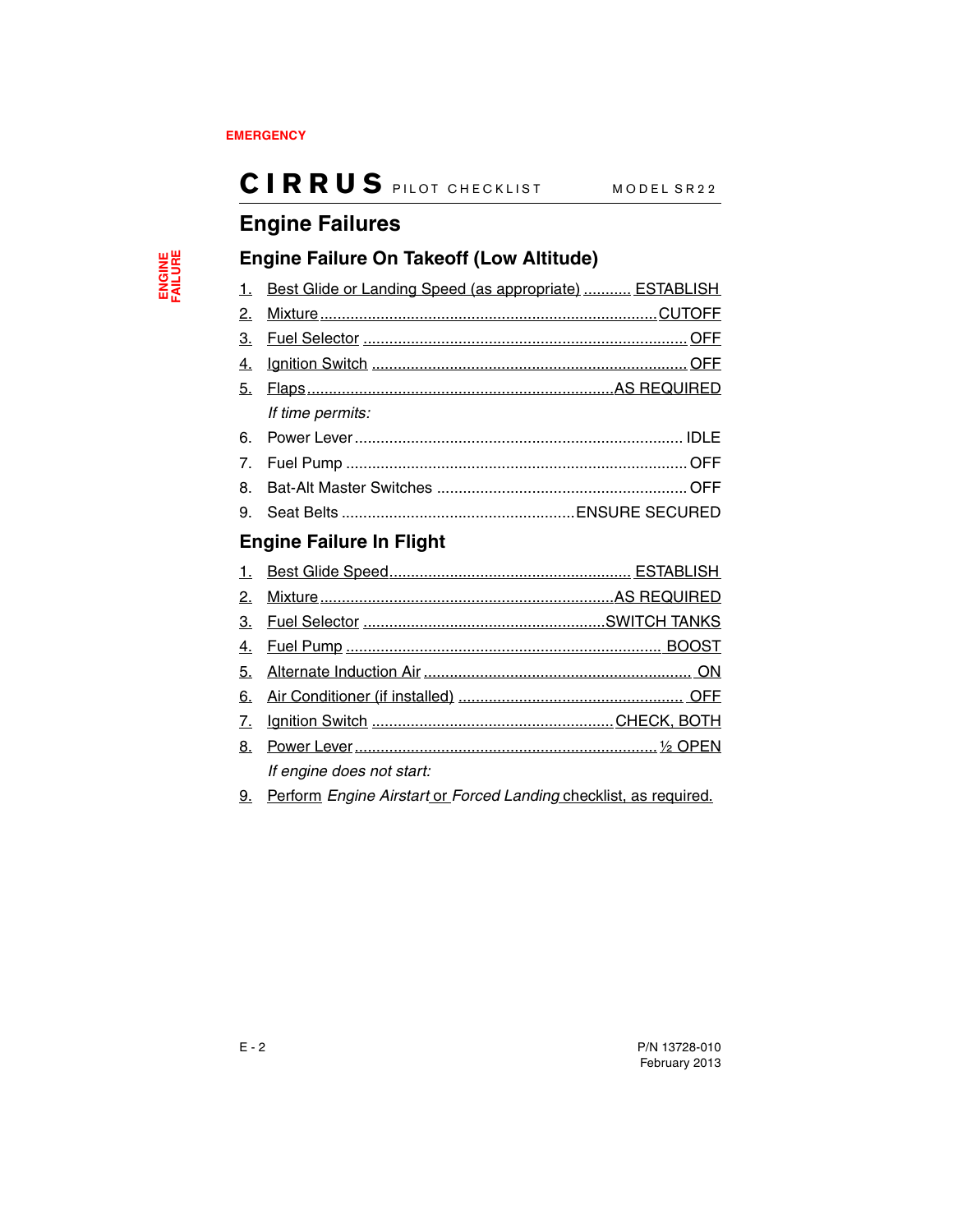# Engine Failures

## Engine Failure On Takeoff (Low Altitude)

1. Best Glide or Landing Speed (as appropriate) ........... ESTABLISH
2. Mixture .......... CUTOFF
3. Fuel Selector .......... OFF
4. Ignition Switch .......... OFF
5. Flaps .......... AS REQUIRED

   *If time permits:*

6. Power Lever .......... IDLE
7. Fuel Pump .......... OFF
8. Bat-Alt Master Switches .......... OFF
9. Seat Belts .......... ENSURE SECURED

## Engine Failure In Flight

1. Best Glide Speed .......... ESTABLISH
2. Mixture .......... AS REQUIRED
3. Fuel Selector .......... SWITCH TANKS
4. Fuel Pump .......... BOOST
5. Alternate Induction Air .......... ON
6. Air Conditioner (if installed) .......... OFF
7. Ignition Switch .......... CHECK, BOTH
8. Power Lever .......... ½ OPEN

   *If engine does not start:*

9. Perform *Engine Airstart* or *Forced Landing* checklist, as required.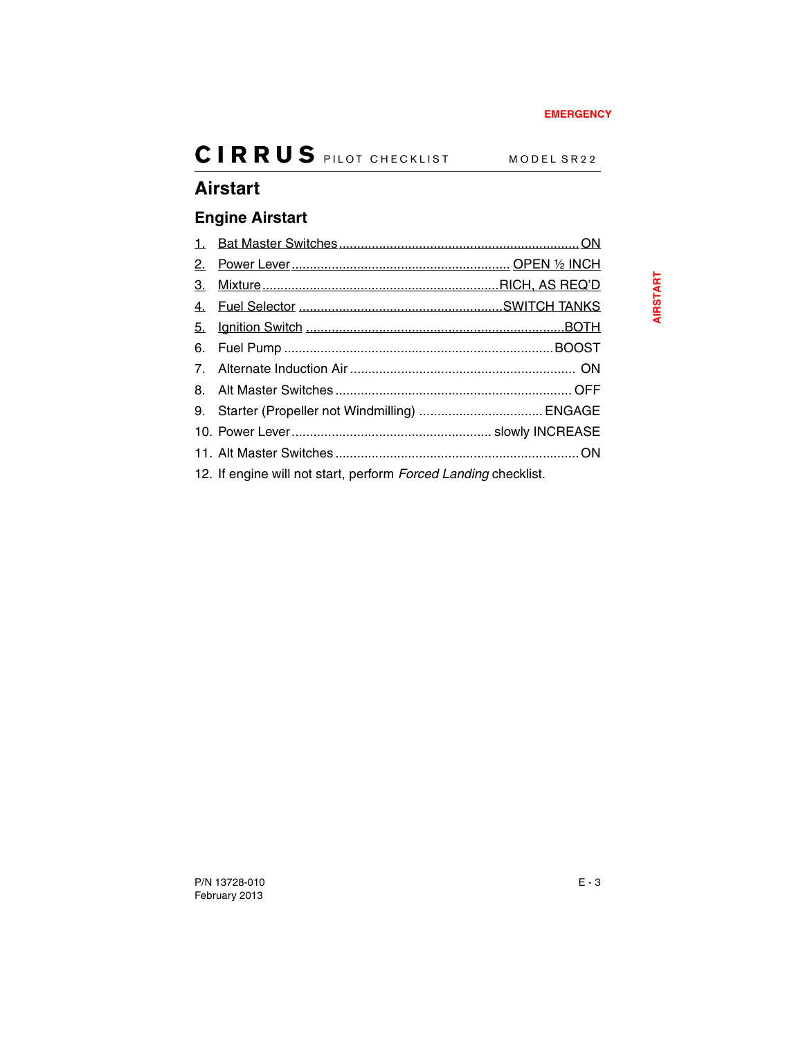## Airstart

### Engine Airstart

1. <u>Bat Master Switches ........................................................ ON</u>
2. <u>Power Lever ........................................................ OPEN ½ INCH</u>
3. <u>Mixture ........................................................ RICH, AS REQ'D</u>
4. <u>Fuel Selector ........................................................ SWITCH TANKS</u>
5. <u>Ignition Switch ........................................................ BOTH</u>
6. Fuel Pump ........................................................ BOOST
7. Alternate Induction Air ........................................................ ON
8. Alt Master Switches ........................................................ OFF
9. Starter (Propeller not Windmilling) ........................................................ ENGAGE
10. Power Lever ........................................................ slowly INCREASE
11. Alt Master Switches ........................................................ ON
12. If engine will not start, perform *Forced Landing* checklist.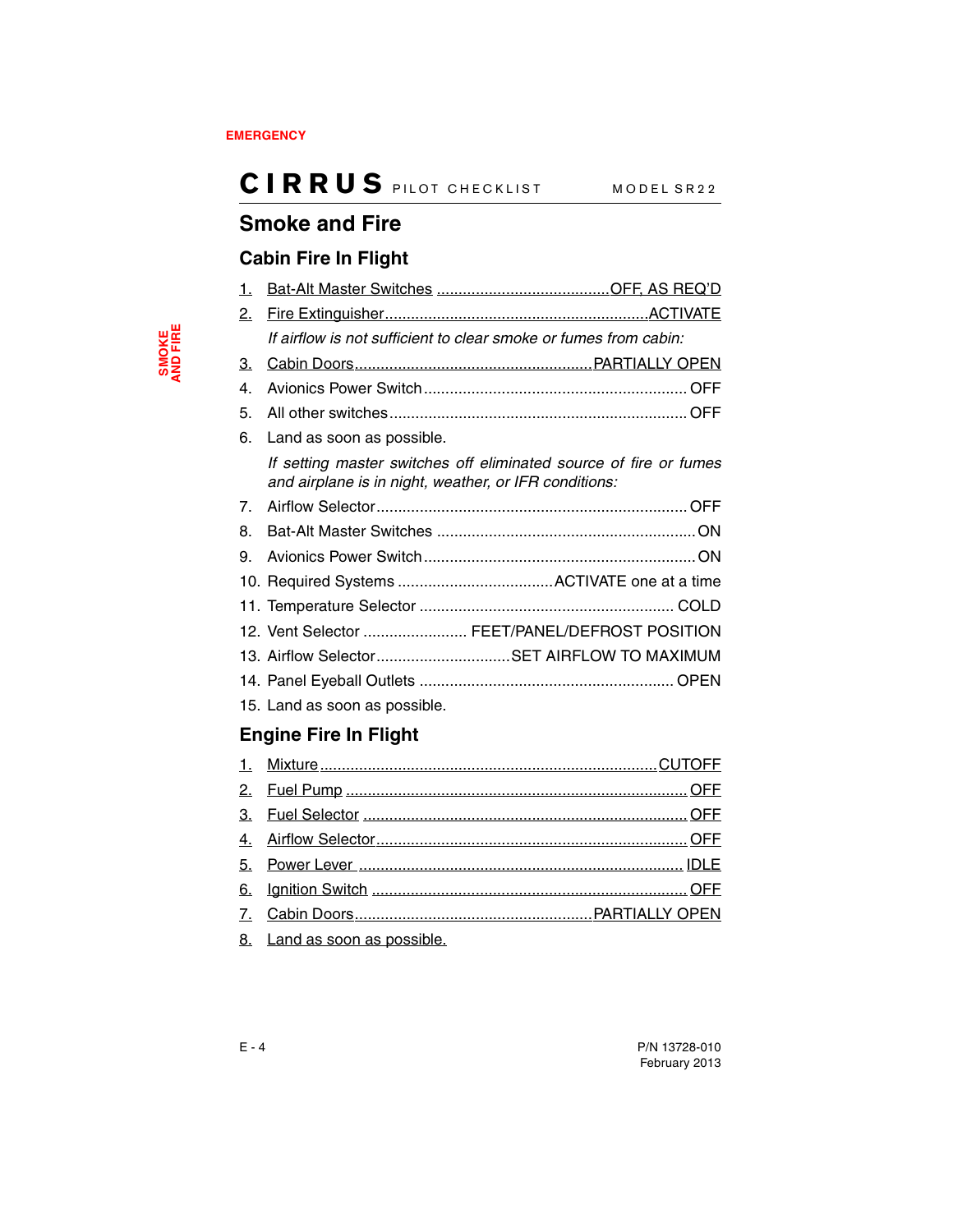## Smoke and Fire

### Cabin Fire In Flight

1. Bat-Alt Master Switches ........................................OFF, AS REQ'D
2. Fire Extinguisher.............................................................ACTIVATE

   *If airflow is not sufficient to clear smoke or fumes from cabin:*

3. Cabin Doors.......................................................PARTIALLY OPEN
4. Avionics Power Switch ............................................................ OFF
5. All other switches.................................................................... OFF
6. Land as soon as possible.

   *If setting master switches off eliminated source of fire or fumes and airplane is in night, weather, or IFR conditions:*

7. Airflow Selector....................................................................... OFF
8. Bat-Alt Master Switches ........................................................... ON
9. Avionics Power Switch ............................................................. ON
10. Required Systems ....................................ACTIVATE one at a time
11. Temperature Selector .......................................................... COLD
12. Vent Selector ........................ FEET/PANEL/DEFROST POSITION
13. Airflow Selector..............................SET AIRFLOW TO MAXIMUM
14. Panel Eyeball Outlets .......................................................... OPEN
15. Land as soon as possible.

### Engine Fire In Flight

1. Mixture.............................................................................CUTOFF
2. Fuel Pump ............................................................................... OFF
3. Fuel Selector ........................................................................... OFF
4. Airflow Selector....................................................................... OFF
5. Power Lever ........................................................................... IDLE
6. Ignition Switch ......................................................................... OFF
7. Cabin Doors.......................................................PARTIALLY OPEN
8. Land as soon as possible.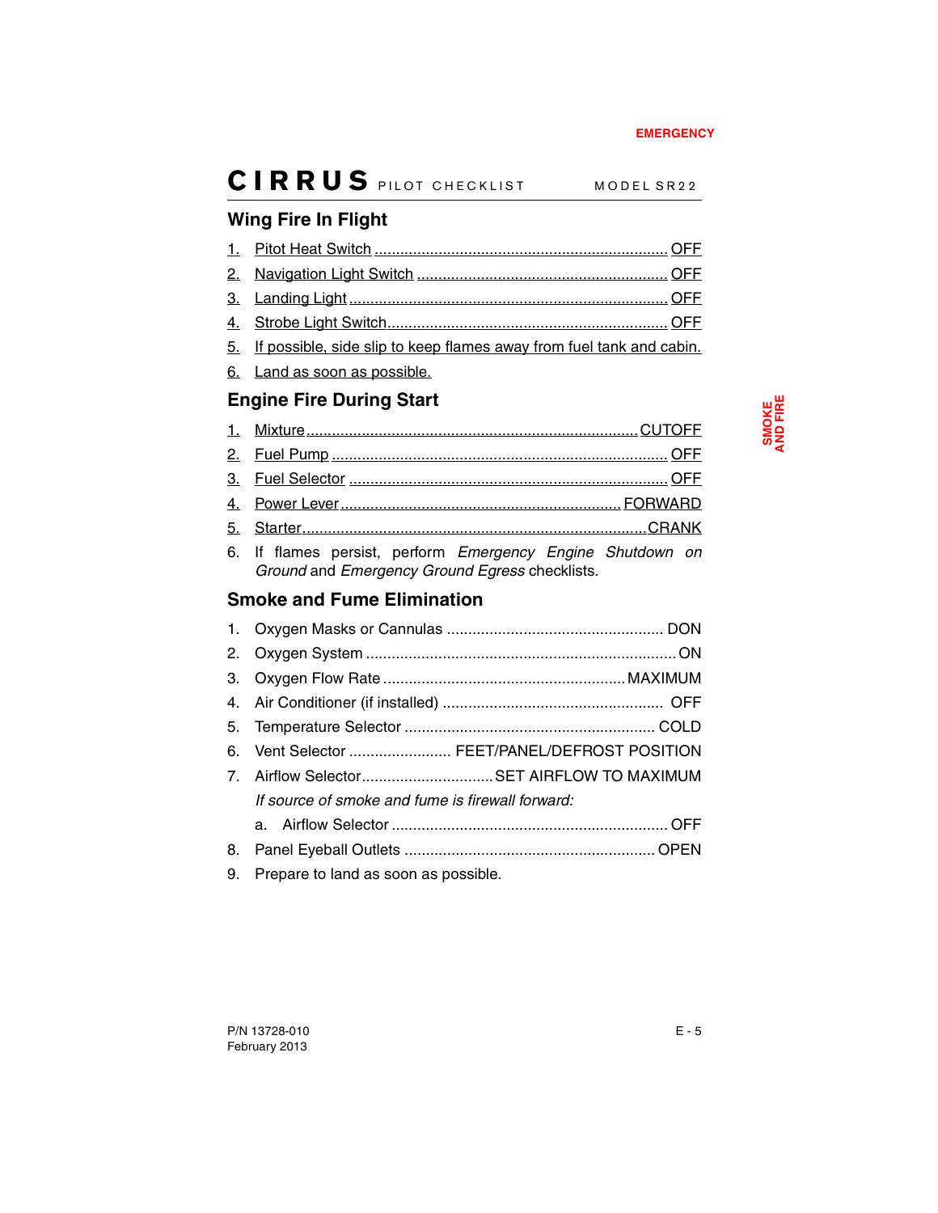## Wing Fire In Flight

1. Pitot Heat Switch .................................................................... OFF
2. Navigation Light Switch .......................................................... OFF
3. Landing Light .......................................................................... OFF
4. Strobe Light Switch.................................................................. OFF
5. If possible, side slip to keep flames away from fuel tank and cabin.
6. Land as soon as possible.

## Engine Fire During Start

1. Mixture.............................................................................. CUTOFF
2. Fuel Pump ............................................................................... OFF
3. Fuel Selector ........................................................................... OFF
4. Power Lever ................................................................... FORWARD
5. Starter.................................................................................. CRANK
6. If flames persist, perform *Emergency Engine Shutdown on Ground* and *Emergency Ground Egress* checklists.

## Smoke and Fume Elimination

1. Oxygen Masks or Cannulas .................................................. DON
2. Oxygen System ........................................................................ ON
3. Oxygen Flow Rate ........................................................ MAXIMUM
4. Air Conditioner (if installed) .................................................... OFF
5. Temperature Selector .......................................................... COLD
6. Vent Selector ........................ FEET/PANEL/DEFROST POSITION
7. Airflow Selector.............................. SET AIRFLOW TO MAXIMUM

   *If source of smoke and fume is firewall forward:*

   a. Airflow Selector ................................................................ OFF
8. Panel Eyeball Outlets .......................................................... OPEN
9. Prepare to land as soon as possible.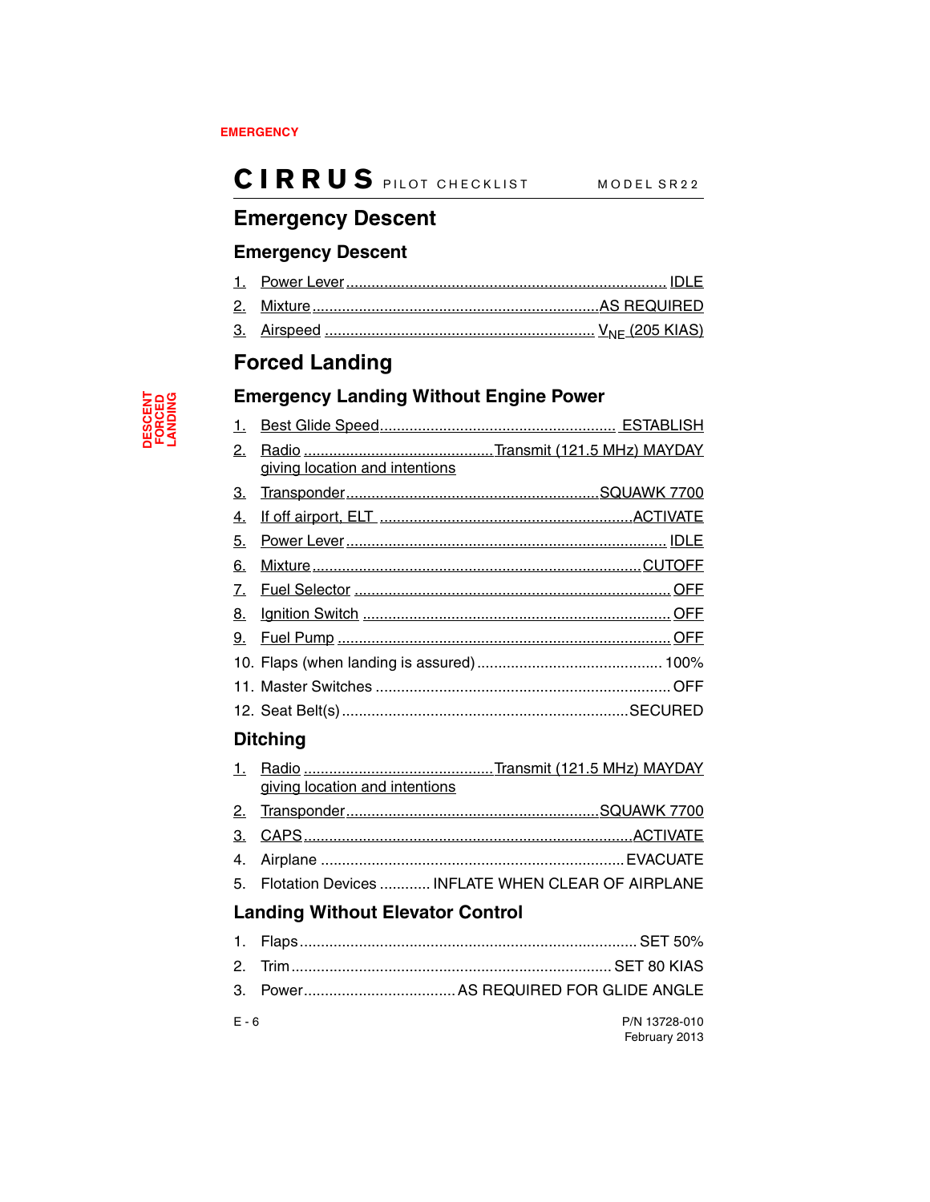## Emergency Descent

### Emergency Descent

1. Power Lever .................................................. IDLE
2. Mixture .................................................. AS REQUIRED
3. Airspeed .................................................. $V_{NE}$ (205 KIAS)

## Forced Landing

### Emergency Landing Without Engine Power

1. Best Glide Speed .................................................. ESTABLISH
2. Radio .................................................. Transmit (121.5 MHz) MAYDAY giving location and intentions
3. Transponder .................................................. SQUAWK 7700
4. If off airport, ELT .................................................. ACTIVATE
5. Power Lever .................................................. IDLE
6. Mixture .................................................. CUTOFF
7. Fuel Selector .................................................. OFF
8. Ignition Switch .................................................. OFF
9. Fuel Pump .................................................. OFF
10. Flaps (when landing is assured) .................................................. 100%
11. Master Switches .................................................. OFF
12. Seat Belt(s) .................................................. SECURED

### Ditching

1. Radio .................................................. Transmit (121.5 MHz) MAYDAY giving location and intentions
2. Transponder .................................................. SQUAWK 7700
3. CAPS .................................................. ACTIVATE
4. Airplane .................................................. EVACUATE
5. Flotation Devices ............ INFLATE WHEN CLEAR OF AIRPLANE

### Landing Without Elevator Control

1. Flaps .................................................. SET 50%
2. Trim .................................................. SET 80 KIAS
3. Power .................................................. AS REQUIRED FOR GLIDE ANGLE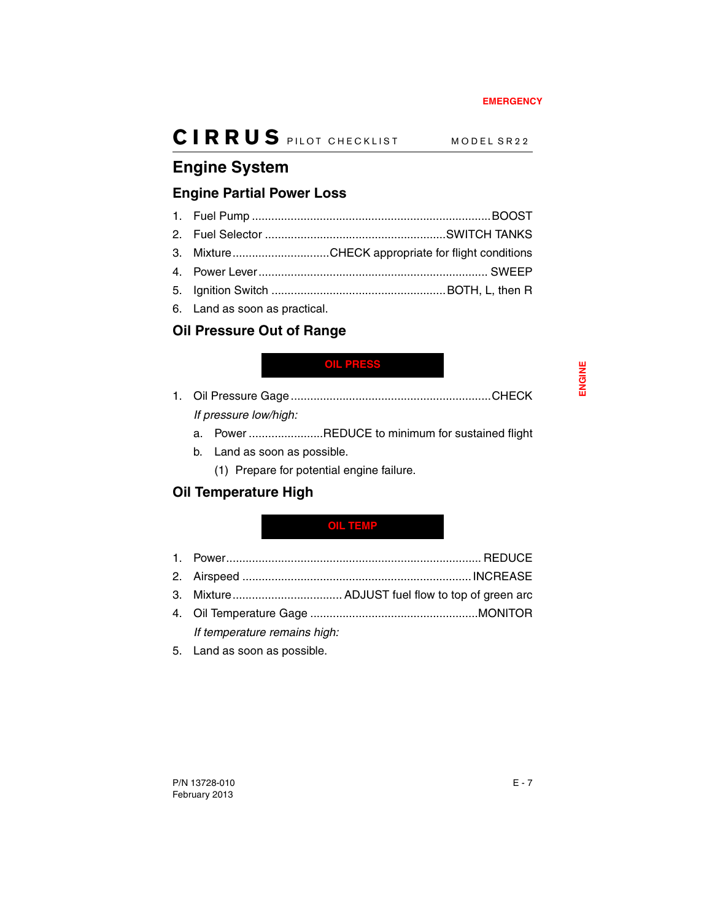# Engine System

## Engine Partial Power Loss

1. Fuel Pump ........................................................................ BOOST
2. Fuel Selector ........................................................ SWITCH TANKS
3. Mixture .............................. CHECK appropriate for flight conditions
4. Power Lever ...................................................................... SWEEP
5. Ignition Switch ..................................................... BOTH, L, then R
6. Land as soon as practical.

## Oil Pressure Out of Range

**OIL PRESS**

1. Oil Pressure Gage ............................................................ CHECK

   *If pressure low/high:*

   a. Power ....................... REDUCE to minimum for sustained flight
   b. Land as soon as possible.
      (1) Prepare for potential engine failure.

## Oil Temperature High

**OIL TEMP**

1. Power ............................................................................ REDUCE
2. Airspeed .................................................................... INCREASE
3. Mixture ................................. ADJUST fuel flow to top of green arc
4. Oil Temperature Gage ................................................... MONITOR

   *If temperature remains high:*

5. Land as soon as possible.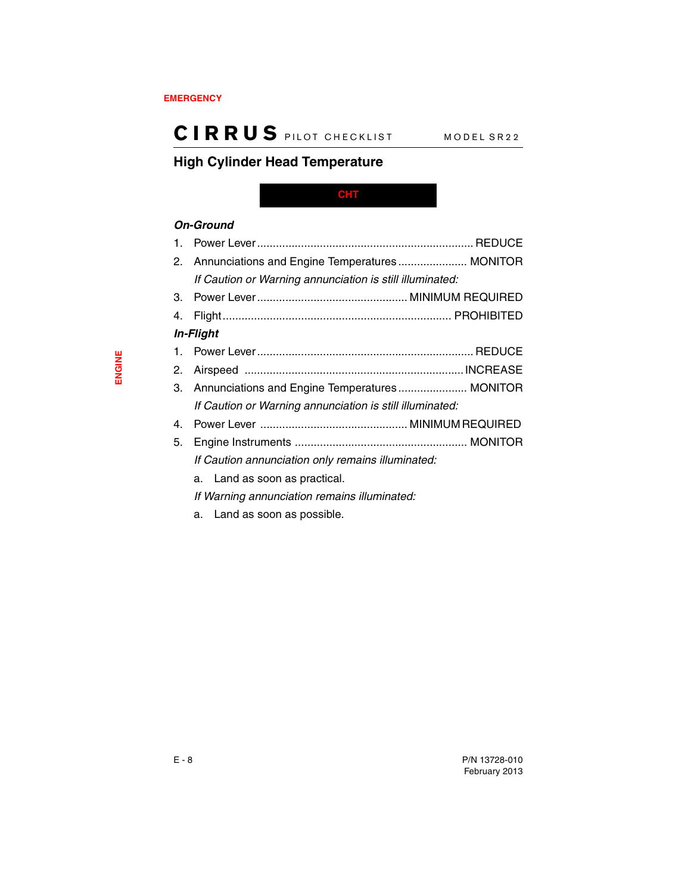## High Cylinder Head Temperature

**CHT**

***On-Ground***

1. Power Lever .................................................................... REDUCE
2. Annunciations and Engine Temperatures ...................... MONITOR

   *If Caution or Warning annunciation is still illuminated:*

3. Power Lever ............................................... MINIMUM REQUIRED
4. Flight ........................................................................ PROHIBITED

***In-Flight***

1. Power Lever .................................................................... REDUCE
2. Airspeed ..................................................................... INCREASE
3. Annunciations and Engine Temperatures ...................... MONITOR

   *If Caution or Warning annunciation is still illuminated:*

4. Power Lever .............................................. MINIMUM REQUIRED
5. Engine Instruments ...................................................... MONITOR

   *If Caution annunciation only remains illuminated:*

   a. Land as soon as practical.

   *If Warning annunciation remains illuminated:*

   a. Land as soon as possible.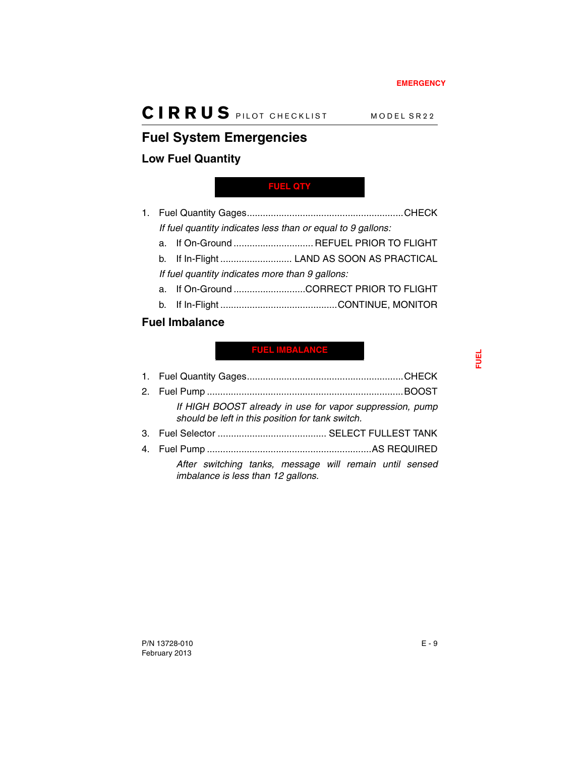# Fuel System Emergencies

## Low Fuel Quantity

**FUEL QTY**

1. Fuel Quantity Gages .......................................................... CHECK

   *If fuel quantity indicates less than or equal to 9 gallons:*

   a. If On-Ground ............................. REFUEL PRIOR TO FLIGHT

   b. If In-Flight ........................... LAND AS SOON AS PRACTICAL

   *If fuel quantity indicates more than 9 gallons:*

   a. If On-Ground ........................... CORRECT PRIOR TO FLIGHT

   b. If In-Flight ............................................ CONTINUE, MONITOR

## Fuel Imbalance

**FUEL IMBALANCE**

1. Fuel Quantity Gages .......................................................... CHECK
2. Fuel Pump ......................................................................... BOOST

   *If HIGH BOOST already in use for vapor suppression, pump should be left in this position for tank switch.*

3. Fuel Selector ......................................... SELECT FULLEST TANK
4. Fuel Pump ............................................................. AS REQUIRED

   *After switching tanks, message will remain until sensed imbalance is less than 12 gallons.*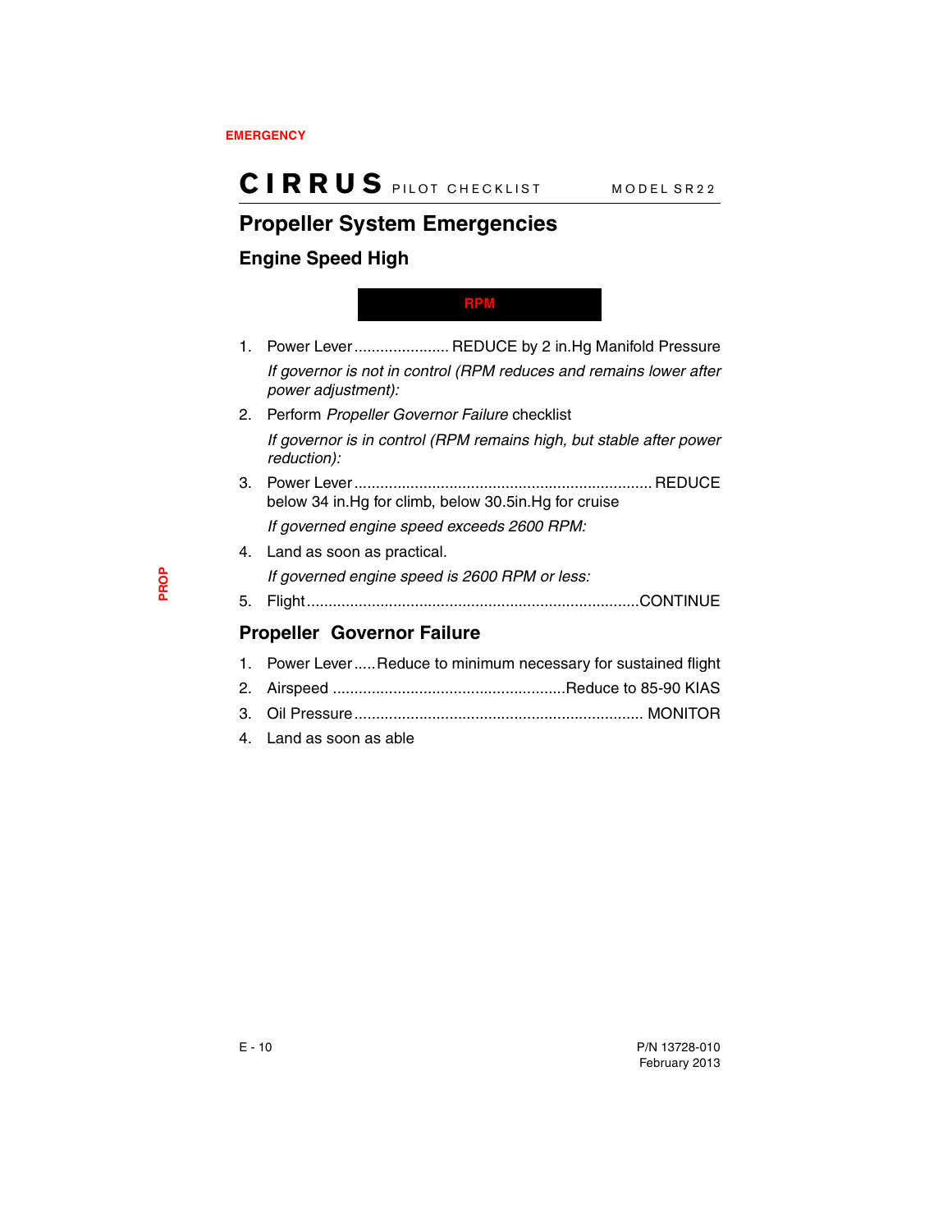# Propeller System Emergencies

## Engine Speed High

**RPM**

1. Power Lever ...................... REDUCE by 2 in.Hg Manifold Pressure

   *If governor is not in control (RPM reduces and remains lower after power adjustment):*

2. Perform *Propeller Governor Failure* checklist

   *If governor is in control (RPM remains high, but stable after power reduction):*

3. Power Lever .................................................................... REDUCE below 34 in.Hg for climb, below 30.5in.Hg for cruise

   *If governed engine speed exceeds 2600 RPM:*

4. Land as soon as practical.

   *If governed engine speed is 2600 RPM or less:*

5. Flight ...........................................................................CONTINUE

## Propeller Governor Failure

1. Power Lever .....Reduce to minimum necessary for sustained flight
2. Airspeed .....................................................Reduce to 85-90 KIAS
3. Oil Pressure .................................................................. MONITOR
4. Land as soon as able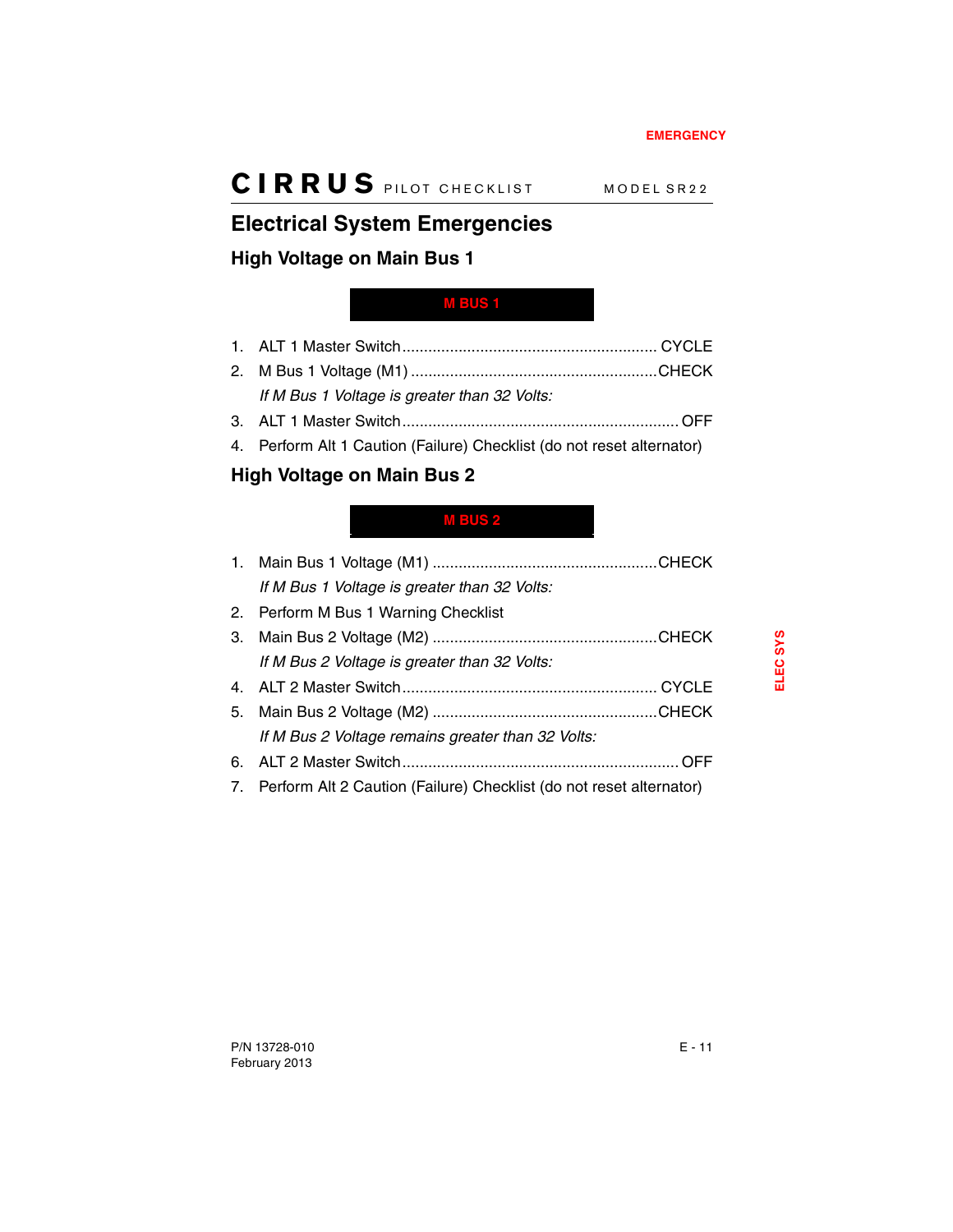## Electrical System Emergencies

### High Voltage on Main Bus 1

**M BUS 1**

1. ALT 1 Master Switch .......................................................... CYCLE
2. M Bus 1 Voltage (M1) .........................................................CHECK

   *If M Bus 1 Voltage is greater than 32 Volts:*

3. ALT 1 Master Switch ............................................................... OFF
4. Perform Alt 1 Caution (Failure) Checklist (do not reset alternator)

### High Voltage on Main Bus 2

**M BUS 2**

1. Main Bus 1 Voltage (M1) ....................................................CHECK

   *If M Bus 1 Voltage is greater than 32 Volts:*

2. Perform M Bus 1 Warning Checklist
3. Main Bus 2 Voltage (M2) ....................................................CHECK

   *If M Bus 2 Voltage is greater than 32 Volts:*

4. ALT 2 Master Switch .......................................................... CYCLE
5. Main Bus 2 Voltage (M2) ....................................................CHECK

   *If M Bus 2 Voltage remains greater than 32 Volts:*

6. ALT 2 Master Switch ............................................................... OFF
7. Perform Alt 2 Caution (Failure) Checklist (do not reset alternator)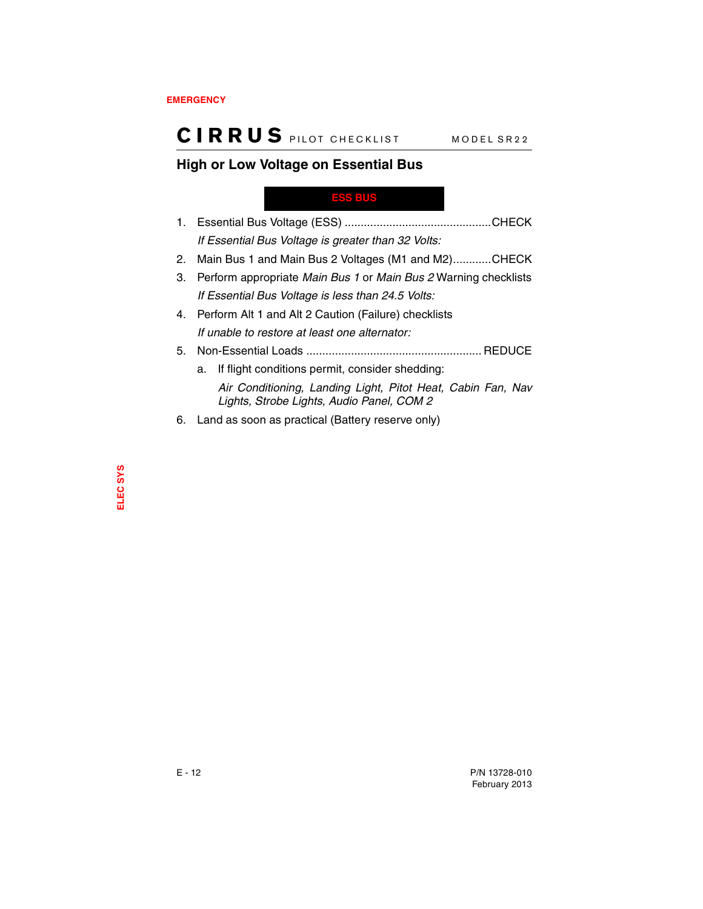## High or Low Voltage on Essential Bus

**ESS BUS**

1. Essential Bus Voltage (ESS) .............................................CHECK

   *If Essential Bus Voltage is greater than 32 Volts:*

2. Main Bus 1 and Main Bus 2 Voltages (M1 and M2)............CHECK
3. Perform appropriate *Main Bus 1* or *Main Bus 2* Warning checklists

   *If Essential Bus Voltage is less than 24.5 Volts:*

4. Perform Alt 1 and Alt 2 Caution (Failure) checklists

   *If unable to restore at least one alternator:*

5. Non-Essential Loads ...................................................... REDUCE
   a. If flight conditions permit, consider shedding:

      *Air Conditioning, Landing Light, Pitot Heat, Cabin Fan, Nav Lights, Strobe Lights, Audio Panel, COM 2*

6. Land as soon as practical (Battery reserve only)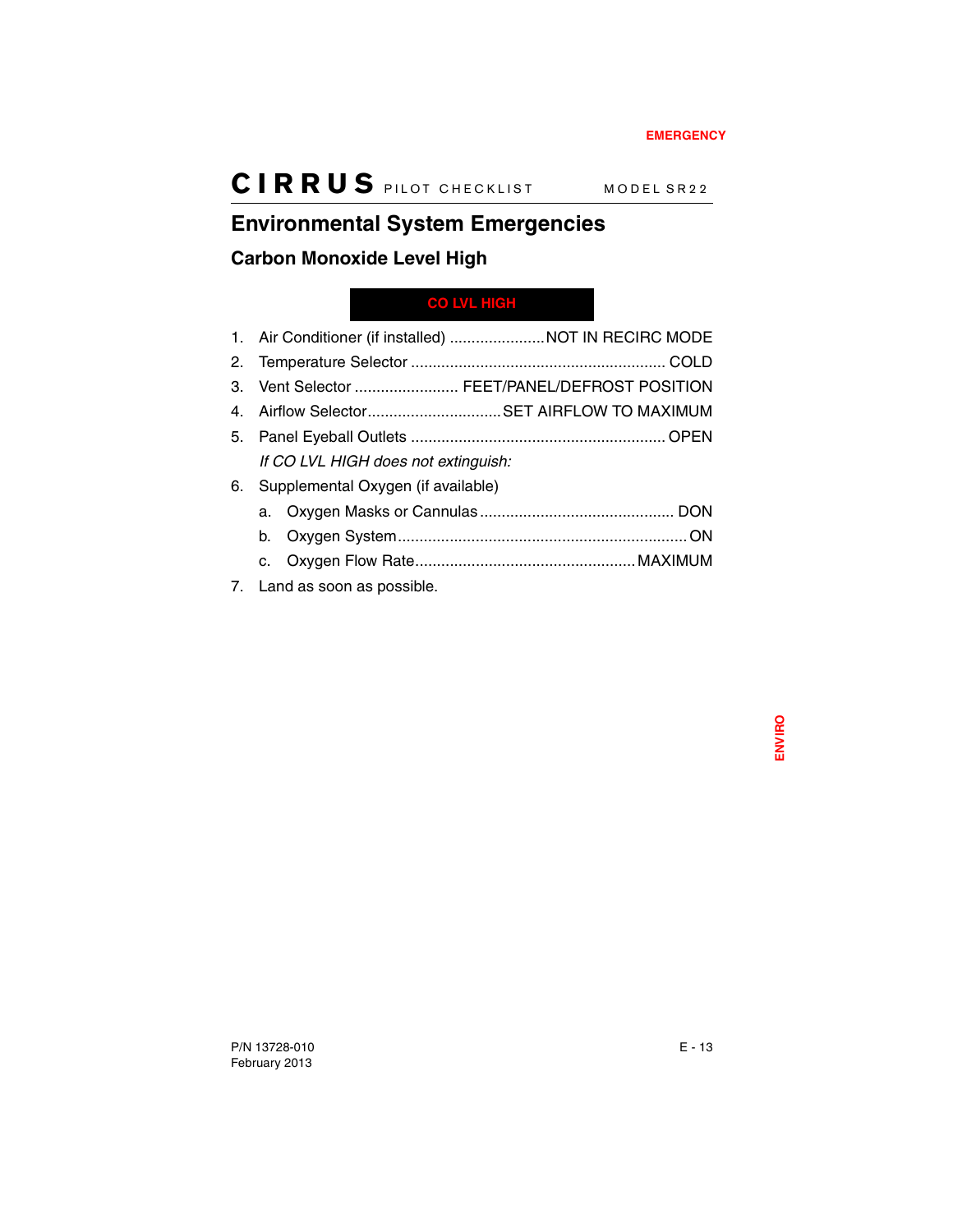## Environmental System Emergencies

### Carbon Monoxide Level High

**CO LVL HIGH**

1. Air Conditioner (if installed) ...................... NOT IN RECIRC MODE
2. Temperature Selector ........................................................... COLD
3. Vent Selector ........................ FEET/PANEL/DEFROST POSITION
4. Airflow Selector............................... SET AIRFLOW TO MAXIMUM
5. Panel Eyeball Outlets .......................................................... OPEN

   *If CO LVL HIGH does not extinguish:*

6. Supplemental Oxygen (if available)
   a. Oxygen Masks or Cannulas ............................................. DON
   b. Oxygen System.................................................................. ON
   c. Oxygen Flow Rate................................................... MAXIMUM
7. Land as soon as possible.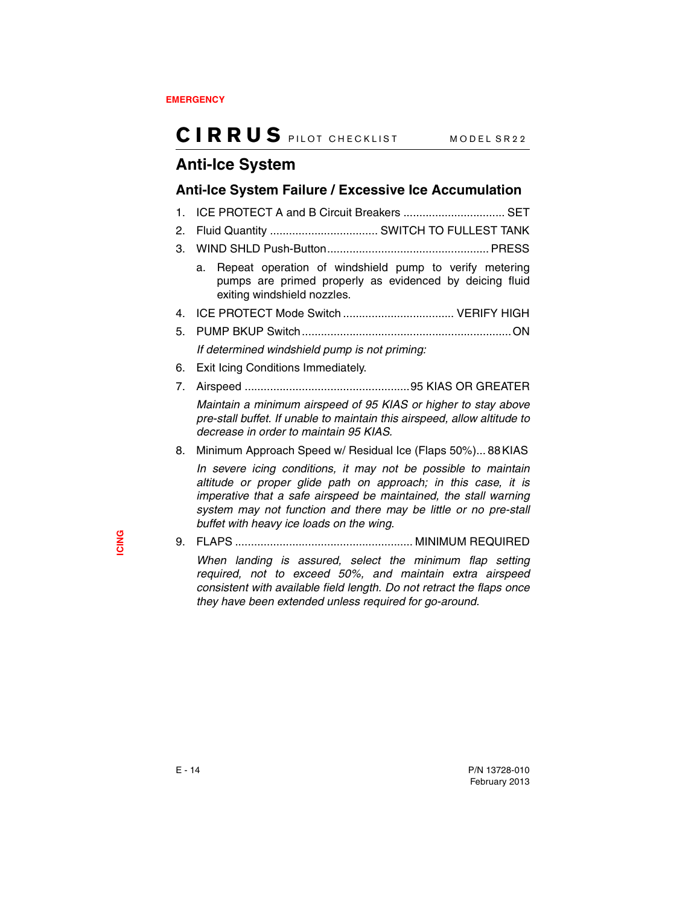## Anti-Ice System

### Anti-Ice System Failure / Excessive Ice Accumulation

1. ICE PROTECT A and B Circuit Breakers ................................ SET
2. Fluid Quantity .................................. SWITCH TO FULLEST TANK
3. WIND SHLD Push-Button ................................................... PRESS
   a. Repeat operation of windshield pump to verify metering pumps are primed properly as evidenced by deicing fluid exiting windshield nozzles.
4. ICE PROTECT Mode Switch ................................... VERIFY HIGH
5. PUMP BKUP Switch .................................................................. ON

   *If determined windshield pump is not priming:*

6. Exit Icing Conditions Immediately.
7. Airspeed ...................................................95 KIAS OR GREATER

   *Maintain a minimum airspeed of 95 KIAS or higher to stay above pre-stall buffet. If unable to maintain this airspeed, allow altitude to decrease in order to maintain 95 KIAS.*

8. Minimum Approach Speed w/ Residual Ice (Flaps 50%)... 88 KIAS

   *In severe icing conditions, it may not be possible to maintain altitude or proper glide path on approach; in this case, it is imperative that a safe airspeed be maintained, the stall warning system may not function and there may be little or no pre-stall buffet with heavy ice loads on the wing.*

9. FLAPS ...................................................... MINIMUM REQUIRED

   *When landing is assured, select the minimum flap setting required, not to exceed 50%, and maintain extra airspeed consistent with available field length. Do not retract the flaps once they have been extended unless required for go-around.*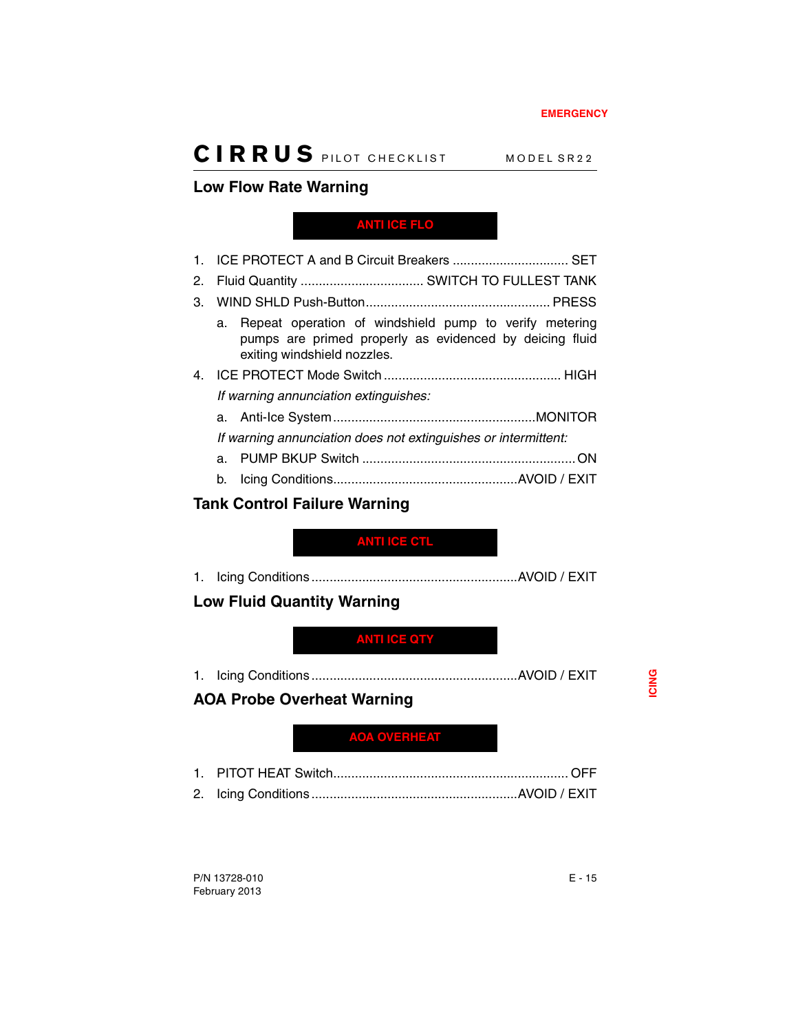## Low Flow Rate Warning

**ANTI ICE FLO**

1. ICE PROTECT A and B Circuit Breakers ............................... SET
2. Fluid Quantity ................................. SWITCH TO FULLEST TANK
3. WIND SHLD Push-Button.................................................. PRESS
   a. Repeat operation of windshield pump to verify metering pumps are primed properly as evidenced by deicing fluid exiting windshield nozzles.
4. ICE PROTECT Mode Switch ................................................ HIGH

   *If warning annunciation extinguishes:*

   a. Anti-Ice System.......................................................MONITOR

   *If warning annunciation does not extinguishes or intermittent:*

   a. PUMP BKUP Switch .......................................................... ON
   b. Icing Conditions..................................................AVOID / EXIT

## Tank Control Failure Warning

**ANTI ICE CTL**

1. Icing Conditions ........................................................AVOID / EXIT

## Low Fluid Quantity Warning

**ANTI ICE QTY**

1. Icing Conditions ........................................................AVOID / EXIT

## AOA Probe Overheat Warning

**AOA OVERHEAT**

1. PITOT HEAT Switch................................................................ OFF
2. Icing Conditions ........................................................AVOID / EXIT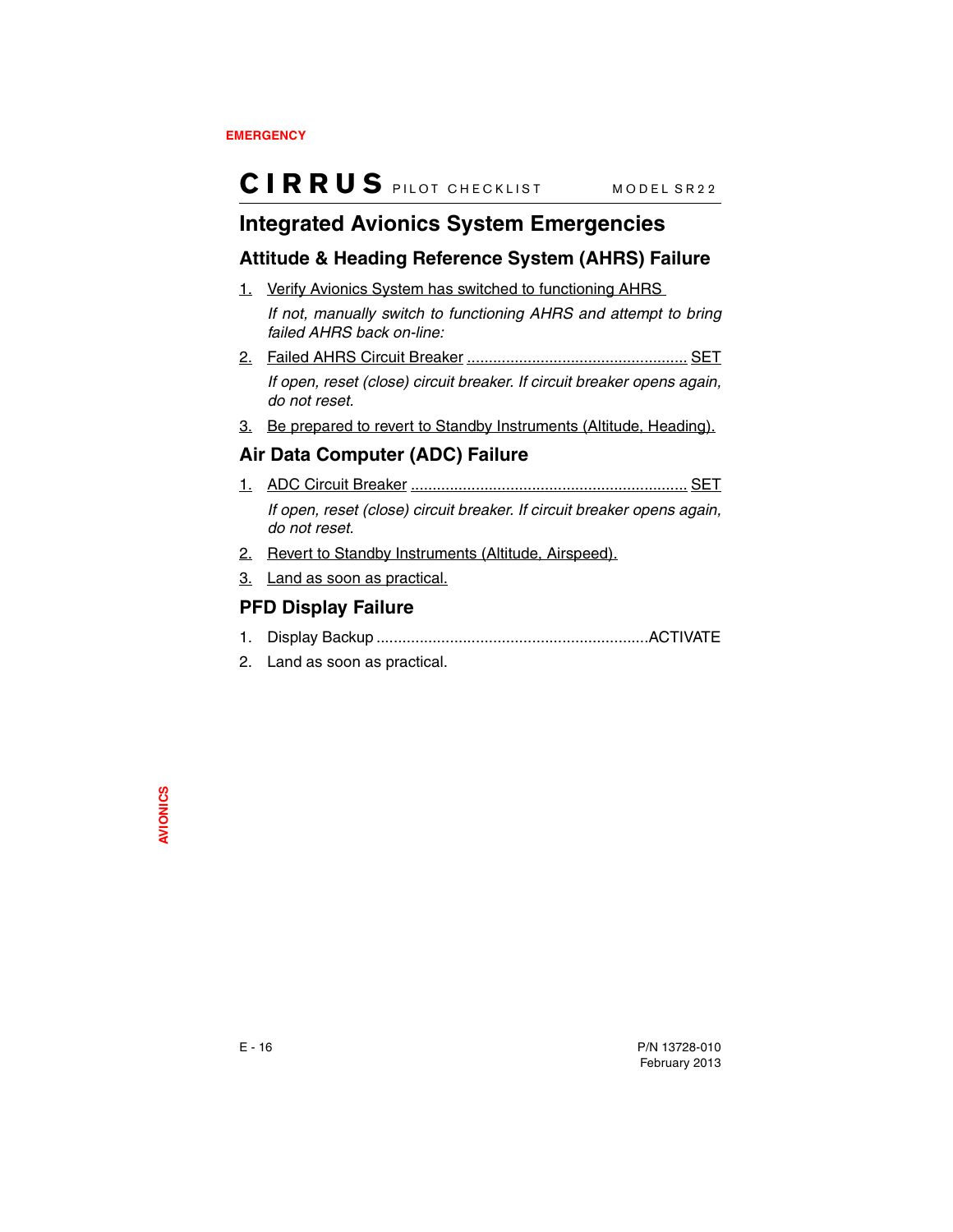## Integrated Avionics System Emergencies

### Attitude & Heading Reference System (AHRS) Failure

1. Verify Avionics System has switched to functioning AHRS

   *If not, manually switch to functioning AHRS and attempt to bring failed AHRS back on-line:*

2. Failed AHRS Circuit Breaker .................................................... SET

   *If open, reset (close) circuit breaker. If circuit breaker opens again, do not reset.*

3. Be prepared to revert to Standby Instruments (Altitude, Heading).

### Air Data Computer (ADC) Failure

1. ADC Circuit Breaker ................................................................ SET

   *If open, reset (close) circuit breaker. If circuit breaker opens again, do not reset.*

2. Revert to Standby Instruments (Altitude, Airspeed).
3. Land as soon as practical.

### PFD Display Failure

1. Display Backup ..............................................................ACTIVATE
2. Land as soon as practical.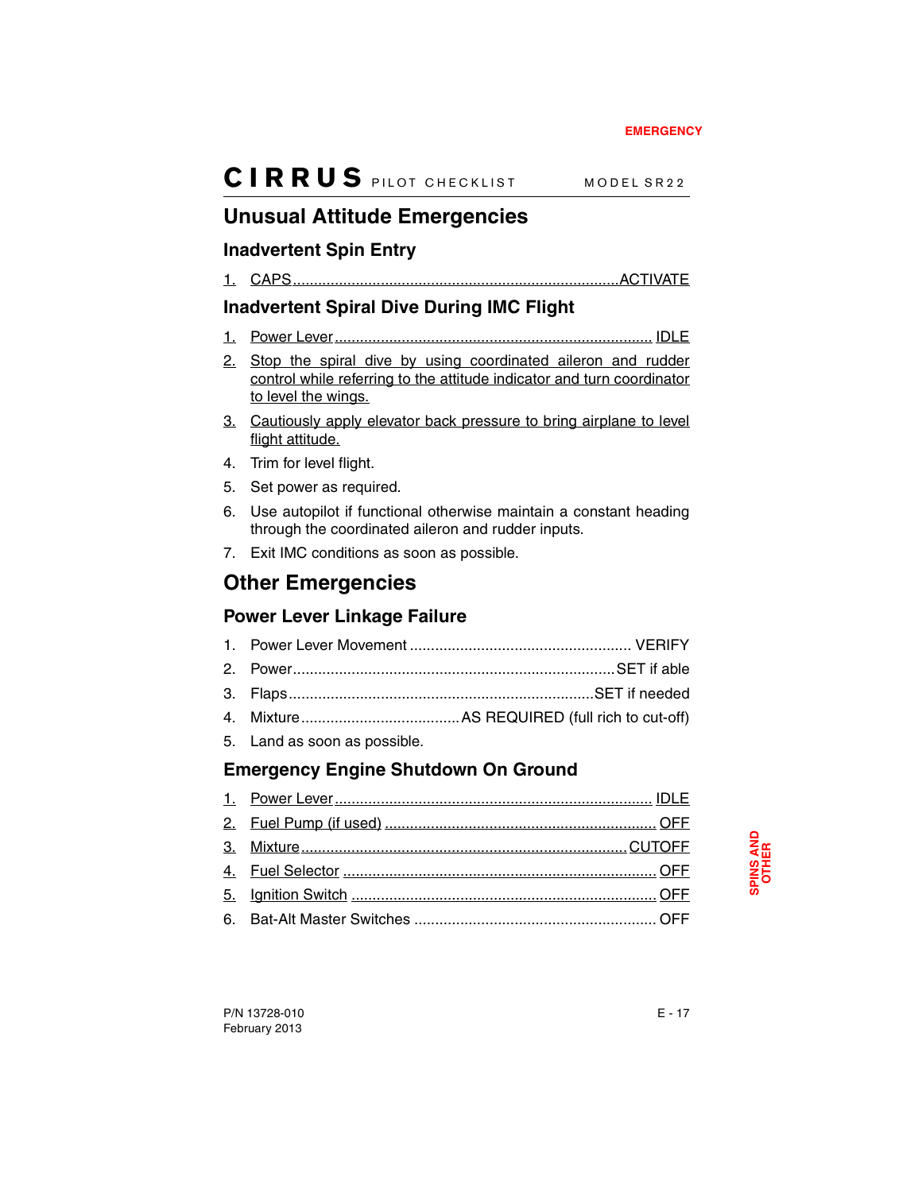## Unusual Attitude Emergencies

### Inadvertent Spin Entry

1. CAPS .................................................... ACTIVATE

### Inadvertent Spiral Dive During IMC Flight

1. Power Lever .................................................... IDLE
2. Stop the spiral dive by using coordinated aileron and rudder control while referring to the attitude indicator and turn coordinator to level the wings.
3. Cautiously apply elevator back pressure to bring airplane to level flight attitude.
4. Trim for level flight.
5. Set power as required.
6. Use autopilot if functional otherwise maintain a constant heading through the coordinated aileron and rudder inputs.
7. Exit IMC conditions as soon as possible.

## Other Emergencies

### Power Lever Linkage Failure

1. Power Lever Movement .................................................... VERIFY
2. Power .................................................... SET if able
3. Flaps .................................................... SET if needed
4. Mixture .................................................... AS REQUIRED (full rich to cut-off)
5. Land as soon as possible.

### Emergency Engine Shutdown On Ground

1. Power Lever .................................................... IDLE
2. Fuel Pump (if used) .................................................... OFF
3. Mixture .................................................... CUTOFF
4. Fuel Selector .................................................... OFF
5. Ignition Switch .................................................... OFF
6. Bat-Alt Master Switches .................................................... OFF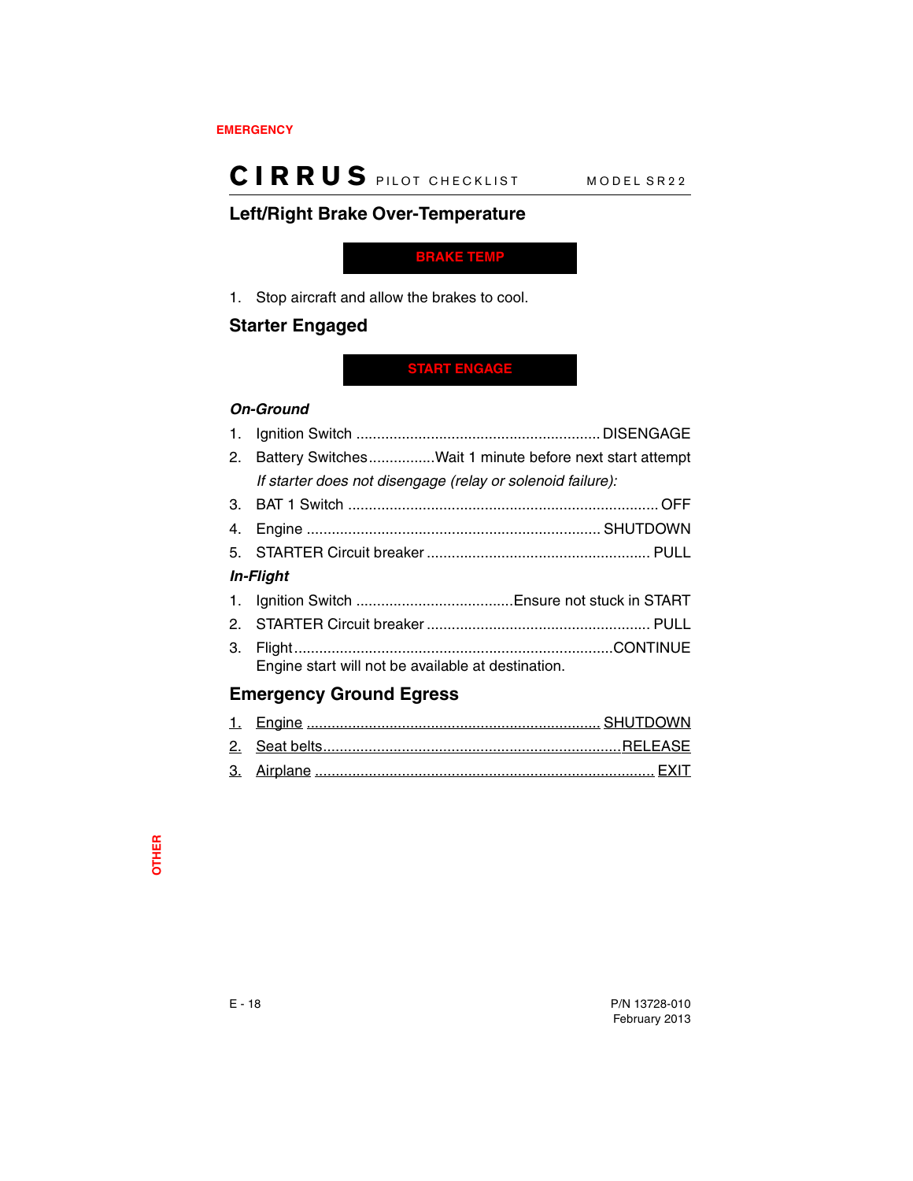## Left/Right Brake Over-Temperature

**BRAKE TEMP**

1. Stop aircraft and allow the brakes to cool.

## Starter Engaged

**START ENGAGE**

***On-Ground***

1. Ignition Switch .......................................................... DISENGAGE
2. Battery Switches................Wait 1 minute before next start attempt

   *If starter does not disengage (relay or solenoid failure):*

3. BAT 1 Switch .......................................................................... OFF
4. Engine ...................................................................... SHUTDOWN
5. STARTER Circuit breaker ..................................................... PULL

***In-Flight***

1. Ignition Switch .....................................Ensure not stuck in START
2. STARTER Circuit breaker ..................................................... PULL
3. Flight............................................................................CONTINUE

   Engine start will not be available at destination.

## Emergency Ground Egress

1. Engine ...................................................................... SHUTDOWN
2. Seat belts.......................................................................RELEASE
3. Airplane ................................................................................. EXIT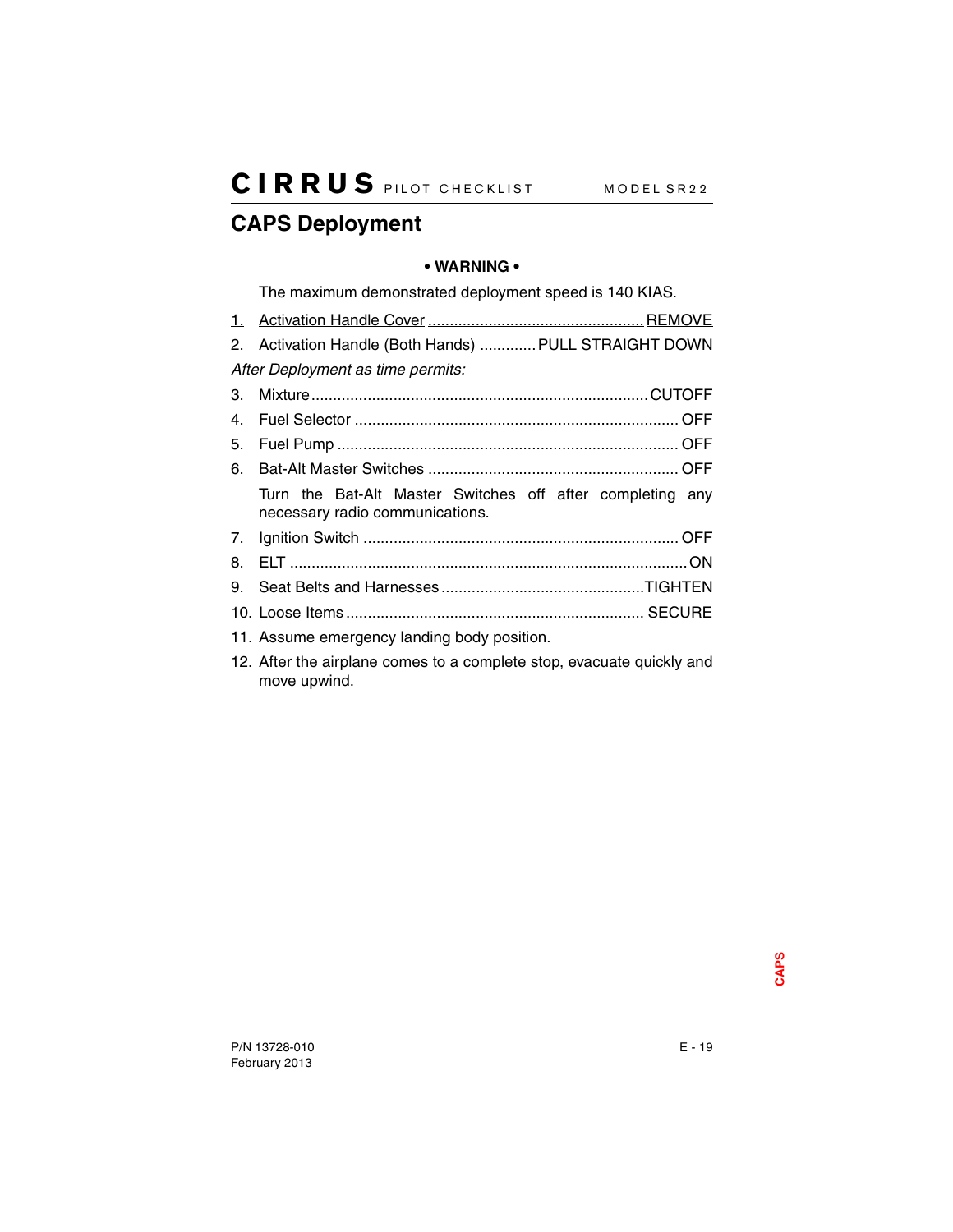## CAPS Deployment

**• WARNING •**

The maximum demonstrated deployment speed is 140 KIAS.

1. <u>Activation Handle Cover .................................................. REMOVE</u>
2. <u>Activation Handle (Both Hands) ............. PULL STRAIGHT DOWN</u>

*After Deployment as time permits:*

3. Mixture ............................................................................ CUTOFF
4. Fuel Selector .......................................................................... OFF
5. Fuel Pump .............................................................................. OFF
6. Bat-Alt Master Switches ......................................................... OFF

   Turn the Bat-Alt Master Switches off after completing any necessary radio communications.

7. Ignition Switch ........................................................................ OFF
8. ELT ........................................................................................... ON
9. Seat Belts and Harnesses ...............................................TIGHTEN
10. Loose Items .................................................................... SECURE
11. Assume emergency landing body position.
12. After the airplane comes to a complete stop, evacuate quickly and move upwind.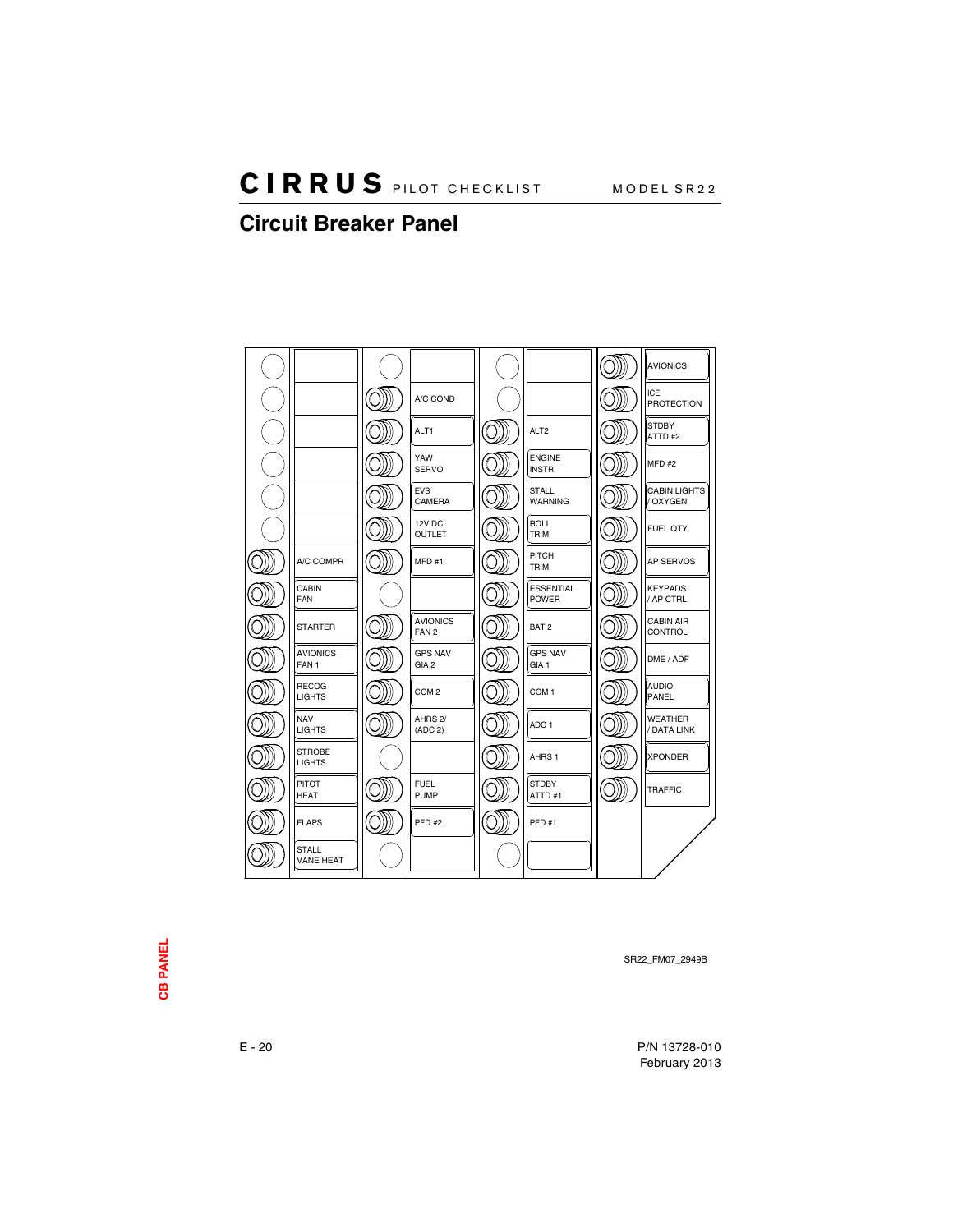## Circuit Breaker Panel

| | | | |
|---|---|---|---|
| | | | AVIONICS |
| | A/C COND | | ICE PROTECTION |
| | ALT1 | ALT2 | STDBY ATTD #2 |
| | YAW SERVO | ENGINE INSTR | MFD #2 |
| | EVS CAMERA | STALL WARNING | CABIN LIGHTS / OXYGEN |
| | 12V DC OUTLET | ROLL TRIM | FUEL QTY |
| A/C COMPR | MFD #1 | PITCH TRIM | AP SERVOS |
| CABIN FAN | | ESSENTIAL POWER | KEYPADS / AP CTRL |
| STARTER | AVIONICS FAN 2 | BAT 2 | CABIN AIR CONTROL |
| AVIONICS FAN 1 | GPS NAV GIA 2 | GPS NAV GIA 1 | DME / ADF |
| RECOG LIGHTS | COM 2 | COM 1 | AUDIO PANEL |
| NAV LIGHTS | AHRS 2/ (ADC 2) | ADC 1 | WEATHER / DATA LINK |
| STROBE LIGHTS | | AHRS 1 | XPONDER |
| PITOT HEAT | FUEL PUMP | STDBY ATTD #1 | TRAFFIC |
| FLAPS | PFD #2 | PFD #1 | |
| STALL VANE HEAT | | | |

SR22_FM07_2949B

CB PANEL